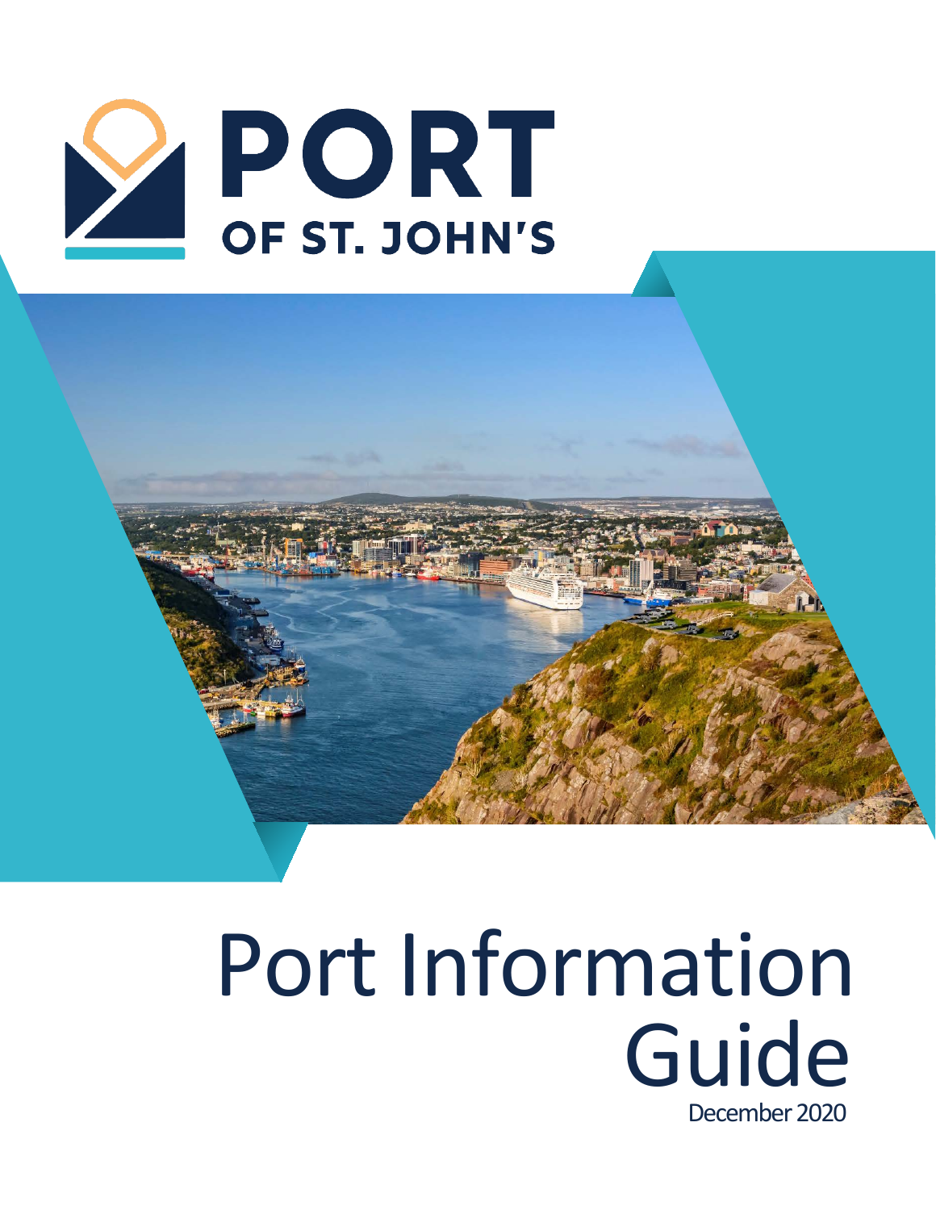PORT OF ST. JOHN'S

# Port Information Guide

December 2020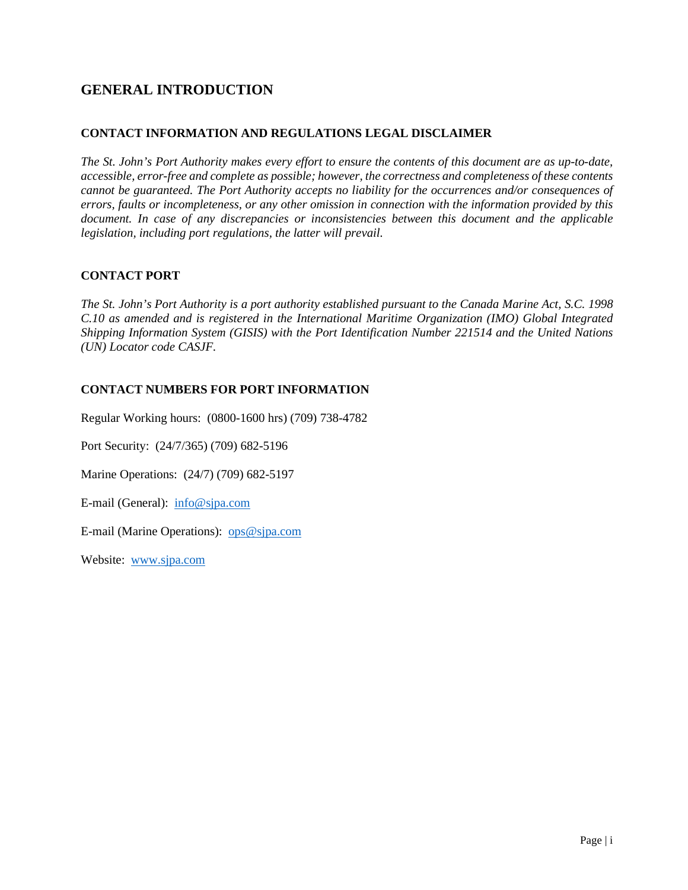# GENERAL INTRODUCTION

## CONTACT INFORMATION AND REGULATIONS LEGAL DISCLAIMER

*The St. John's Port Authority makes every effort to ensure the contents of this document are as up-to-date, accessible, error-free and complete as possible; however, the correctness and completeness of these contents cannot be guaranteed. The Port Authority accepts no liability for the occurrences and/or consequences of errors, faults or incompleteness, or any other omission in connection with the information provided by this document. In case of any discrepancies or inconsistencies between this document and the applicable legislation, including port regulations, the latter will prevail.*

## CONTACT PORT

*The St. John's Port Authority is a port authority established pursuant to the Canada Marine Act, S.C. 1998 C.10 as amended and is registered in the International Maritime Organization (IMO) Global Integrated Shipping Information System (GISIS) with the Port Identification Number 221514 and the United Nations (UN) Locator code CASJF.*

## CONTACT NUMBERS FOR PORT INFORMATION

Regular Working hours: (0800-1600 hrs) (709) 738-4782

Port Security: (24/7/365) (709) 682-5196

Marine Operations: (24/7) (709) 682-5197

E-mail (General): info@sjpa.com

E-mail (Marine Operations): ops@sjpa.com

Website: www.sjpa.com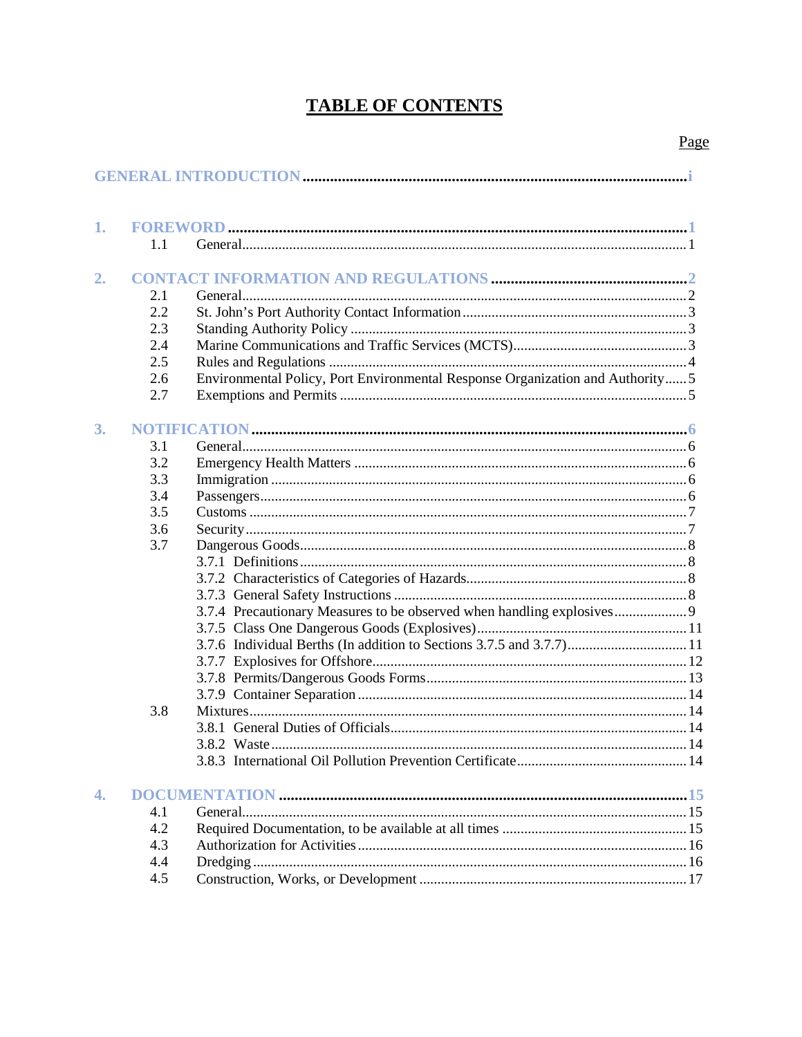# TABLE OF CONTENTS

| | | Page |
|---|---|---|
| **GENERAL INTRODUCTION** | | **i** |
| **1.** | **FOREWORD** | **1** |
| 1.1 | General | 1 |
| **2.** | **CONTACT INFORMATION AND REGULATIONS** | **2** |
| 2.1 | General | 2 |
| 2.2 | St. John's Port Authority Contact Information | 3 |
| 2.3 | Standing Authority Policy | 3 |
| 2.4 | Marine Communications and Traffic Services (MCTS) | 3 |
| 2.5 | Rules and Regulations | 4 |
| 2.6 | Environmental Policy, Port Environmental Response Organization and Authority | 5 |
| 2.7 | Exemptions and Permits | 5 |
| **3.** | **NOTIFICATION** | **6** |
| 3.1 | General | 6 |
| 3.2 | Emergency Health Matters | 6 |
| 3.3 | Immigration | 6 |
| 3.4 | Passengers | 6 |
| 3.5 | Customs | 7 |
| 3.6 | Security | 7 |
| 3.7 | Dangerous Goods | 8 |
| | 3.7.1 Definitions | 8 |
| | 3.7.2 Characteristics of Categories of Hazards | 8 |
| | 3.7.3 General Safety Instructions | 8 |
| | 3.7.4 Precautionary Measures to be observed when handling explosives | 9 |
| | 3.7.5 Class One Dangerous Goods (Explosives) | 11 |
| | 3.7.6 Individual Berths (In addition to Sections 3.7.5 and 3.7.7) | 11 |
| | 3.7.7 Explosives for Offshore | 12 |
| | 3.7.8 Permits/Dangerous Goods Forms | 13 |
| | 3.7.9 Container Separation | 14 |
| 3.8 | Mixtures | 14 |
| | 3.8.1 General Duties of Officials | 14 |
| | 3.8.2 Waste | 14 |
| | 3.8.3 International Oil Pollution Prevention Certificate | 14 |
| **4.** | **DOCUMENTATION** | **15** |
| 4.1 | General | 15 |
| 4.2 | Required Documentation, to be available at all times | 15 |
| 4.3 | Authorization for Activities | 16 |
| 4.4 | Dredging | 16 |
| 4.5 | Construction, Works, or Development | 17 |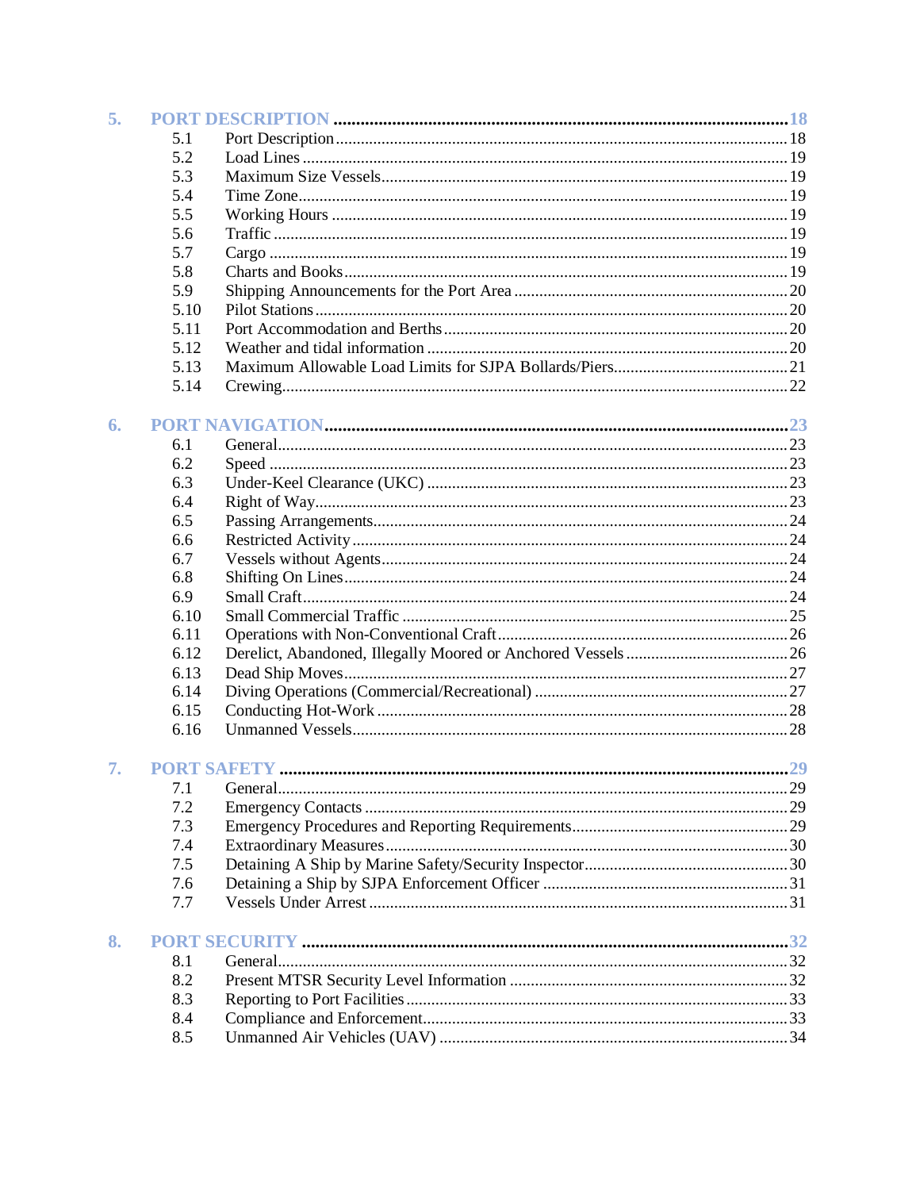5. PORT DESCRIPTION ..... 18

- 5.1 Port Description ..... 18
- 5.2 Load Lines ..... 19
- 5.3 Maximum Size Vessels ..... 19
- 5.4 Time Zone ..... 19
- 5.5 Working Hours ..... 19
- 5.6 Traffic ..... 19
- 5.7 Cargo ..... 19
- 5.8 Charts and Books ..... 19
- 5.9 Shipping Announcements for the Port Area ..... 20
- 5.10 Pilot Stations ..... 20
- 5.11 Port Accommodation and Berths ..... 20
- 5.12 Weather and tidal information ..... 20
- 5.13 Maximum Allowable Load Limits for SJPA Bollards/Piers ..... 21
- 5.14 Crewing ..... 22

6. PORT NAVIGATION ..... 23

- 6.1 General ..... 23
- 6.2 Speed ..... 23
- 6.3 Under-Keel Clearance (UKC) ..... 23
- 6.4 Right of Way ..... 23
- 6.5 Passing Arrangements ..... 24
- 6.6 Restricted Activity ..... 24
- 6.7 Vessels without Agents ..... 24
- 6.8 Shifting On Lines ..... 24
- 6.9 Small Craft ..... 24
- 6.10 Small Commercial Traffic ..... 25
- 6.11 Operations with Non-Conventional Craft ..... 26
- 6.12 Derelict, Abandoned, Illegally Moored or Anchored Vessels ..... 26
- 6.13 Dead Ship Moves ..... 27
- 6.14 Diving Operations (Commercial/Recreational) ..... 27
- 6.15 Conducting Hot-Work ..... 28
- 6.16 Unmanned Vessels ..... 28

7. PORT SAFETY ..... 29

- 7.1 General ..... 29
- 7.2 Emergency Contacts ..... 29
- 7.3 Emergency Procedures and Reporting Requirements ..... 29
- 7.4 Extraordinary Measures ..... 30
- 7.5 Detaining A Ship by Marine Safety/Security Inspector ..... 30
- 7.6 Detaining a Ship by SJPA Enforcement Officer ..... 31
- 7.7 Vessels Under Arrest ..... 31

8. PORT SECURITY ..... 32

- 8.1 General ..... 32
- 8.2 Present MTSR Security Level Information ..... 32
- 8.3 Reporting to Port Facilities ..... 33
- 8.4 Compliance and Enforcement ..... 33
- 8.5 Unmanned Air Vehicles (UAV) ..... 34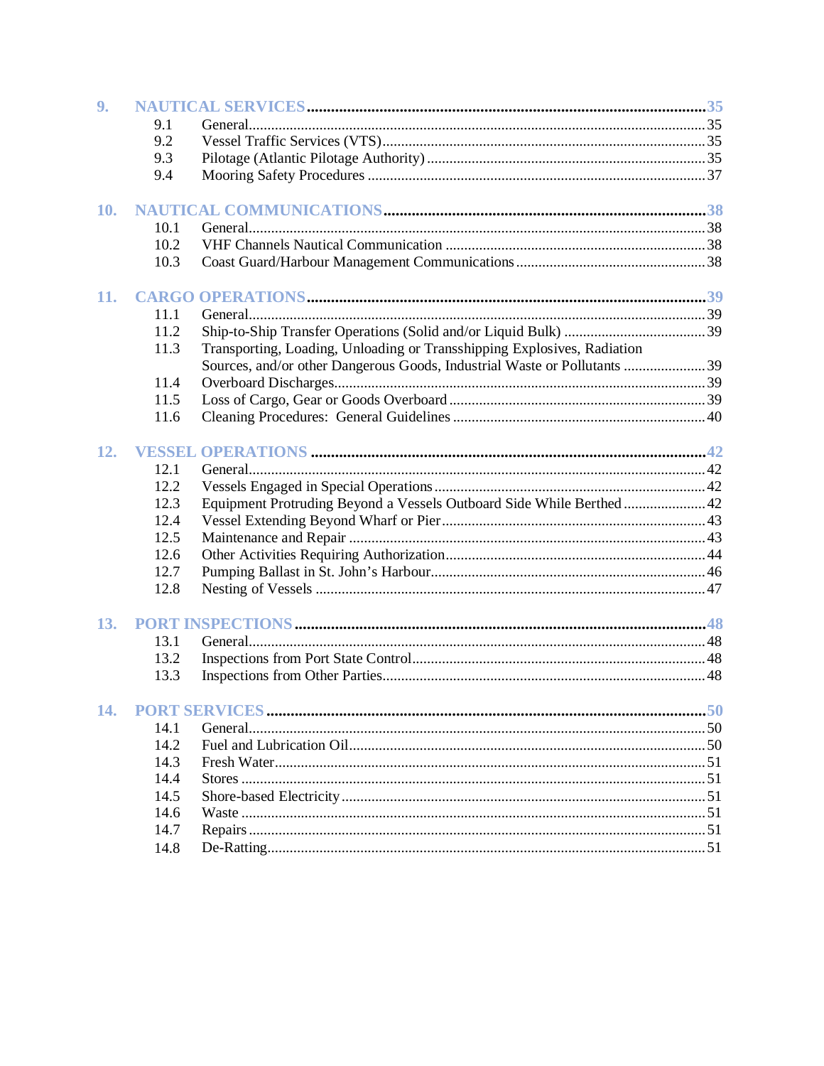9. NAUTICAL SERVICES ...... 35
  - 9.1 General ...... 35
  - 9.2 Vessel Traffic Services (VTS) ...... 35
  - 9.3 Pilotage (Atlantic Pilotage Authority) ...... 35
  - 9.4 Mooring Safety Procedures ...... 37

10. NAUTICAL COMMUNICATIONS ...... 38
  - 10.1 General ...... 38
  - 10.2 VHF Channels Nautical Communication ...... 38
  - 10.3 Coast Guard/Harbour Management Communications ...... 38

11. CARGO OPERATIONS ...... 39
  - 11.1 General ...... 39
  - 11.2 Ship-to-Ship Transfer Operations (Solid and/or Liquid Bulk) ...... 39
  - 11.3 Transporting, Loading, Unloading or Transshipping Explosives, Radiation Sources, and/or other Dangerous Goods, Industrial Waste or Pollutants ...... 39
  - 11.4 Overboard Discharges ...... 39
  - 11.5 Loss of Cargo, Gear or Goods Overboard ...... 39
  - 11.6 Cleaning Procedures: General Guidelines ...... 40

12. VESSEL OPERATIONS ...... 42
  - 12.1 General ...... 42
  - 12.2 Vessels Engaged in Special Operations ...... 42
  - 12.3 Equipment Protruding Beyond a Vessels Outboard Side While Berthed ...... 42
  - 12.4 Vessel Extending Beyond Wharf or Pier ...... 43
  - 12.5 Maintenance and Repair ...... 43
  - 12.6 Other Activities Requiring Authorization ...... 44
  - 12.7 Pumping Ballast in St. John's Harbour ...... 46
  - 12.8 Nesting of Vessels ...... 47

13. PORT INSPECTIONS ...... 48
  - 13.1 General ...... 48
  - 13.2 Inspections from Port State Control ...... 48
  - 13.3 Inspections from Other Parties ...... 48

14. PORT SERVICES ...... 50
  - 14.1 General ...... 50
  - 14.2 Fuel and Lubrication Oil ...... 50
  - 14.3 Fresh Water ...... 51
  - 14.4 Stores ...... 51
  - 14.5 Shore-based Electricity ...... 51
  - 14.6 Waste ...... 51
  - 14.7 Repairs ...... 51
  - 14.8 De-Ratting ...... 51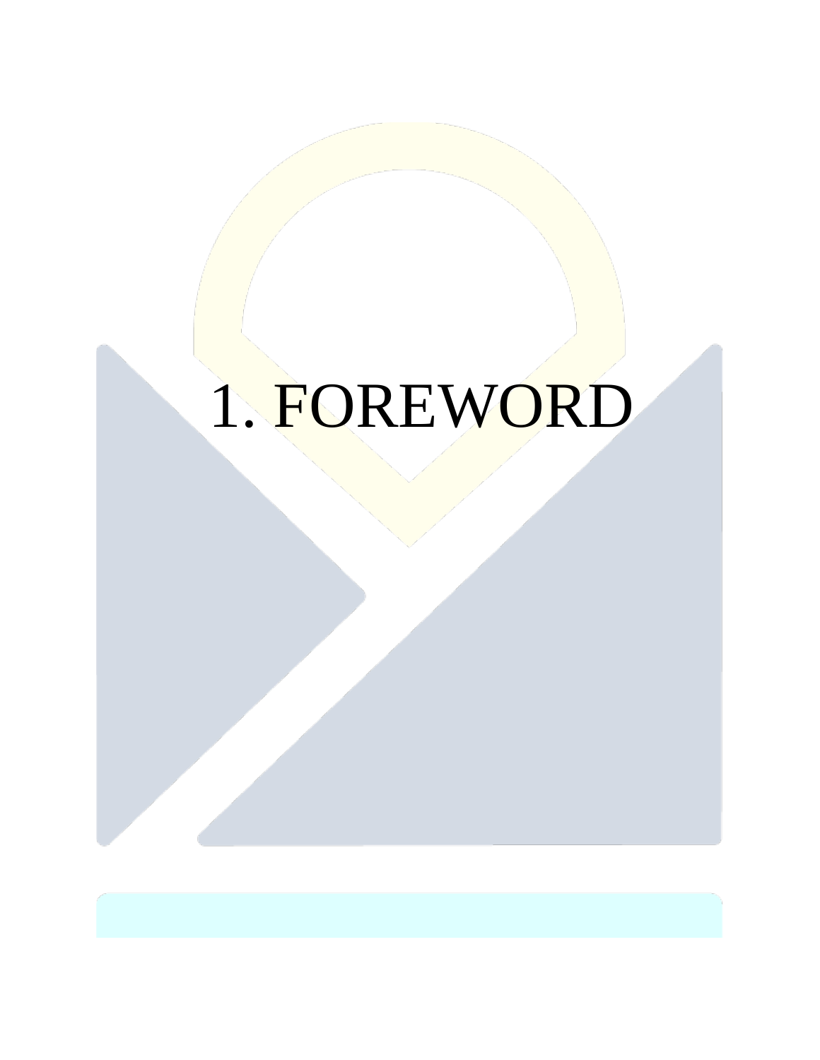# 1. FOREWORD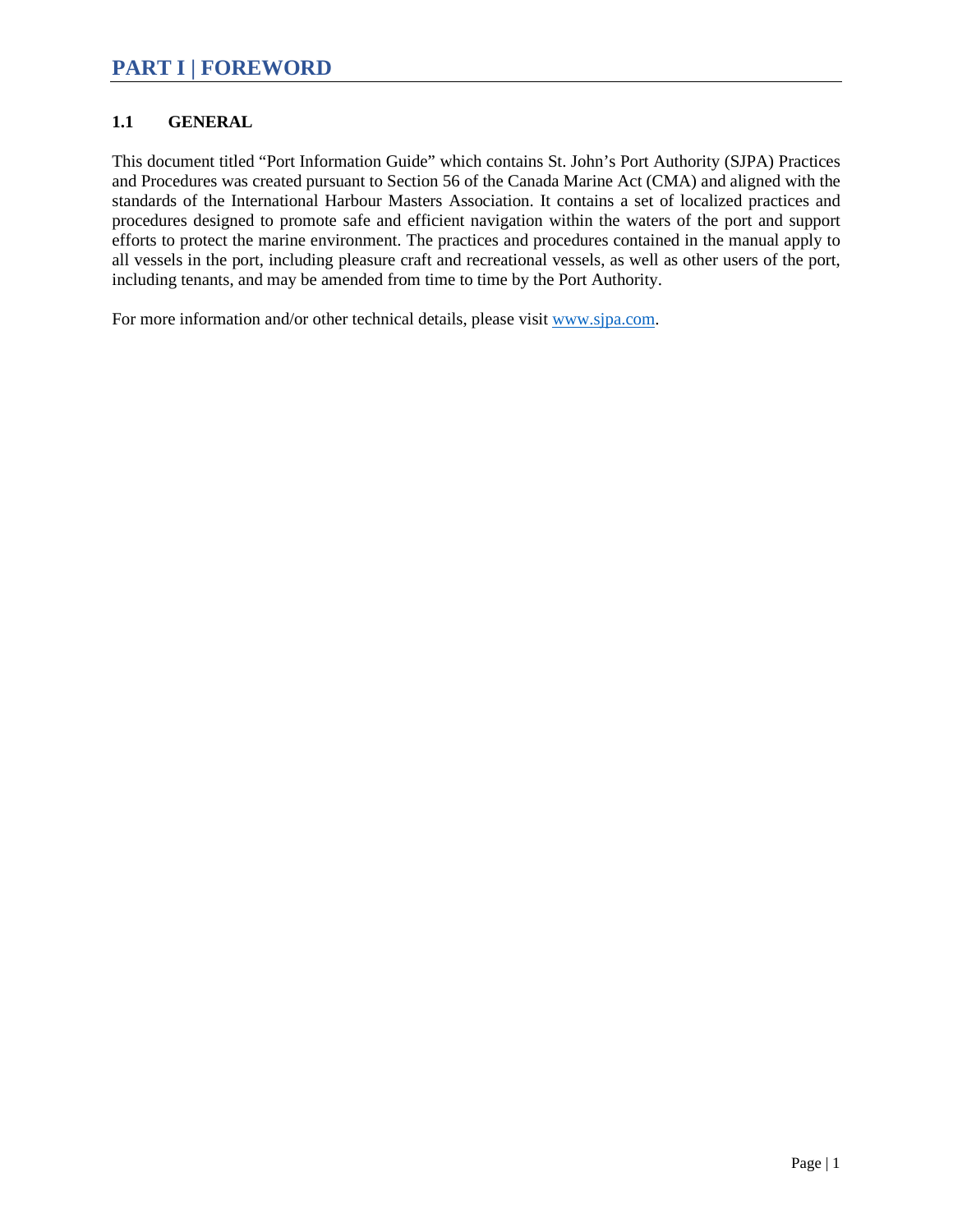# PART I | FOREWORD

### 1.1 GENERAL

This document titled "Port Information Guide" which contains St. John's Port Authority (SJPA) Practices and Procedures was created pursuant to Section 56 of the Canada Marine Act (CMA) and aligned with the standards of the International Harbour Masters Association. It contains a set of localized practices and procedures designed to promote safe and efficient navigation within the waters of the port and support efforts to protect the marine environment. The practices and procedures contained in the manual apply to all vessels in the port, including pleasure craft and recreational vessels, as well as other users of the port, including tenants, and may be amended from time to time by the Port Authority.

For more information and/or other technical details, please visit [www.sjpa.com](http://www.sjpa.com).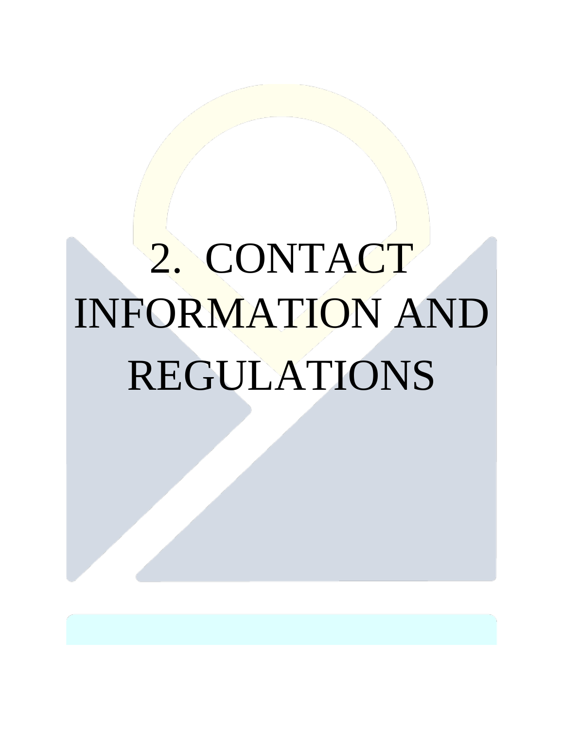# 2. CONTACT INFORMATION AND REGULATIONS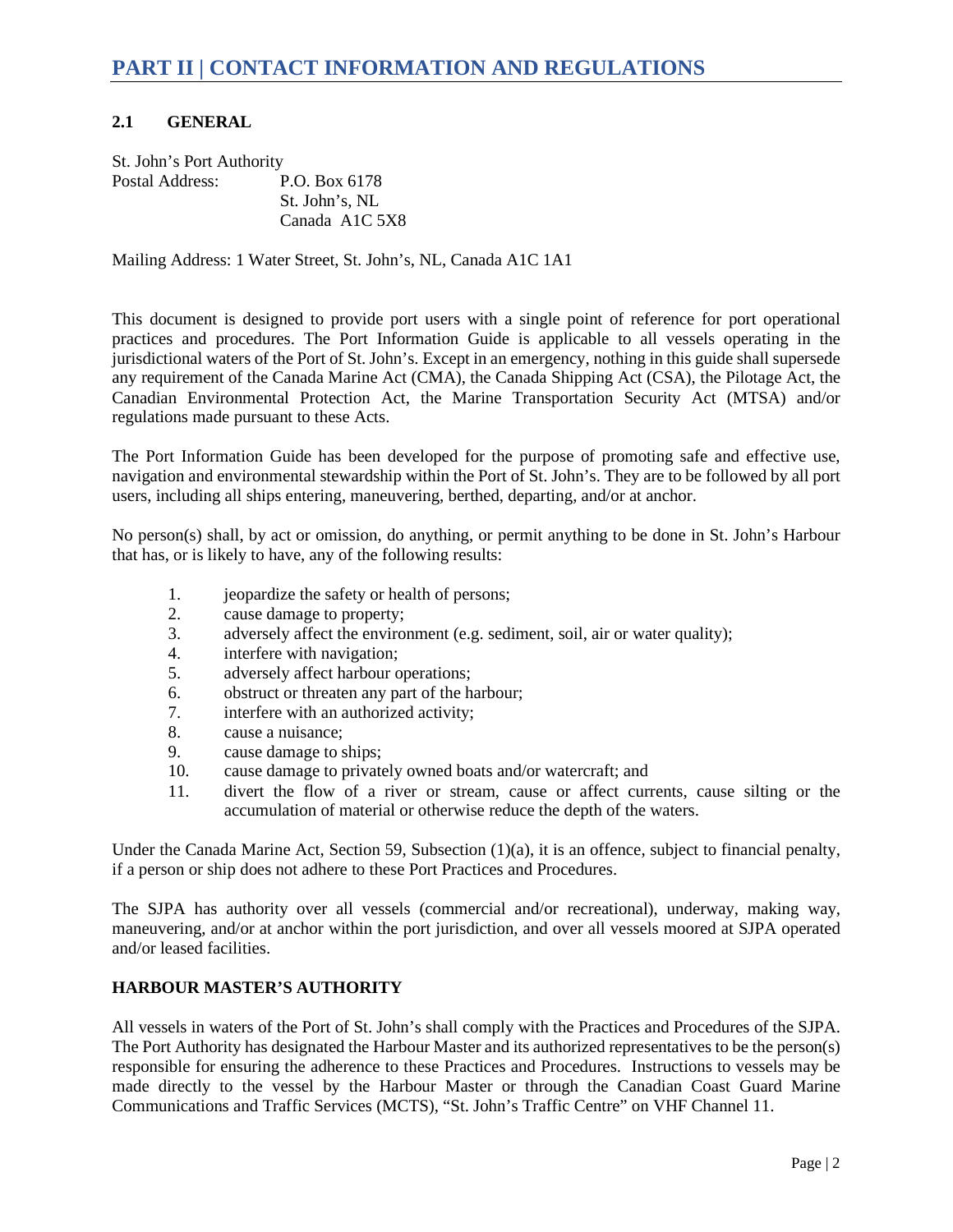# PART II | CONTACT INFORMATION AND REGULATIONS

## 2.1 GENERAL

St. John's Port Authority
Postal Address: P.O. Box 6178
St. John's, NL
Canada A1C 5X8

Mailing Address: 1 Water Street, St. John's, NL, Canada A1C 1A1

This document is designed to provide port users with a single point of reference for port operational practices and procedures. The Port Information Guide is applicable to all vessels operating in the jurisdictional waters of the Port of St. John's. Except in an emergency, nothing in this guide shall supersede any requirement of the Canada Marine Act (CMA), the Canada Shipping Act (CSA), the Pilotage Act, the Canadian Environmental Protection Act, the Marine Transportation Security Act (MTSA) and/or regulations made pursuant to these Acts.

The Port Information Guide has been developed for the purpose of promoting safe and effective use, navigation and environmental stewardship within the Port of St. John's. They are to be followed by all port users, including all ships entering, maneuvering, berthed, departing, and/or at anchor.

No person(s) shall, by act or omission, do anything, or permit anything to be done in St. John's Harbour that has, or is likely to have, any of the following results:

1. jeopardize the safety or health of persons;
2. cause damage to property;
3. adversely affect the environment (e.g. sediment, soil, air or water quality);
4. interfere with navigation;
5. adversely affect harbour operations;
6. obstruct or threaten any part of the harbour;
7. interfere with an authorized activity;
8. cause a nuisance;
9. cause damage to ships;
10. cause damage to privately owned boats and/or watercraft; and
11. divert the flow of a river or stream, cause or affect currents, cause silting or the accumulation of material or otherwise reduce the depth of the waters.

Under the Canada Marine Act, Section 59, Subsection (1)(a), it is an offence, subject to financial penalty, if a person or ship does not adhere to these Port Practices and Procedures.

The SJPA has authority over all vessels (commercial and/or recreational), underway, making way, maneuvering, and/or at anchor within the port jurisdiction, and over all vessels moored at SJPA operated and/or leased facilities.

### HARBOUR MASTER'S AUTHORITY

All vessels in waters of the Port of St. John's shall comply with the Practices and Procedures of the SJPA. The Port Authority has designated the Harbour Master and its authorized representatives to be the person(s) responsible for ensuring the adherence to these Practices and Procedures. Instructions to vessels may be made directly to the vessel by the Harbour Master or through the Canadian Coast Guard Marine Communications and Traffic Services (MCTS), "St. John's Traffic Centre" on VHF Channel 11.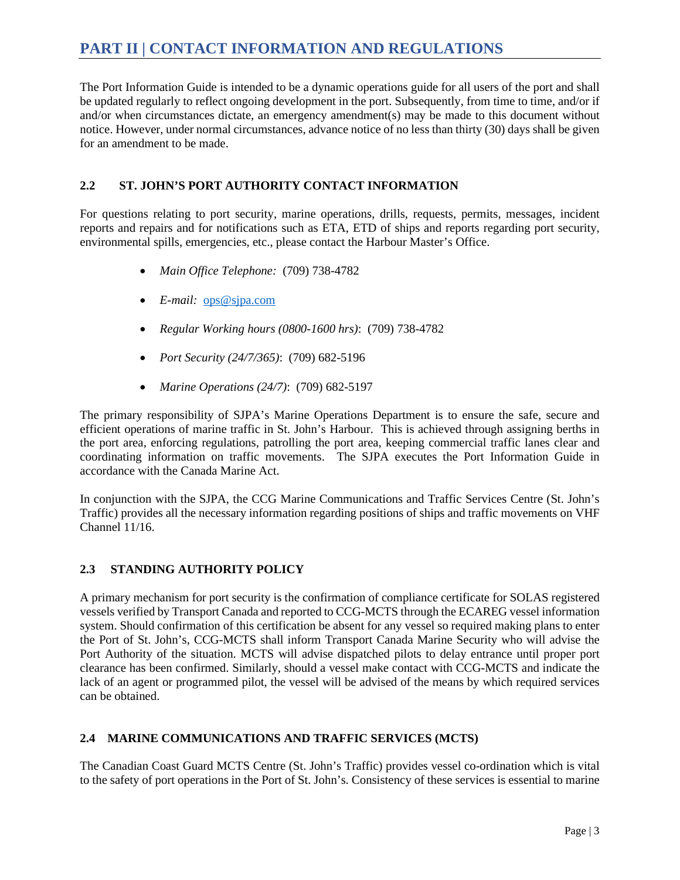# PART II | CONTACT INFORMATION AND REGULATIONS

The Port Information Guide is intended to be a dynamic operations guide for all users of the port and shall be updated regularly to reflect ongoing development in the port. Subsequently, from time to time, and/or if and/or when circumstances dictate, an emergency amendment(s) may be made to this document without notice. However, under normal circumstances, advance notice of no less than thirty (30) days shall be given for an amendment to be made.

### 2.2 ST. JOHN'S PORT AUTHORITY CONTACT INFORMATION

For questions relating to port security, marine operations, drills, requests, permits, messages, incident reports and repairs and for notifications such as ETA, ETD of ships and reports regarding port security, environmental spills, emergencies, etc., please contact the Harbour Master's Office.

- *Main Office Telephone:* (709) 738-4782
- *E-mail:* ops@sjpa.com
- *Regular Working hours (0800-1600 hrs)*: (709) 738-4782
- *Port Security (24/7/365)*: (709) 682-5196
- *Marine Operations (24/7)*: (709) 682-5197

The primary responsibility of SJPA's Marine Operations Department is to ensure the safe, secure and efficient operations of marine traffic in St. John's Harbour. This is achieved through assigning berths in the port area, enforcing regulations, patrolling the port area, keeping commercial traffic lanes clear and coordinating information on traffic movements. The SJPA executes the Port Information Guide in accordance with the Canada Marine Act.

In conjunction with the SJPA, the CCG Marine Communications and Traffic Services Centre (St. John's Traffic) provides all the necessary information regarding positions of ships and traffic movements on VHF Channel 11/16.

### 2.3 STANDING AUTHORITY POLICY

A primary mechanism for port security is the confirmation of compliance certificate for SOLAS registered vessels verified by Transport Canada and reported to CCG-MCTS through the ECAREG vessel information system. Should confirmation of this certification be absent for any vessel so required making plans to enter the Port of St. John's, CCG-MCTS shall inform Transport Canada Marine Security who will advise the Port Authority of the situation. MCTS will advise dispatched pilots to delay entrance until proper port clearance has been confirmed. Similarly, should a vessel make contact with CCG-MCTS and indicate the lack of an agent or programmed pilot, the vessel will be advised of the means by which required services can be obtained.

### 2.4 MARINE COMMUNICATIONS AND TRAFFIC SERVICES (MCTS)

The Canadian Coast Guard MCTS Centre (St. John's Traffic) provides vessel co-ordination which is vital to the safety of port operations in the Port of St. John's. Consistency of these services is essential to marine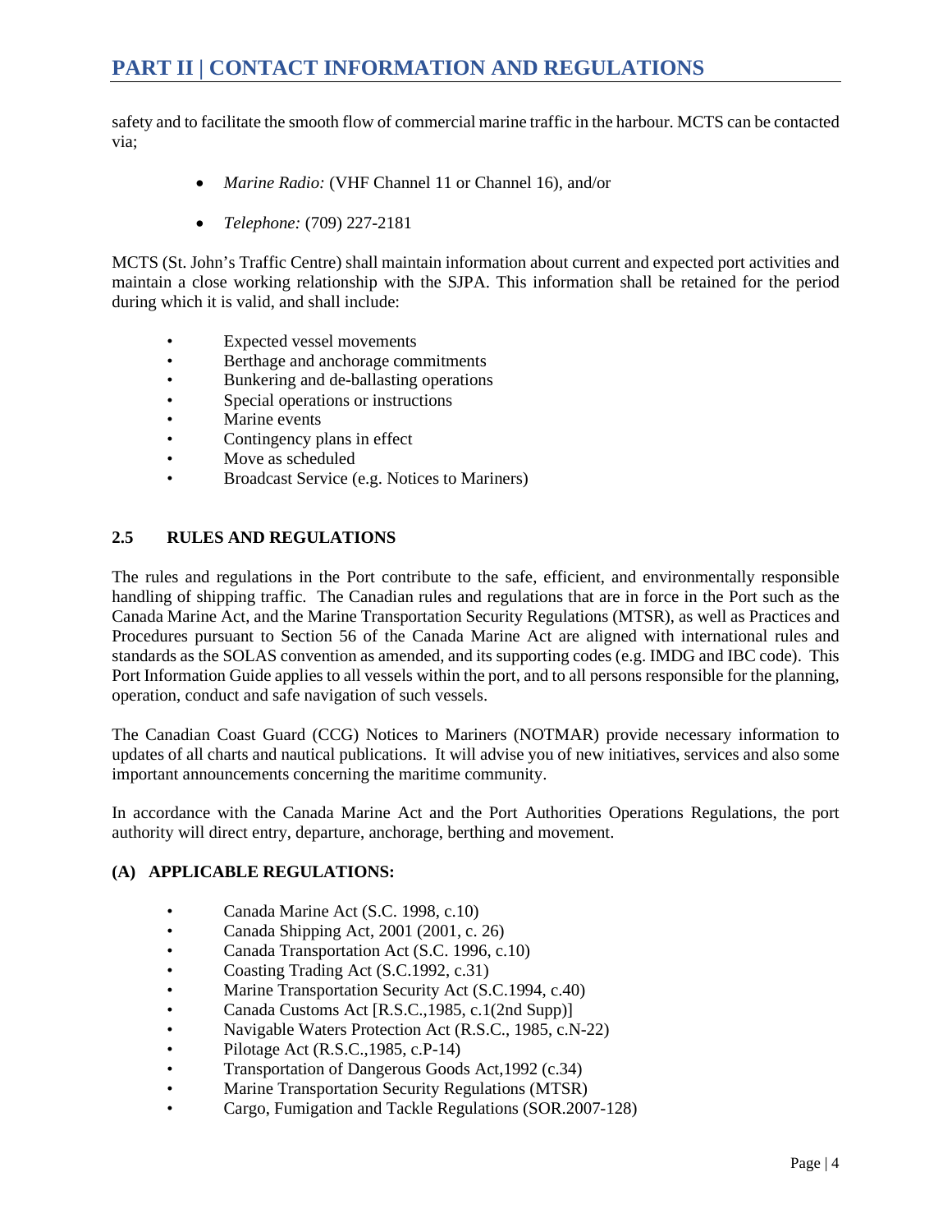safety and to facilitate the smooth flow of commercial marine traffic in the harbour. MCTS can be contacted via;

- *Marine Radio:* (VHF Channel 11 or Channel 16), and/or
- *Telephone:* (709) 227-2181

MCTS (St. John's Traffic Centre) shall maintain information about current and expected port activities and maintain a close working relationship with the SJPA. This information shall be retained for the period during which it is valid, and shall include:

- Expected vessel movements
- Berthage and anchorage commitments
- Bunkering and de-ballasting operations
- Special operations or instructions
- Marine events
- Contingency plans in effect
- Move as scheduled
- Broadcast Service (e.g. Notices to Mariners)

### 2.5 RULES AND REGULATIONS

The rules and regulations in the Port contribute to the safe, efficient, and environmentally responsible handling of shipping traffic. The Canadian rules and regulations that are in force in the Port such as the Canada Marine Act, and the Marine Transportation Security Regulations (MTSR), as well as Practices and Procedures pursuant to Section 56 of the Canada Marine Act are aligned with international rules and standards as the SOLAS convention as amended, and its supporting codes (e.g. IMDG and IBC code). This Port Information Guide applies to all vessels within the port, and to all persons responsible for the planning, operation, conduct and safe navigation of such vessels.

The Canadian Coast Guard (CCG) Notices to Mariners (NOTMAR) provide necessary information to updates of all charts and nautical publications. It will advise you of new initiatives, services and also some important announcements concerning the maritime community.

In accordance with the Canada Marine Act and the Port Authorities Operations Regulations, the port authority will direct entry, departure, anchorage, berthing and movement.

#### (A) APPLICABLE REGULATIONS:

- Canada Marine Act (S.C. 1998, c.10)
- Canada Shipping Act, 2001 (2001, c. 26)
- Canada Transportation Act (S.C. 1996, c.10)
- Coasting Trading Act (S.C.1992, c.31)
- Marine Transportation Security Act (S.C.1994, c.40)
- Canada Customs Act [R.S.C.,1985, c.1(2nd Supp)]
- Navigable Waters Protection Act (R.S.C., 1985, c.N-22)
- Pilotage Act (R.S.C.,1985, c.P-14)
- Transportation of Dangerous Goods Act,1992 (c.34)
- Marine Transportation Security Regulations (MTSR)
- Cargo, Fumigation and Tackle Regulations (SOR.2007-128)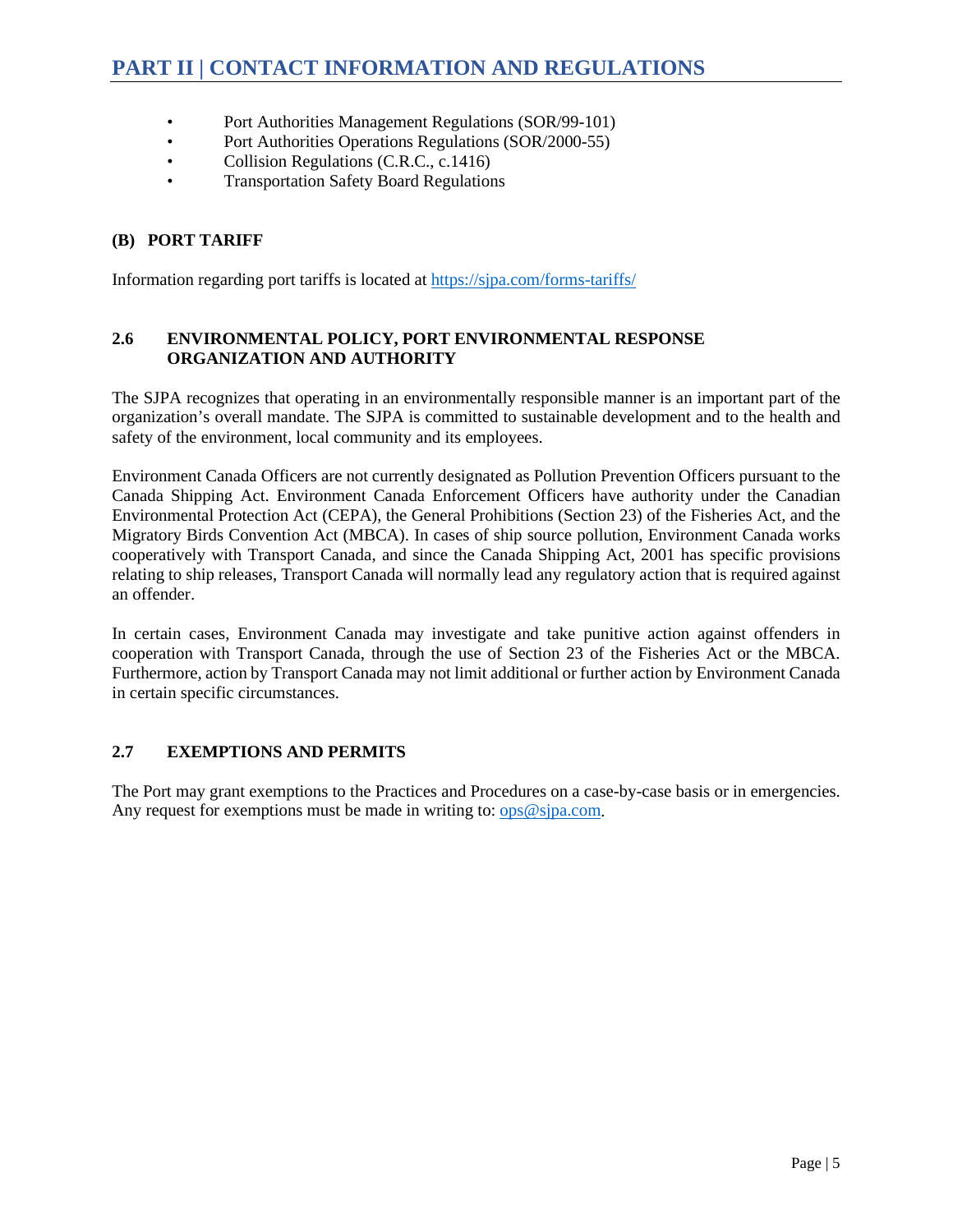- Port Authorities Management Regulations (SOR/99-101)
- Port Authorities Operations Regulations (SOR/2000-55)
- Collision Regulations (C.R.C., c.1416)
- Transportation Safety Board Regulations

### (B) PORT TARIFF

Information regarding port tariffs is located at [https://sjpa.com/forms-tariffs/](https://sjpa.com/forms-tariffs/)

## 2.6 ENVIRONMENTAL POLICY, PORT ENVIRONMENTAL RESPONSE ORGANIZATION AND AUTHORITY

The SJPA recognizes that operating in an environmentally responsible manner is an important part of the organization's overall mandate. The SJPA is committed to sustainable development and to the health and safety of the environment, local community and its employees.

Environment Canada Officers are not currently designated as Pollution Prevention Officers pursuant to the Canada Shipping Act. Environment Canada Enforcement Officers have authority under the Canadian Environmental Protection Act (CEPA), the General Prohibitions (Section 23) of the Fisheries Act, and the Migratory Birds Convention Act (MBCA). In cases of ship source pollution, Environment Canada works cooperatively with Transport Canada, and since the Canada Shipping Act, 2001 has specific provisions relating to ship releases, Transport Canada will normally lead any regulatory action that is required against an offender.

In certain cases, Environment Canada may investigate and take punitive action against offenders in cooperation with Transport Canada, through the use of Section 23 of the Fisheries Act or the MBCA. Furthermore, action by Transport Canada may not limit additional or further action by Environment Canada in certain specific circumstances.

## 2.7 EXEMPTIONS AND PERMITS

The Port may grant exemptions to the Practices and Procedures on a case-by-case basis or in emergencies. Any request for exemptions must be made in writing to: [ops@sjpa.com](mailto:ops@sjpa.com).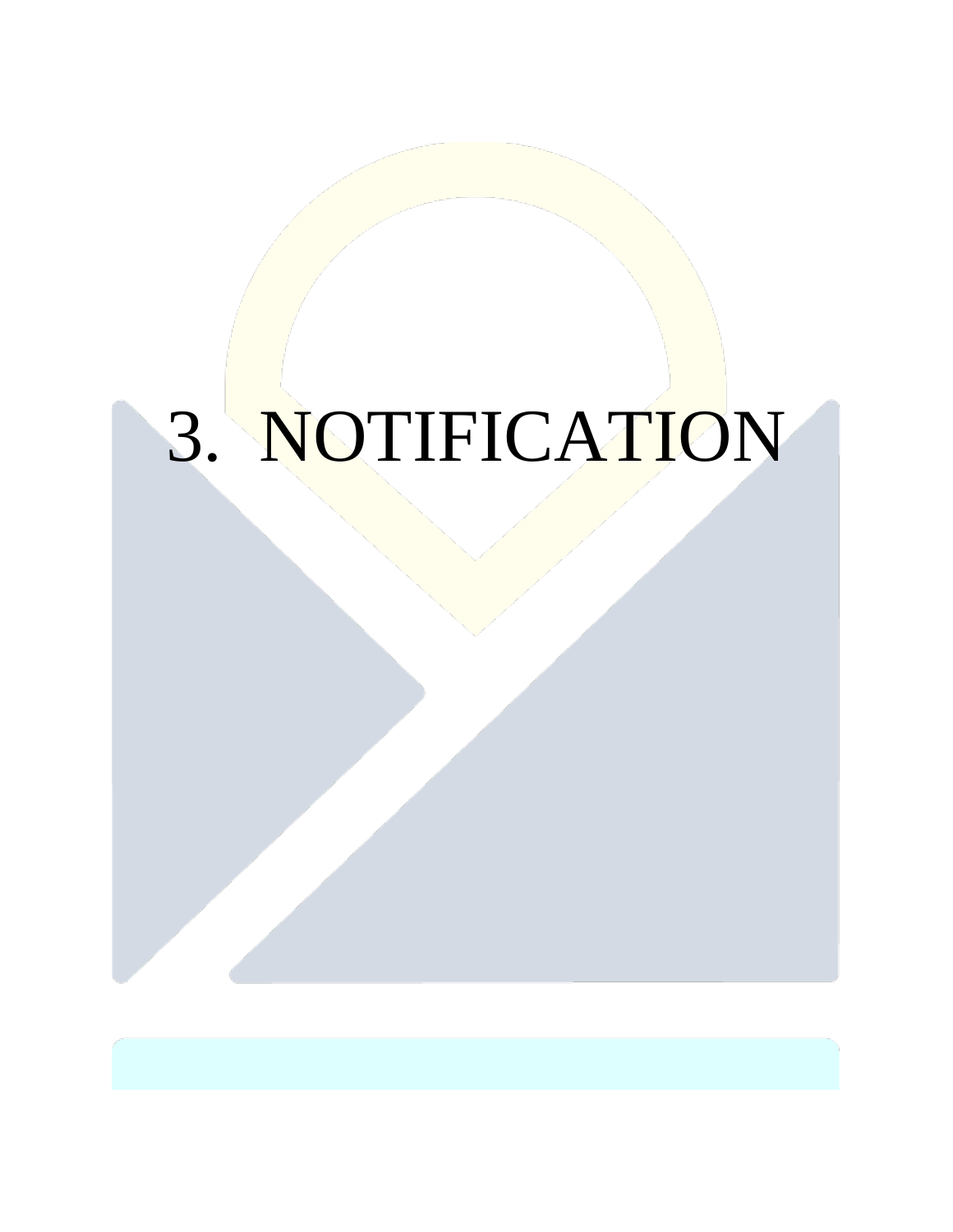# 3. NOTIFICATION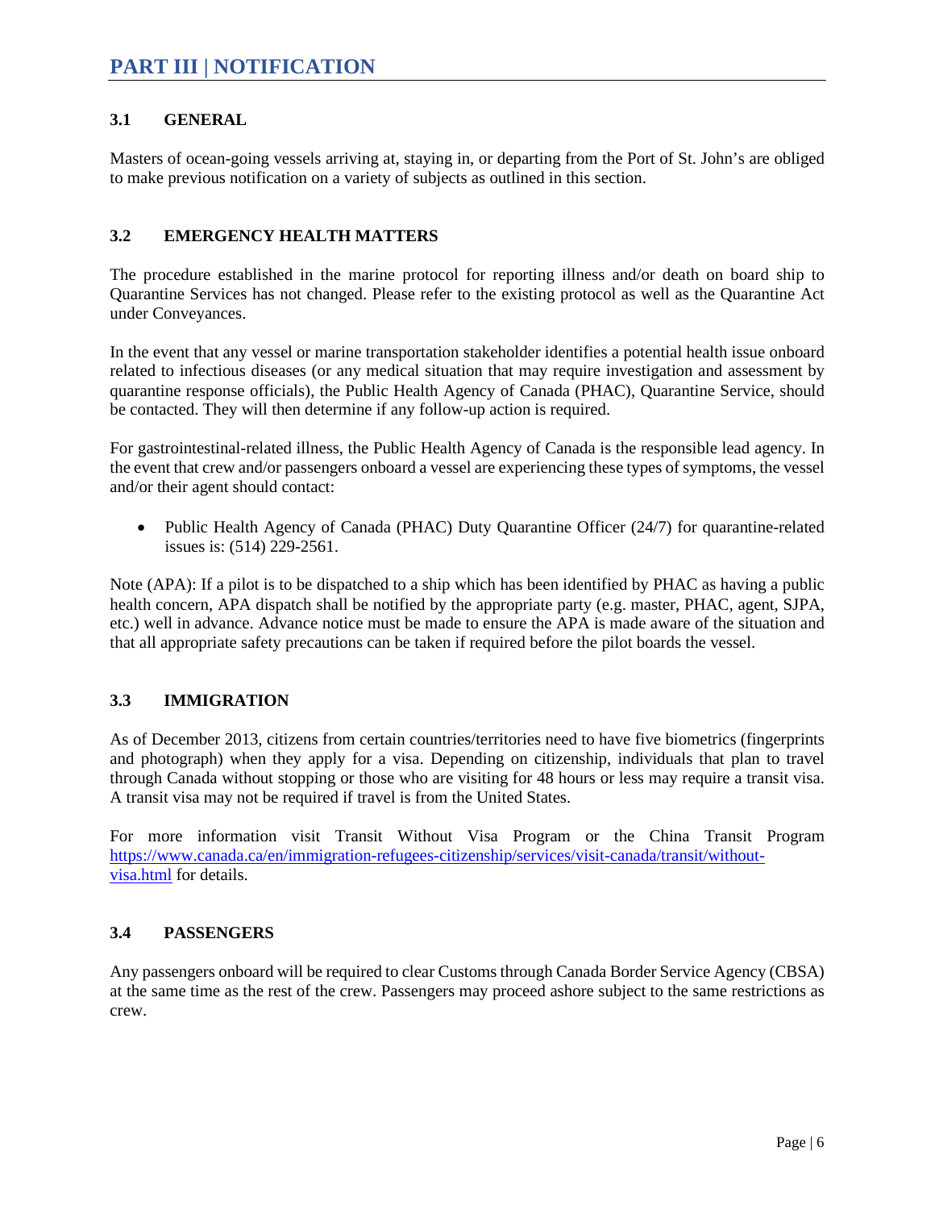# PART III | NOTIFICATION

## 3.1 GENERAL

Masters of ocean-going vessels arriving at, staying in, or departing from the Port of St. John's are obliged to make previous notification on a variety of subjects as outlined in this section.

## 3.2 EMERGENCY HEALTH MATTERS

The procedure established in the marine protocol for reporting illness and/or death on board ship to Quarantine Services has not changed. Please refer to the existing protocol as well as the Quarantine Act under Conveyances.

In the event that any vessel or marine transportation stakeholder identifies a potential health issue onboard related to infectious diseases (or any medical situation that may require investigation and assessment by quarantine response officials), the Public Health Agency of Canada (PHAC), Quarantine Service, should be contacted. They will then determine if any follow-up action is required.

For gastrointestinal-related illness, the Public Health Agency of Canada is the responsible lead agency. In the event that crew and/or passengers onboard a vessel are experiencing these types of symptoms, the vessel and/or their agent should contact:

- Public Health Agency of Canada (PHAC) Duty Quarantine Officer (24/7) for quarantine-related issues is: (514) 229-2561.

Note (APA): If a pilot is to be dispatched to a ship which has been identified by PHAC as having a public health concern, APA dispatch shall be notified by the appropriate party (e.g. master, PHAC, agent, SJPA, etc.) well in advance. Advance notice must be made to ensure the APA is made aware of the situation and that all appropriate safety precautions can be taken if required before the pilot boards the vessel.

## 3.3 IMMIGRATION

As of December 2013, citizens from certain countries/territories need to have five biometrics (fingerprints and photograph) when they apply for a visa. Depending on citizenship, individuals that plan to travel through Canada without stopping or those who are visiting for 48 hours or less may require a transit visa. A transit visa may not be required if travel is from the United States.

For more information visit Transit Without Visa Program or the China Transit Program [https://www.canada.ca/en/immigration-refugees-citizenship/services/visit-canada/transit/without-visa.html](https://www.canada.ca/en/immigration-refugees-citizenship/services/visit-canada/transit/without-visa.html) for details.

## 3.4 PASSENGERS

Any passengers onboard will be required to clear Customs through Canada Border Service Agency (CBSA) at the same time as the rest of the crew. Passengers may proceed ashore subject to the same restrictions as crew.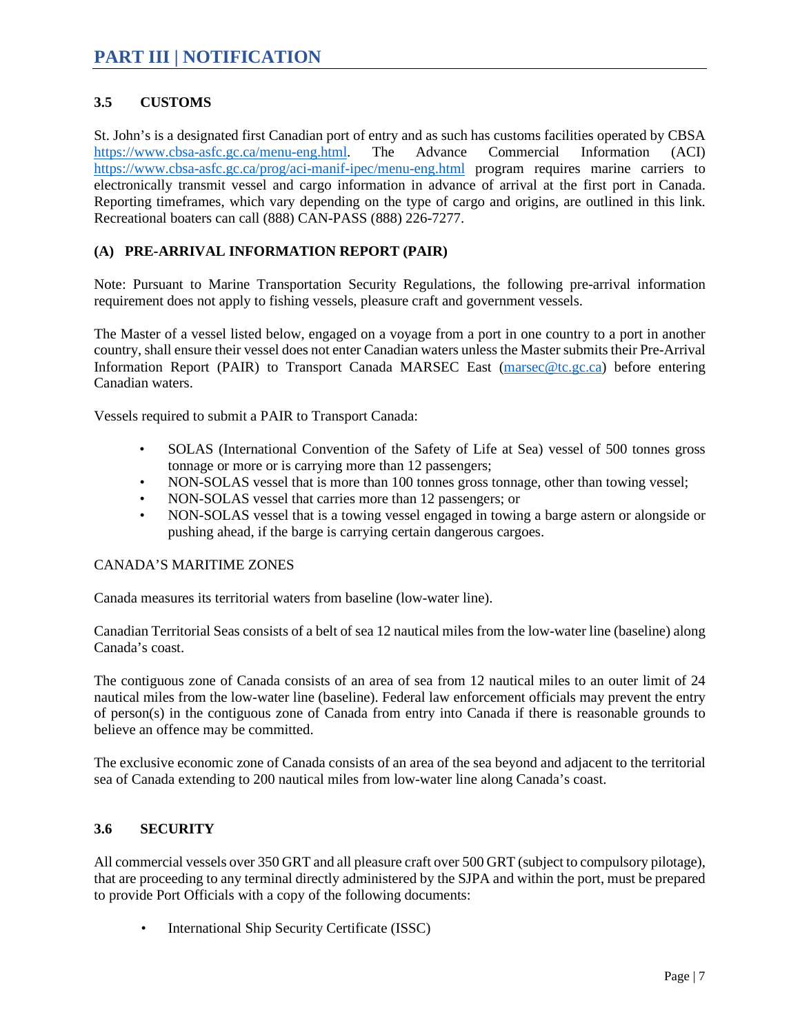# PART III | NOTIFICATION

## 3.5 CUSTOMS

St. John's is a designated first Canadian port of entry and as such has customs facilities operated by CBSA https://www.cbsa-asfc.gc.ca/menu-eng.html. The Advance Commercial Information (ACI) https://www.cbsa-asfc.gc.ca/prog/aci-manif-ipec/menu-eng.html program requires marine carriers to electronically transmit vessel and cargo information in advance of arrival at the first port in Canada. Reporting timeframes, which vary depending on the type of cargo and origins, are outlined in this link. Recreational boaters can call (888) CAN-PASS (888) 226-7277.

### (A) PRE-ARRIVAL INFORMATION REPORT (PAIR)

Note: Pursuant to Marine Transportation Security Regulations, the following pre-arrival information requirement does not apply to fishing vessels, pleasure craft and government vessels.

The Master of a vessel listed below, engaged on a voyage from a port in one country to a port in another country, shall ensure their vessel does not enter Canadian waters unless the Master submits their Pre-Arrival Information Report (PAIR) to Transport Canada MARSEC East (marsec@tc.gc.ca) before entering Canadian waters.

Vessels required to submit a PAIR to Transport Canada:

- SOLAS (International Convention of the Safety of Life at Sea) vessel of 500 tonnes gross tonnage or more or is carrying more than 12 passengers;
- NON-SOLAS vessel that is more than 100 tonnes gross tonnage, other than towing vessel;
- NON-SOLAS vessel that carries more than 12 passengers; or
- NON-SOLAS vessel that is a towing vessel engaged in towing a barge astern or alongside or pushing ahead, if the barge is carrying certain dangerous cargoes.

CANADA'S MARITIME ZONES

Canada measures its territorial waters from baseline (low-water line).

Canadian Territorial Seas consists of a belt of sea 12 nautical miles from the low-water line (baseline) along Canada's coast.

The contiguous zone of Canada consists of an area of sea from 12 nautical miles to an outer limit of 24 nautical miles from the low-water line (baseline). Federal law enforcement officials may prevent the entry of person(s) in the contiguous zone of Canada from entry into Canada if there is reasonable grounds to believe an offence may be committed.

The exclusive economic zone of Canada consists of an area of the sea beyond and adjacent to the territorial sea of Canada extending to 200 nautical miles from low-water line along Canada's coast.

## 3.6 SECURITY

All commercial vessels over 350 GRT and all pleasure craft over 500 GRT (subject to compulsory pilotage), that are proceeding to any terminal directly administered by the SJPA and within the port, must be prepared to provide Port Officials with a copy of the following documents:

- International Ship Security Certificate (ISSC)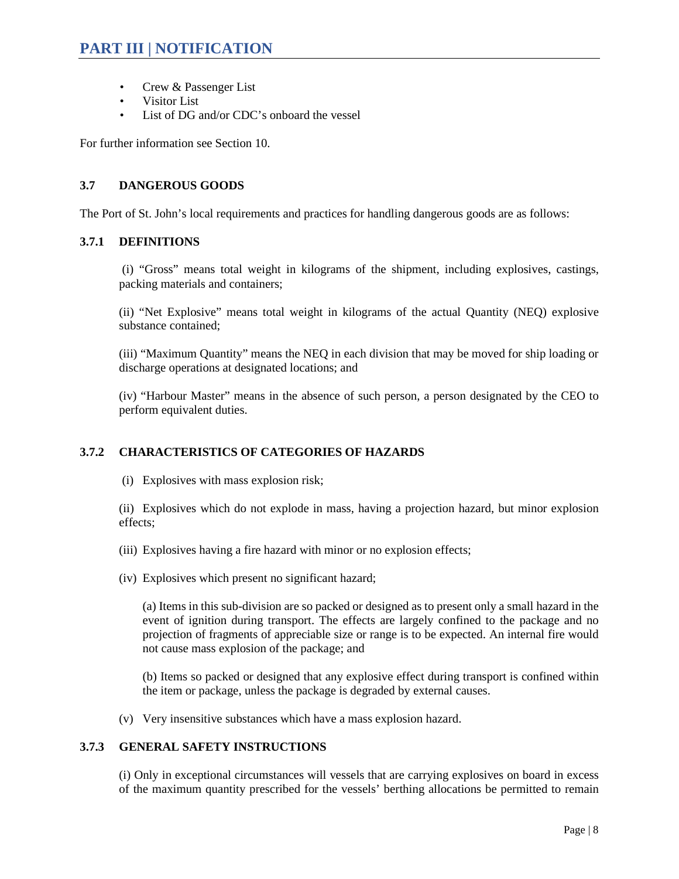- Crew & Passenger List
- Visitor List
- List of DG and/or CDC's onboard the vessel

For further information see Section 10.

### 3.7 DANGEROUS GOODS

The Port of St. John's local requirements and practices for handling dangerous goods are as follows:

#### 3.7.1 DEFINITIONS

(i) "Gross" means total weight in kilograms of the shipment, including explosives, castings, packing materials and containers;

(ii) "Net Explosive" means total weight in kilograms of the actual Quantity (NEQ) explosive substance contained;

(iii) "Maximum Quantity" means the NEQ in each division that may be moved for ship loading or discharge operations at designated locations; and

(iv) "Harbour Master" means in the absence of such person, a person designated by the CEO to perform equivalent duties.

#### 3.7.2 CHARACTERISTICS OF CATEGORIES OF HAZARDS

(i) Explosives with mass explosion risk;

(ii) Explosives which do not explode in mass, having a projection hazard, but minor explosion effects;

(iii) Explosives having a fire hazard with minor or no explosion effects;

(iv) Explosives which present no significant hazard;

(a) Items in this sub-division are so packed or designed as to present only a small hazard in the event of ignition during transport. The effects are largely confined to the package and no projection of fragments of appreciable size or range is to be expected. An internal fire would not cause mass explosion of the package; and

(b) Items so packed or designed that any explosive effect during transport is confined within the item or package, unless the package is degraded by external causes.

(v) Very insensitive substances which have a mass explosion hazard.

#### 3.7.3 GENERAL SAFETY INSTRUCTIONS

(i) Only in exceptional circumstances will vessels that are carrying explosives on board in excess of the maximum quantity prescribed for the vessels' berthing allocations be permitted to remain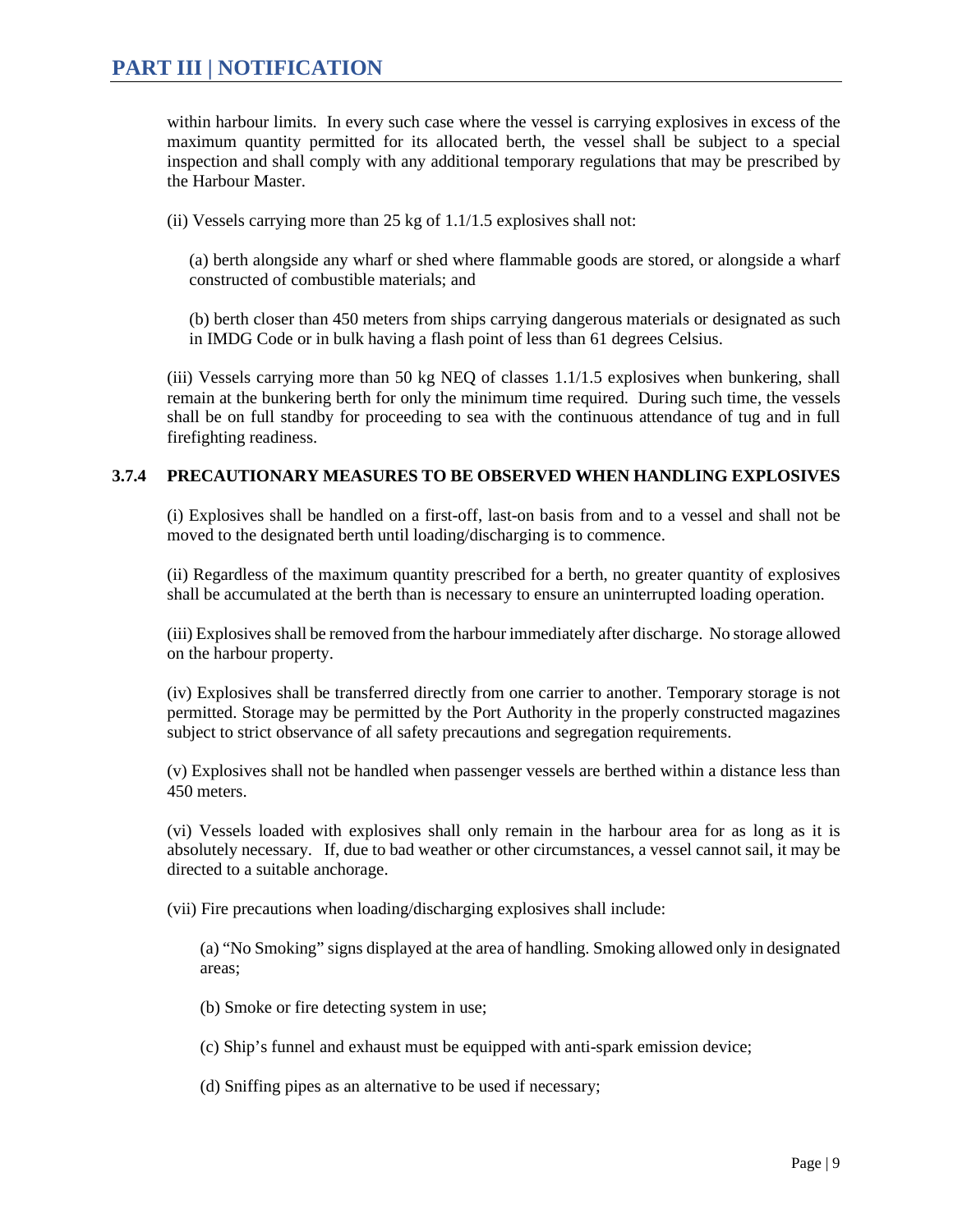within harbour limits. In every such case where the vessel is carrying explosives in excess of the maximum quantity permitted for its allocated berth, the vessel shall be subject to a special inspection and shall comply with any additional temporary regulations that may be prescribed by the Harbour Master.

(ii) Vessels carrying more than 25 kg of 1.1/1.5 explosives shall not:

(a) berth alongside any wharf or shed where flammable goods are stored, or alongside a wharf constructed of combustible materials; and

(b) berth closer than 450 meters from ships carrying dangerous materials or designated as such in IMDG Code or in bulk having a flash point of less than 61 degrees Celsius.

(iii) Vessels carrying more than 50 kg NEQ of classes 1.1/1.5 explosives when bunkering, shall remain at the bunkering berth for only the minimum time required. During such time, the vessels shall be on full standby for proceeding to sea with the continuous attendance of tug and in full firefighting readiness.

### 3.7.4 PRECAUTIONARY MEASURES TO BE OBSERVED WHEN HANDLING EXPLOSIVES

(i) Explosives shall be handled on a first-off, last-on basis from and to a vessel and shall not be moved to the designated berth until loading/discharging is to commence.

(ii) Regardless of the maximum quantity prescribed for a berth, no greater quantity of explosives shall be accumulated at the berth than is necessary to ensure an uninterrupted loading operation.

(iii) Explosives shall be removed from the harbour immediately after discharge. No storage allowed on the harbour property.

(iv) Explosives shall be transferred directly from one carrier to another. Temporary storage is not permitted. Storage may be permitted by the Port Authority in the properly constructed magazines subject to strict observance of all safety precautions and segregation requirements.

(v) Explosives shall not be handled when passenger vessels are berthed within a distance less than 450 meters.

(vi) Vessels loaded with explosives shall only remain in the harbour area for as long as it is absolutely necessary. If, due to bad weather or other circumstances, a vessel cannot sail, it may be directed to a suitable anchorage.

(vii) Fire precautions when loading/discharging explosives shall include:

(a) "No Smoking" signs displayed at the area of handling. Smoking allowed only in designated areas;

(b) Smoke or fire detecting system in use;

(c) Ship's funnel and exhaust must be equipped with anti-spark emission device;

(d) Sniffing pipes as an alternative to be used if necessary;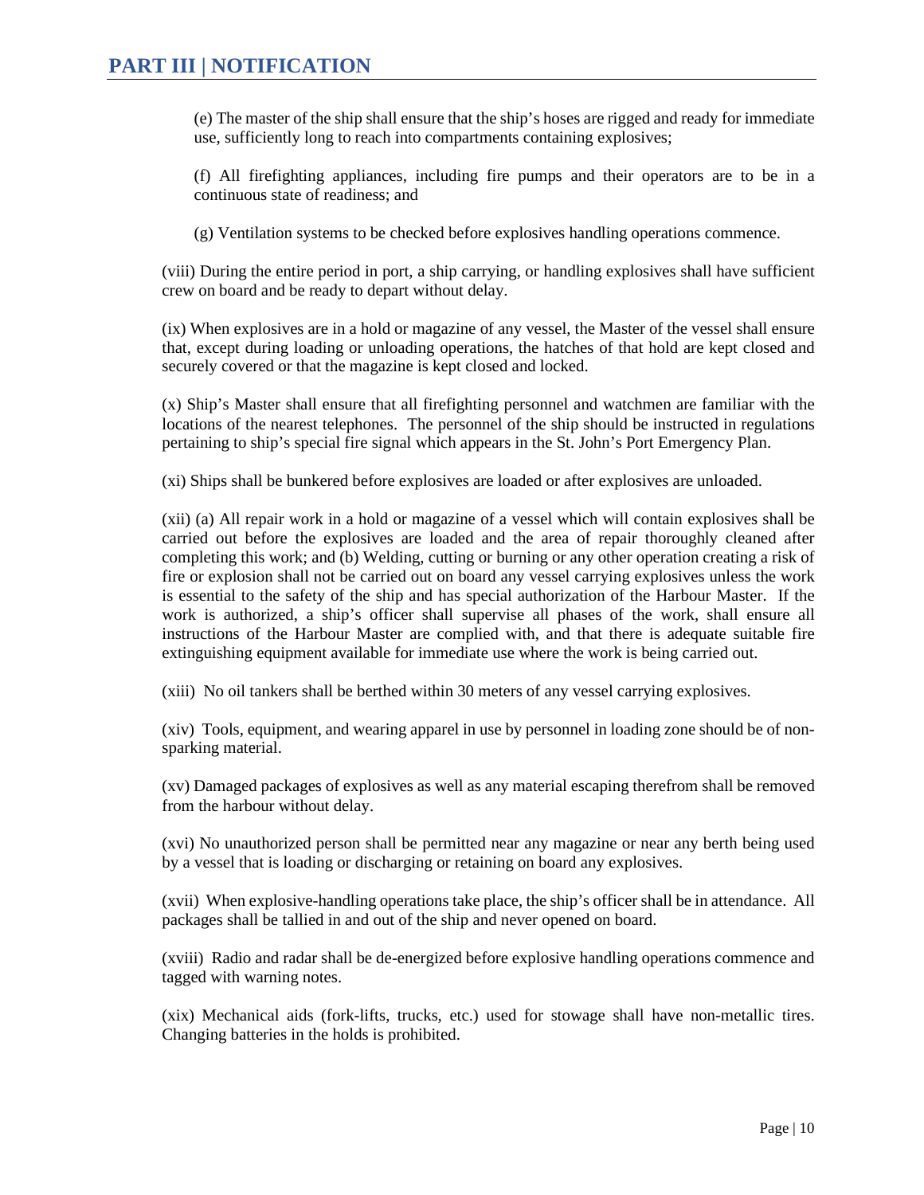(e) The master of the ship shall ensure that the ship's hoses are rigged and ready for immediate use, sufficiently long to reach into compartments containing explosives;

(f) All firefighting appliances, including fire pumps and their operators are to be in a continuous state of readiness; and

(g) Ventilation systems to be checked before explosives handling operations commence.

(viii) During the entire period in port, a ship carrying, or handling explosives shall have sufficient crew on board and be ready to depart without delay.

(ix) When explosives are in a hold or magazine of any vessel, the Master of the vessel shall ensure that, except during loading or unloading operations, the hatches of that hold are kept closed and securely covered or that the magazine is kept closed and locked.

(x) Ship's Master shall ensure that all firefighting personnel and watchmen are familiar with the locations of the nearest telephones. The personnel of the ship should be instructed in regulations pertaining to ship's special fire signal which appears in the St. John's Port Emergency Plan.

(xi) Ships shall be bunkered before explosives are loaded or after explosives are unloaded.

(xii) (a) All repair work in a hold or magazine of a vessel which will contain explosives shall be carried out before the explosives are loaded and the area of repair thoroughly cleaned after completing this work; and (b) Welding, cutting or burning or any other operation creating a risk of fire or explosion shall not be carried out on board any vessel carrying explosives unless the work is essential to the safety of the ship and has special authorization of the Harbour Master. If the work is authorized, a ship's officer shall supervise all phases of the work, shall ensure all instructions of the Harbour Master are complied with, and that there is adequate suitable fire extinguishing equipment available for immediate use where the work is being carried out.

(xiii) No oil tankers shall be berthed within 30 meters of any vessel carrying explosives.

(xiv) Tools, equipment, and wearing apparel in use by personnel in loading zone should be of non-sparking material.

(xv) Damaged packages of explosives as well as any material escaping therefrom shall be removed from the harbour without delay.

(xvi) No unauthorized person shall be permitted near any magazine or near any berth being used by a vessel that is loading or discharging or retaining on board any explosives.

(xvii) When explosive-handling operations take place, the ship's officer shall be in attendance. All packages shall be tallied in and out of the ship and never opened on board.

(xviii) Radio and radar shall be de-energized before explosive handling operations commence and tagged with warning notes.

(xix) Mechanical aids (fork-lifts, trucks, etc.) used for stowage shall have non-metallic tires. Changing batteries in the holds is prohibited.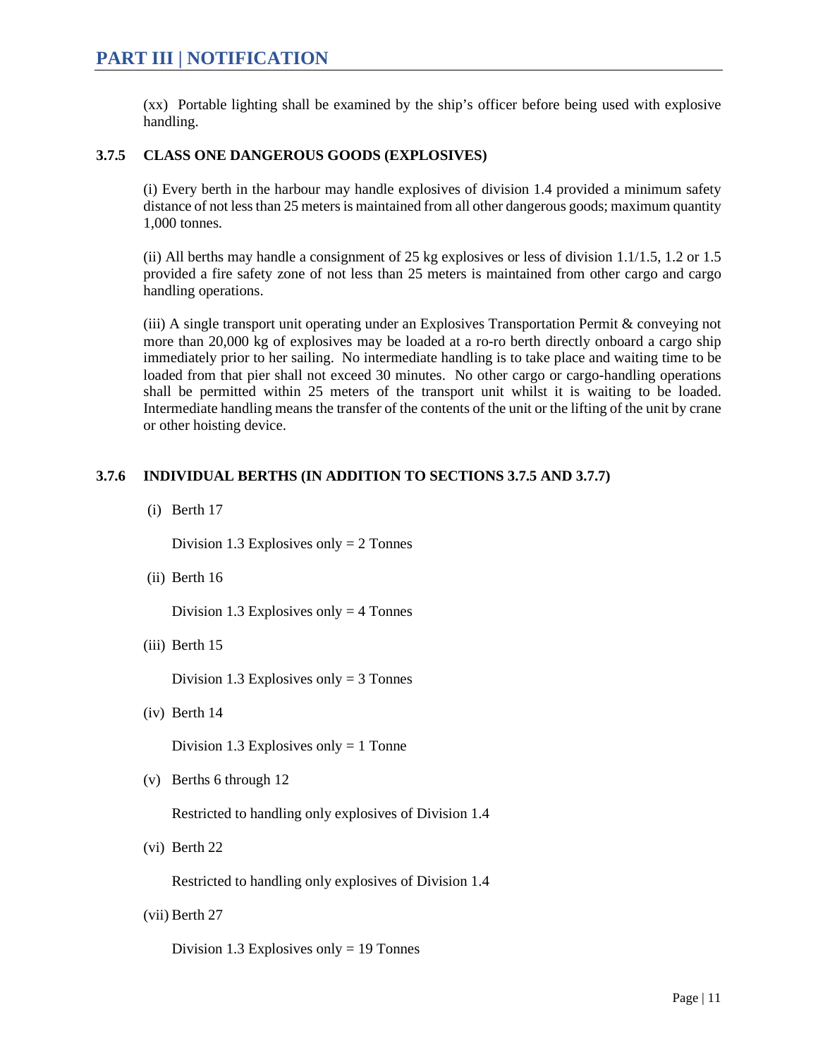(xx) Portable lighting shall be examined by the ship's officer before being used with explosive handling.

### 3.7.5 CLASS ONE DANGEROUS GOODS (EXPLOSIVES)

(i) Every berth in the harbour may handle explosives of division 1.4 provided a minimum safety distance of not less than 25 meters is maintained from all other dangerous goods; maximum quantity 1,000 tonnes.

(ii) All berths may handle a consignment of 25 kg explosives or less of division 1.1/1.5, 1.2 or 1.5 provided a fire safety zone of not less than 25 meters is maintained from other cargo and cargo handling operations.

(iii) A single transport unit operating under an Explosives Transportation Permit & conveying not more than 20,000 kg of explosives may be loaded at a ro-ro berth directly onboard a cargo ship immediately prior to her sailing. No intermediate handling is to take place and waiting time to be loaded from that pier shall not exceed 30 minutes. No other cargo or cargo-handling operations shall be permitted within 25 meters of the transport unit whilst it is waiting to be loaded. Intermediate handling means the transfer of the contents of the unit or the lifting of the unit by crane or other hoisting device.

### 3.7.6 INDIVIDUAL BERTHS (IN ADDITION TO SECTIONS 3.7.5 AND 3.7.7)

(i) Berth 17

Division 1.3 Explosives only = 2 Tonnes

(ii) Berth 16

Division 1.3 Explosives only = 4 Tonnes

(iii) Berth 15

Division 1.3 Explosives only = 3 Tonnes

(iv) Berth 14

Division 1.3 Explosives only = 1 Tonne

(v) Berths 6 through 12

Restricted to handling only explosives of Division 1.4

(vi) Berth 22

Restricted to handling only explosives of Division 1.4

(vii) Berth 27

Division 1.3 Explosives only = 19 Tonnes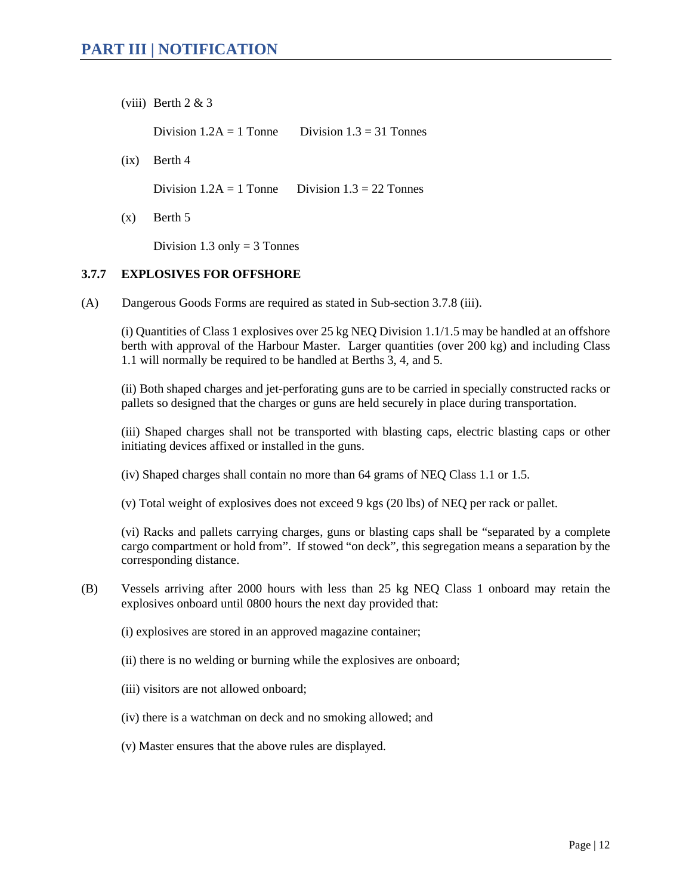(viii) Berth 2 & 3

Division 1.2A = 1 Tonne     Division 1.3 = 31 Tonnes

(ix) Berth 4

Division 1.2A = 1 Tonne     Division 1.3 = 22 Tonnes

(x) Berth 5

Division 1.3 only = 3 Tonnes

### 3.7.7 EXPLOSIVES FOR OFFSHORE

(A) Dangerous Goods Forms are required as stated in Sub-section 3.7.8 (iii).

(i) Quantities of Class 1 explosives over 25 kg NEQ Division 1.1/1.5 may be handled at an offshore berth with approval of the Harbour Master. Larger quantities (over 200 kg) and including Class 1.1 will normally be required to be handled at Berths 3, 4, and 5.

(ii) Both shaped charges and jet-perforating guns are to be carried in specially constructed racks or pallets so designed that the charges or guns are held securely in place during transportation.

(iii) Shaped charges shall not be transported with blasting caps, electric blasting caps or other initiating devices affixed or installed in the guns.

(iv) Shaped charges shall contain no more than 64 grams of NEQ Class 1.1 or 1.5.

(v) Total weight of explosives does not exceed 9 kgs (20 lbs) of NEQ per rack or pallet.

(vi) Racks and pallets carrying charges, guns or blasting caps shall be "separated by a complete cargo compartment or hold from". If stowed "on deck", this segregation means a separation by the corresponding distance.

(B) Vessels arriving after 2000 hours with less than 25 kg NEQ Class 1 onboard may retain the explosives onboard until 0800 hours the next day provided that:

(i) explosives are stored in an approved magazine container;

(ii) there is no welding or burning while the explosives are onboard;

(iii) visitors are not allowed onboard;

(iv) there is a watchman on deck and no smoking allowed; and

(v) Master ensures that the above rules are displayed.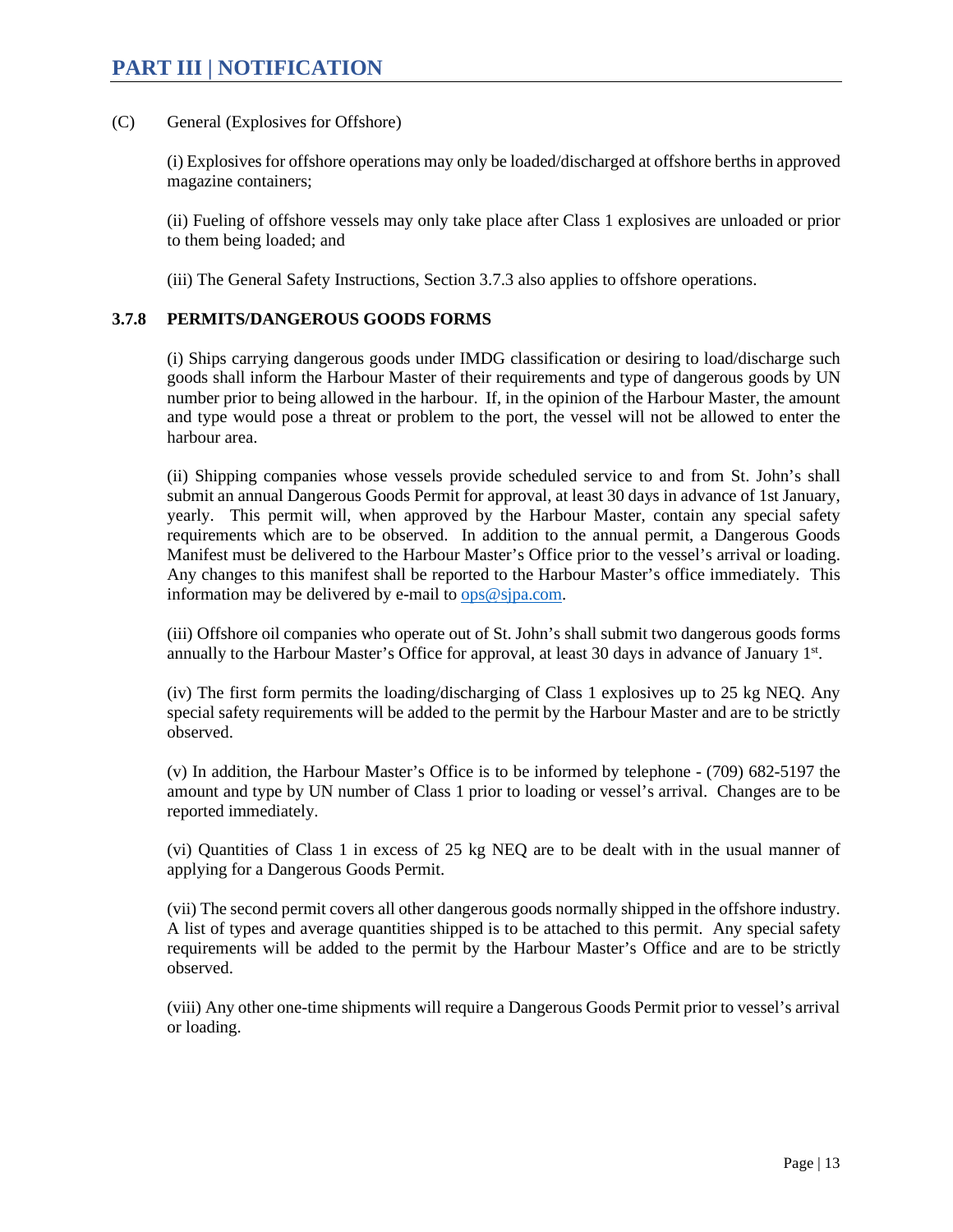# PART III | NOTIFICATION

(C) General (Explosives for Offshore)

(i) Explosives for offshore operations may only be loaded/discharged at offshore berths in approved magazine containers;

(ii) Fueling of offshore vessels may only take place after Class 1 explosives are unloaded or prior to them being loaded; and

(iii) The General Safety Instructions, Section 3.7.3 also applies to offshore operations.

### 3.7.8 PERMITS/DANGEROUS GOODS FORMS

(i) Ships carrying dangerous goods under IMDG classification or desiring to load/discharge such goods shall inform the Harbour Master of their requirements and type of dangerous goods by UN number prior to being allowed in the harbour. If, in the opinion of the Harbour Master, the amount and type would pose a threat or problem to the port, the vessel will not be allowed to enter the harbour area.

(ii) Shipping companies whose vessels provide scheduled service to and from St. John's shall submit an annual Dangerous Goods Permit for approval, at least 30 days in advance of 1st January, yearly. This permit will, when approved by the Harbour Master, contain any special safety requirements which are to be observed. In addition to the annual permit, a Dangerous Goods Manifest must be delivered to the Harbour Master's Office prior to the vessel's arrival or loading. Any changes to this manifest shall be reported to the Harbour Master's office immediately. This information may be delivered by e-mail to ops@sjpa.com.

(iii) Offshore oil companies who operate out of St. John's shall submit two dangerous goods forms annually to the Harbour Master's Office for approval, at least 30 days in advance of January 1st.

(iv) The first form permits the loading/discharging of Class 1 explosives up to 25 kg NEQ. Any special safety requirements will be added to the permit by the Harbour Master and are to be strictly observed.

(v) In addition, the Harbour Master's Office is to be informed by telephone - (709) 682-5197 the amount and type by UN number of Class 1 prior to loading or vessel's arrival. Changes are to be reported immediately.

(vi) Quantities of Class 1 in excess of 25 kg NEQ are to be dealt with in the usual manner of applying for a Dangerous Goods Permit.

(vii) The second permit covers all other dangerous goods normally shipped in the offshore industry. A list of types and average quantities shipped is to be attached to this permit. Any special safety requirements will be added to the permit by the Harbour Master's Office and are to be strictly observed.

(viii) Any other one-time shipments will require a Dangerous Goods Permit prior to vessel's arrival or loading.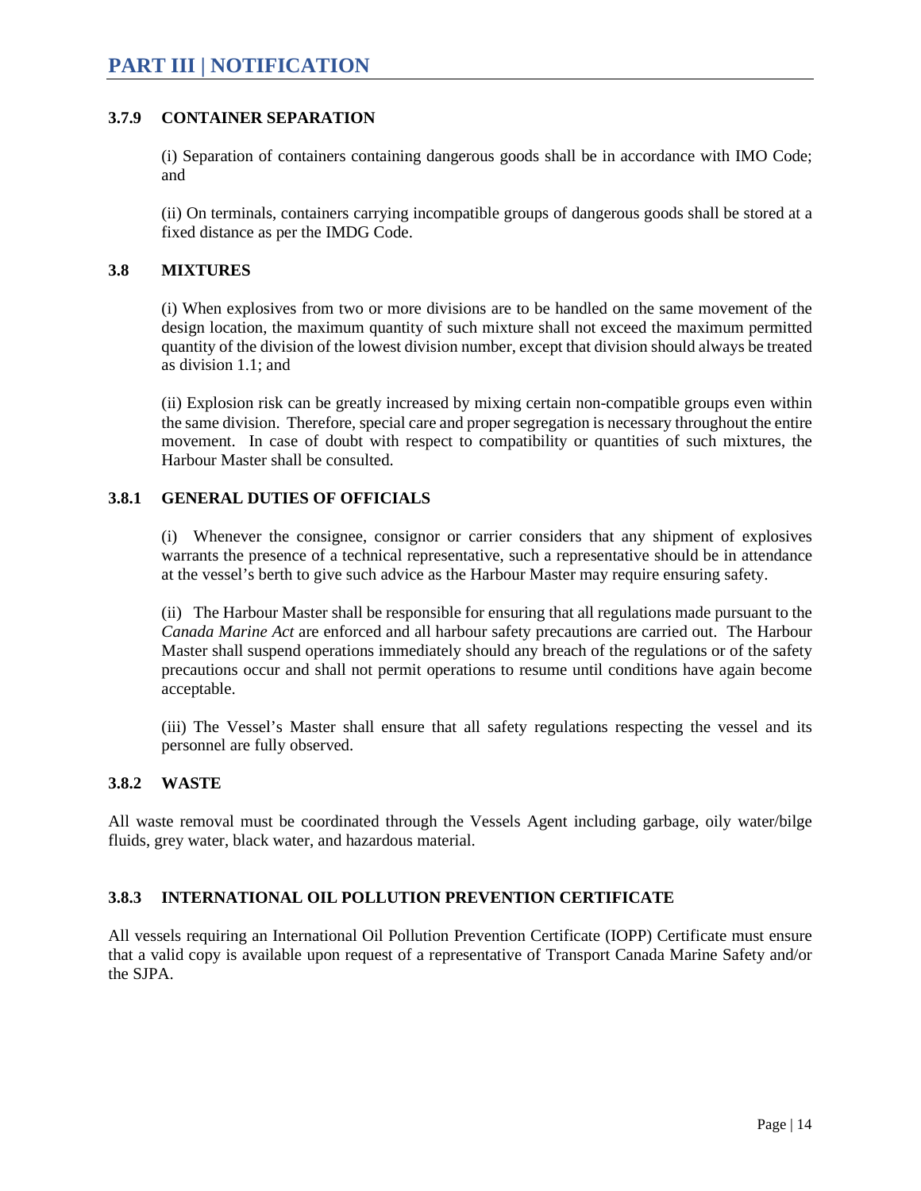### 3.7.9 CONTAINER SEPARATION

(i) Separation of containers containing dangerous goods shall be in accordance with IMO Code; and

(ii) On terminals, containers carrying incompatible groups of dangerous goods shall be stored at a fixed distance as per the IMDG Code.

### 3.8 MIXTURES

(i) When explosives from two or more divisions are to be handled on the same movement of the design location, the maximum quantity of such mixture shall not exceed the maximum permitted quantity of the division of the lowest division number, except that division should always be treated as division 1.1; and

(ii) Explosion risk can be greatly increased by mixing certain non-compatible groups even within the same division. Therefore, special care and proper segregation is necessary throughout the entire movement. In case of doubt with respect to compatibility or quantities of such mixtures, the Harbour Master shall be consulted.

### 3.8.1 GENERAL DUTIES OF OFFICIALS

(i) Whenever the consignee, consignor or carrier considers that any shipment of explosives warrants the presence of a technical representative, such a representative should be in attendance at the vessel's berth to give such advice as the Harbour Master may require ensuring safety.

(ii) The Harbour Master shall be responsible for ensuring that all regulations made pursuant to the *Canada Marine Act* are enforced and all harbour safety precautions are carried out. The Harbour Master shall suspend operations immediately should any breach of the regulations or of the safety precautions occur and shall not permit operations to resume until conditions have again become acceptable.

(iii) The Vessel's Master shall ensure that all safety regulations respecting the vessel and its personnel are fully observed.

### 3.8.2 WASTE

All waste removal must be coordinated through the Vessels Agent including garbage, oily water/bilge fluids, grey water, black water, and hazardous material.

### 3.8.3 INTERNATIONAL OIL POLLUTION PREVENTION CERTIFICATE

All vessels requiring an International Oil Pollution Prevention Certificate (IOPP) Certificate must ensure that a valid copy is available upon request of a representative of Transport Canada Marine Safety and/or the SJPA.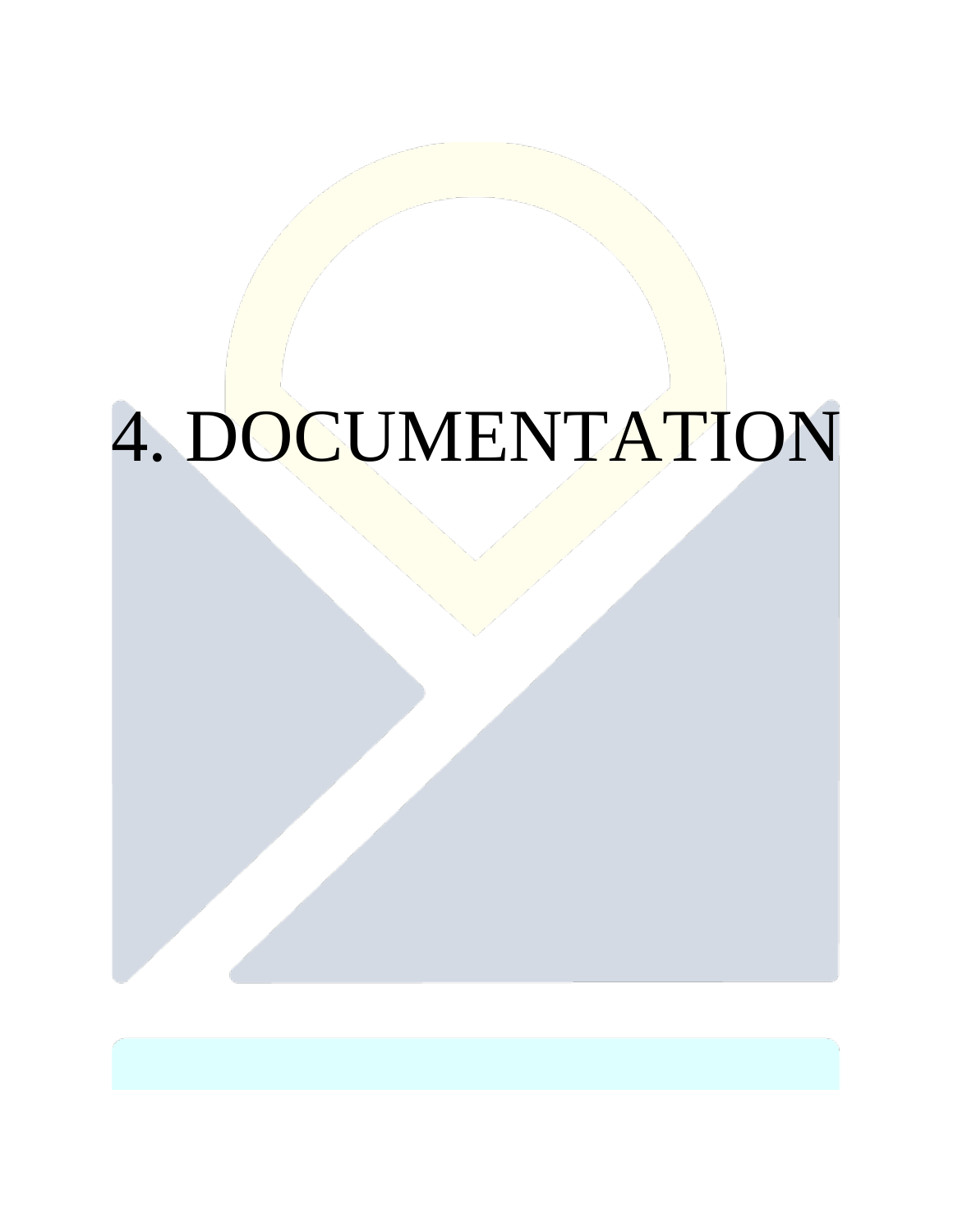# 4. DOCUMENTATION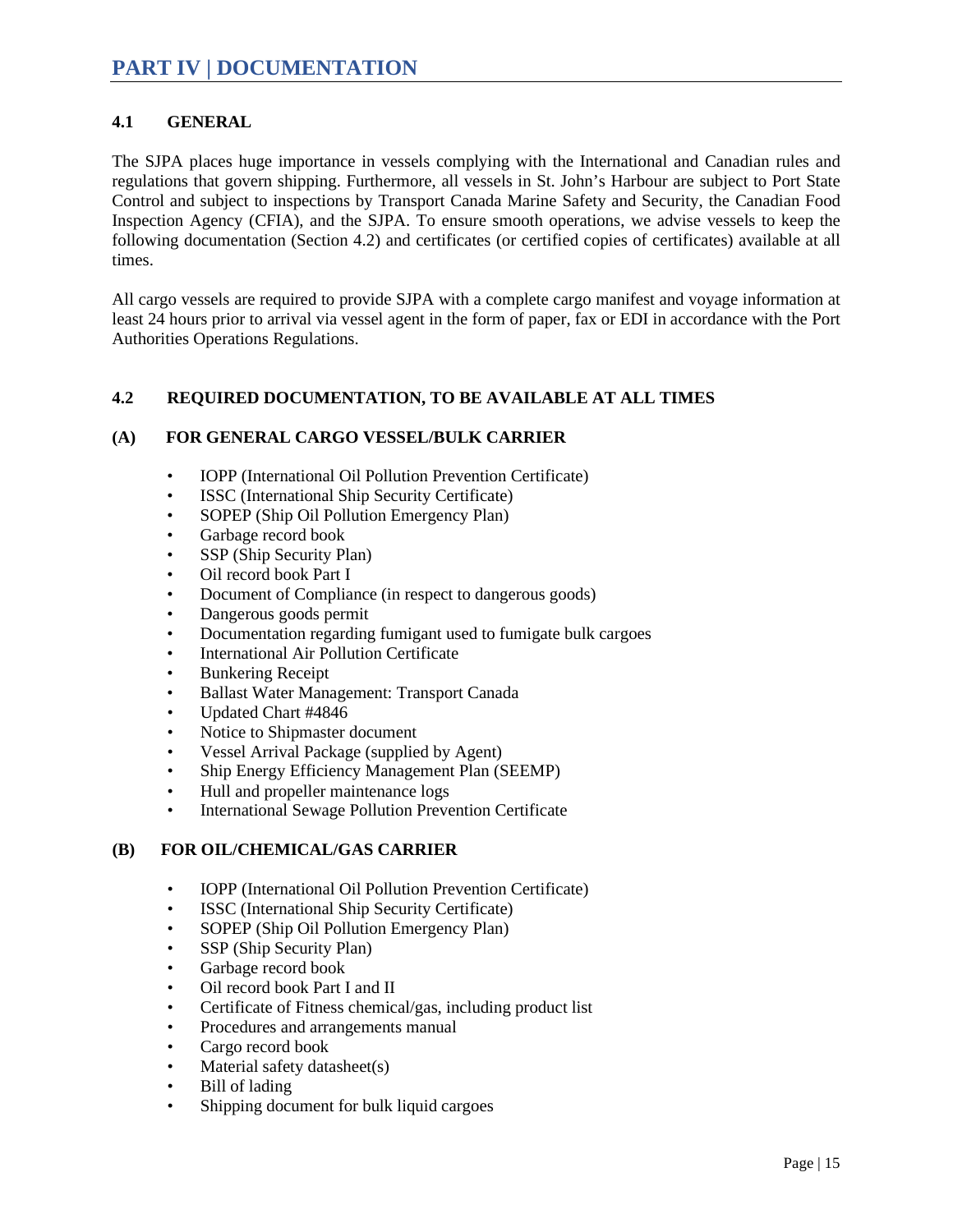# PART IV | DOCUMENTATION

## 4.1 GENERAL

The SJPA places huge importance in vessels complying with the International and Canadian rules and regulations that govern shipping. Furthermore, all vessels in St. John's Harbour are subject to Port State Control and subject to inspections by Transport Canada Marine Safety and Security, the Canadian Food Inspection Agency (CFIA), and the SJPA. To ensure smooth operations, we advise vessels to keep the following documentation (Section 4.2) and certificates (or certified copies of certificates) available at all times.

All cargo vessels are required to provide SJPA with a complete cargo manifest and voyage information at least 24 hours prior to arrival via vessel agent in the form of paper, fax or EDI in accordance with the Port Authorities Operations Regulations.

## 4.2 REQUIRED DOCUMENTATION, TO BE AVAILABLE AT ALL TIMES

### (A) FOR GENERAL CARGO VESSEL/BULK CARRIER

- IOPP (International Oil Pollution Prevention Certificate)
- ISSC (International Ship Security Certificate)
- SOPEP (Ship Oil Pollution Emergency Plan)
- Garbage record book
- SSP (Ship Security Plan)
- Oil record book Part I
- Document of Compliance (in respect to dangerous goods)
- Dangerous goods permit
- Documentation regarding fumigant used to fumigate bulk cargoes
- International Air Pollution Certificate
- Bunkering Receipt
- Ballast Water Management: Transport Canada
- Updated Chart #4846
- Notice to Shipmaster document
- Vessel Arrival Package (supplied by Agent)
- Ship Energy Efficiency Management Plan (SEEMP)
- Hull and propeller maintenance logs
- International Sewage Pollution Prevention Certificate

### (B) FOR OIL/CHEMICAL/GAS CARRIER

- IOPP (International Oil Pollution Prevention Certificate)
- ISSC (International Ship Security Certificate)
- SOPEP (Ship Oil Pollution Emergency Plan)
- SSP (Ship Security Plan)
- Garbage record book
- Oil record book Part I and II
- Certificate of Fitness chemical/gas, including product list
- Procedures and arrangements manual
- Cargo record book
- Material safety datasheet(s)
- Bill of lading
- Shipping document for bulk liquid cargoes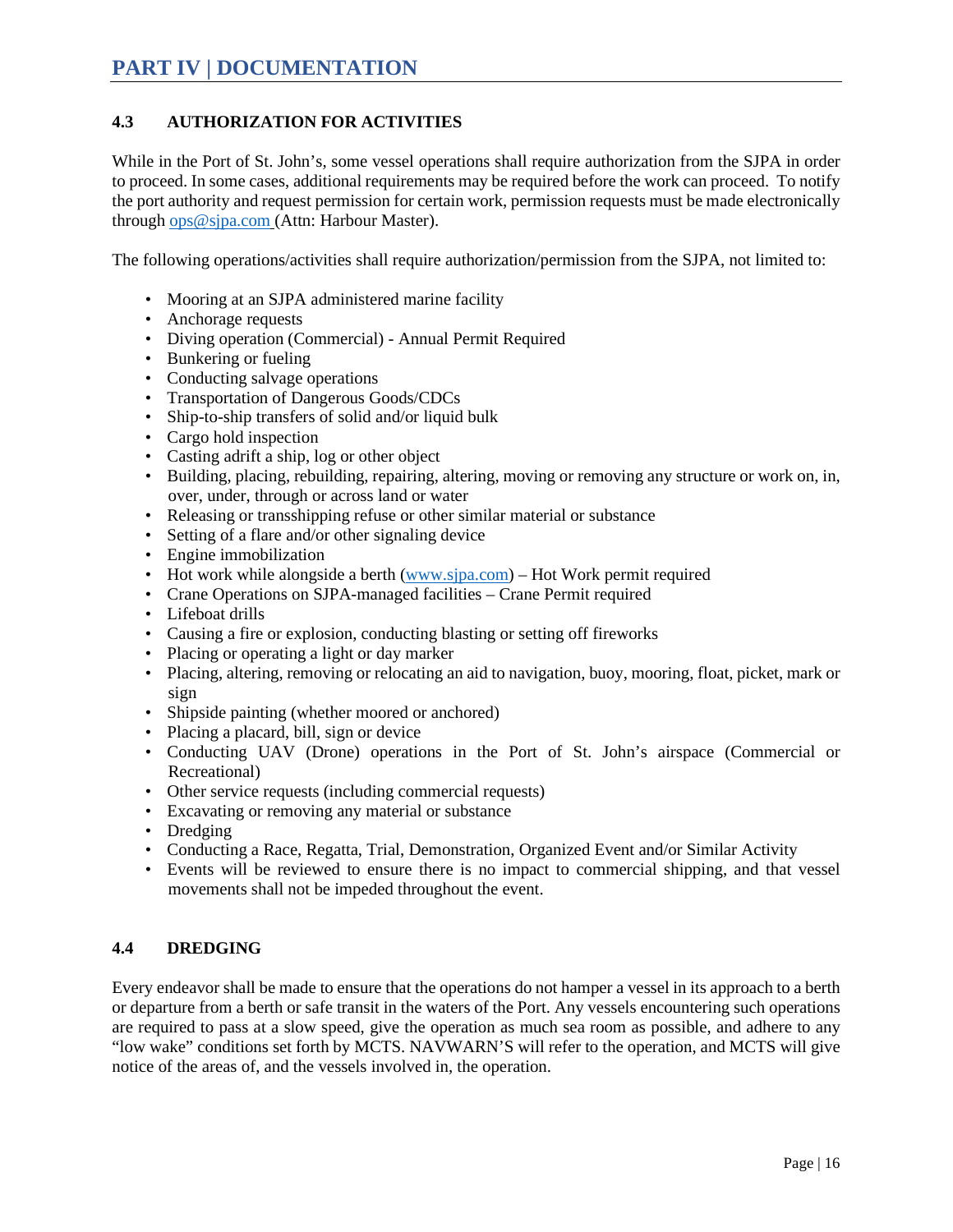# PART IV | DOCUMENTATION

## 4.3 AUTHORIZATION FOR ACTIVITIES

While in the Port of St. John's, some vessel operations shall require authorization from the SJPA in order to proceed. In some cases, additional requirements may be required before the work can proceed. To notify the port authority and request permission for certain work, permission requests must be made electronically through ops@sjpa.com (Attn: Harbour Master).

The following operations/activities shall require authorization/permission from the SJPA, not limited to:

- Mooring at an SJPA administered marine facility
- Anchorage requests
- Diving operation (Commercial) - Annual Permit Required
- Bunkering or fueling
- Conducting salvage operations
- Transportation of Dangerous Goods/CDCs
- Ship-to-ship transfers of solid and/or liquid bulk
- Cargo hold inspection
- Casting adrift a ship, log or other object
- Building, placing, rebuilding, repairing, altering, moving or removing any structure or work on, in, over, under, through or across land or water
- Releasing or transshipping refuse or other similar material or substance
- Setting of a flare and/or other signaling device
- Engine immobilization
- Hot work while alongside a berth (www.sjpa.com) – Hot Work permit required
- Crane Operations on SJPA-managed facilities – Crane Permit required
- Lifeboat drills
- Causing a fire or explosion, conducting blasting or setting off fireworks
- Placing or operating a light or day marker
- Placing, altering, removing or relocating an aid to navigation, buoy, mooring, float, picket, mark or sign
- Shipside painting (whether moored or anchored)
- Placing a placard, bill, sign or device
- Conducting UAV (Drone) operations in the Port of St. John's airspace (Commercial or Recreational)
- Other service requests (including commercial requests)
- Excavating or removing any material or substance
- Dredging
- Conducting a Race, Regatta, Trial, Demonstration, Organized Event and/or Similar Activity
- Events will be reviewed to ensure there is no impact to commercial shipping, and that vessel movements shall not be impeded throughout the event.

## 4.4 DREDGING

Every endeavor shall be made to ensure that the operations do not hamper a vessel in its approach to a berth or departure from a berth or safe transit in the waters of the Port. Any vessels encountering such operations are required to pass at a slow speed, give the operation as much sea room as possible, and adhere to any "low wake" conditions set forth by MCTS. NAVWARN'S will refer to the operation, and MCTS will give notice of the areas of, and the vessels involved in, the operation.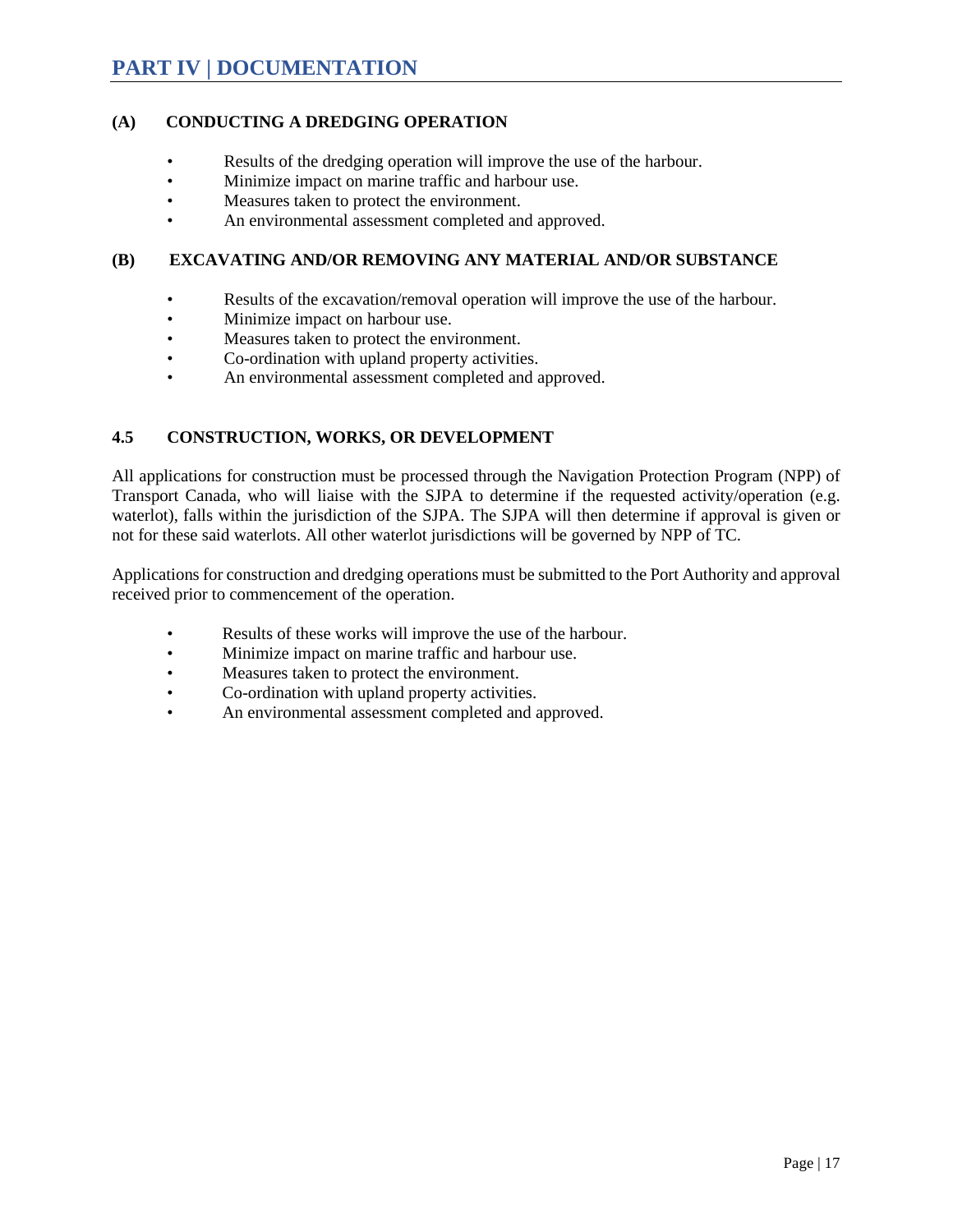# PART IV | DOCUMENTATION

### (A) CONDUCTING A DREDGING OPERATION

- Results of the dredging operation will improve the use of the harbour.
- Minimize impact on marine traffic and harbour use.
- Measures taken to protect the environment.
- An environmental assessment completed and approved.

### (B) EXCAVATING AND/OR REMOVING ANY MATERIAL AND/OR SUBSTANCE

- Results of the excavation/removal operation will improve the use of the harbour.
- Minimize impact on harbour use.
- Measures taken to protect the environment.
- Co-ordination with upland property activities.
- An environmental assessment completed and approved.

## 4.5 CONSTRUCTION, WORKS, OR DEVELOPMENT

All applications for construction must be processed through the Navigation Protection Program (NPP) of Transport Canada, who will liaise with the SJPA to determine if the requested activity/operation (e.g. waterlot), falls within the jurisdiction of the SJPA. The SJPA will then determine if approval is given or not for these said waterlots. All other waterlot jurisdictions will be governed by NPP of TC.

Applications for construction and dredging operations must be submitted to the Port Authority and approval received prior to commencement of the operation.

- Results of these works will improve the use of the harbour.
- Minimize impact on marine traffic and harbour use.
- Measures taken to protect the environment.
- Co-ordination with upland property activities.
- An environmental assessment completed and approved.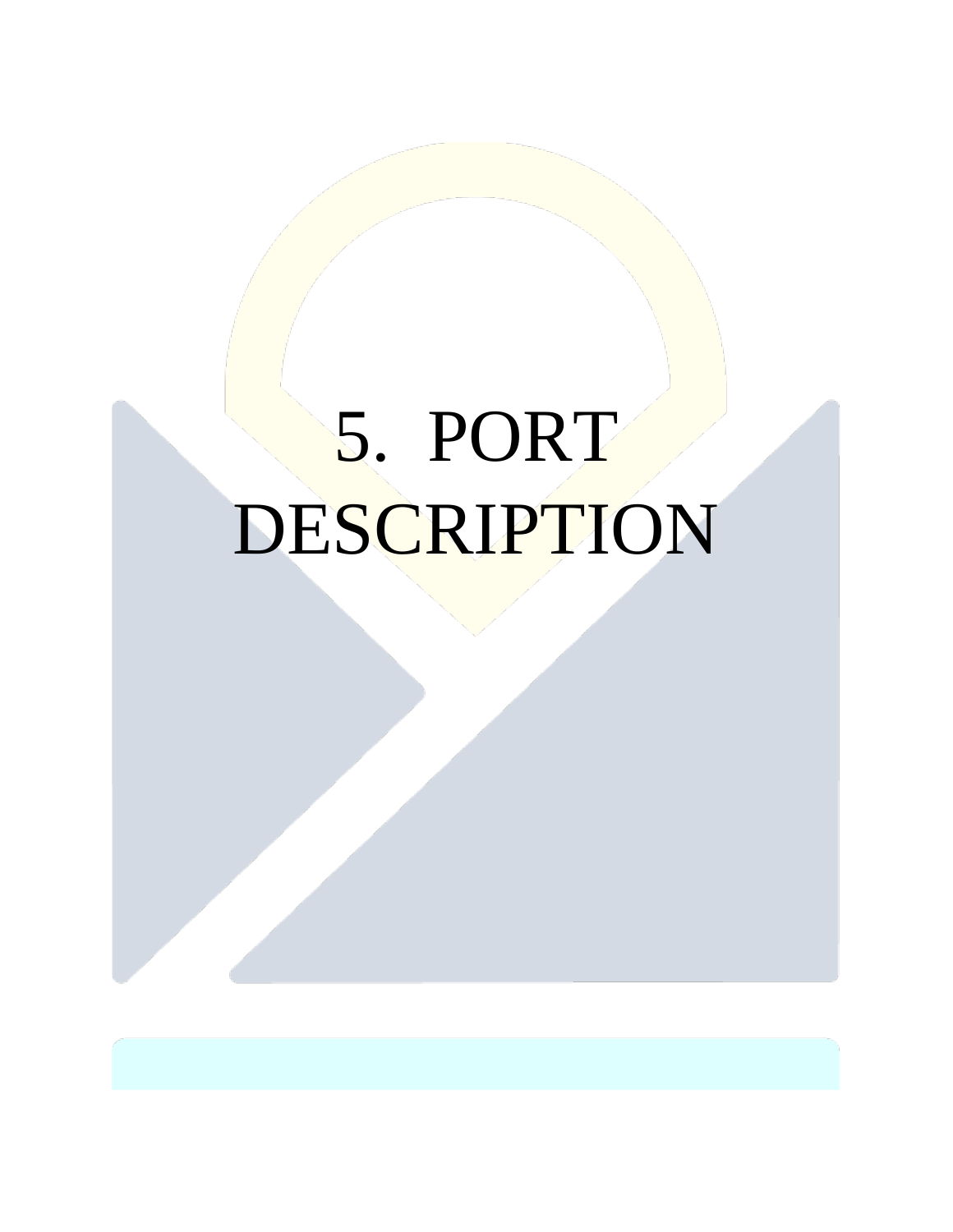# 5. PORT DESCRIPTION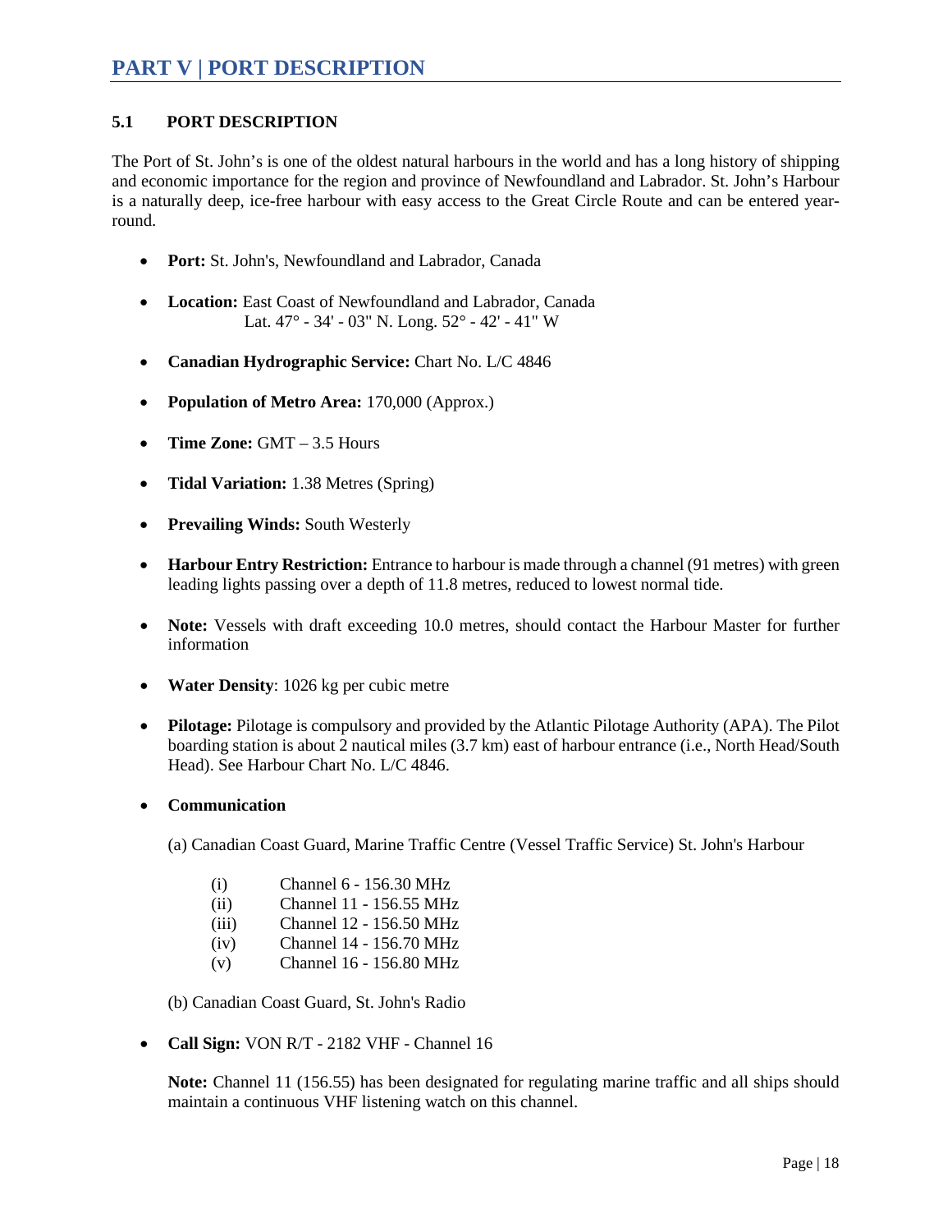# PART V | PORT DESCRIPTION

## 5.1 PORT DESCRIPTION

The Port of St. John's is one of the oldest natural harbours in the world and has a long history of shipping and economic importance for the region and province of Newfoundland and Labrador. St. John's Harbour is a naturally deep, ice-free harbour with easy access to the Great Circle Route and can be entered year-round.

- **Port:** St. John's, Newfoundland and Labrador, Canada
- **Location:** East Coast of Newfoundland and Labrador, Canada
  Lat. 47° - 34' - 03" N. Long. 52° - 42' - 41" W
- **Canadian Hydrographic Service:** Chart No. L/C 4846
- **Population of Metro Area:** 170,000 (Approx.)
- **Time Zone:** GMT – 3.5 Hours
- **Tidal Variation:** 1.38 Metres (Spring)
- **Prevailing Winds:** South Westerly
- **Harbour Entry Restriction:** Entrance to harbour is made through a channel (91 metres) with green leading lights passing over a depth of 11.8 metres, reduced to lowest normal tide.
- **Note:** Vessels with draft exceeding 10.0 metres, should contact the Harbour Master for further information
- **Water Density**: 1026 kg per cubic metre
- **Pilotage:** Pilotage is compulsory and provided by the Atlantic Pilotage Authority (APA). The Pilot boarding station is about 2 nautical miles (3.7 km) east of harbour entrance (i.e., North Head/South Head). See Harbour Chart No. L/C 4846.
- **Communication**

  (a) Canadian Coast Guard, Marine Traffic Centre (Vessel Traffic Service) St. John's Harbour

  (i) Channel 6 - 156.30 MHz
  (ii) Channel 11 - 156.55 MHz
  (iii) Channel 12 - 156.50 MHz
  (iv) Channel 14 - 156.70 MHz
  (v) Channel 16 - 156.80 MHz

  (b) Canadian Coast Guard, St. John's Radio

- **Call Sign:** VON R/T - 2182 VHF - Channel 16

  **Note:** Channel 11 (156.55) has been designated for regulating marine traffic and all ships should maintain a continuous VHF listening watch on this channel.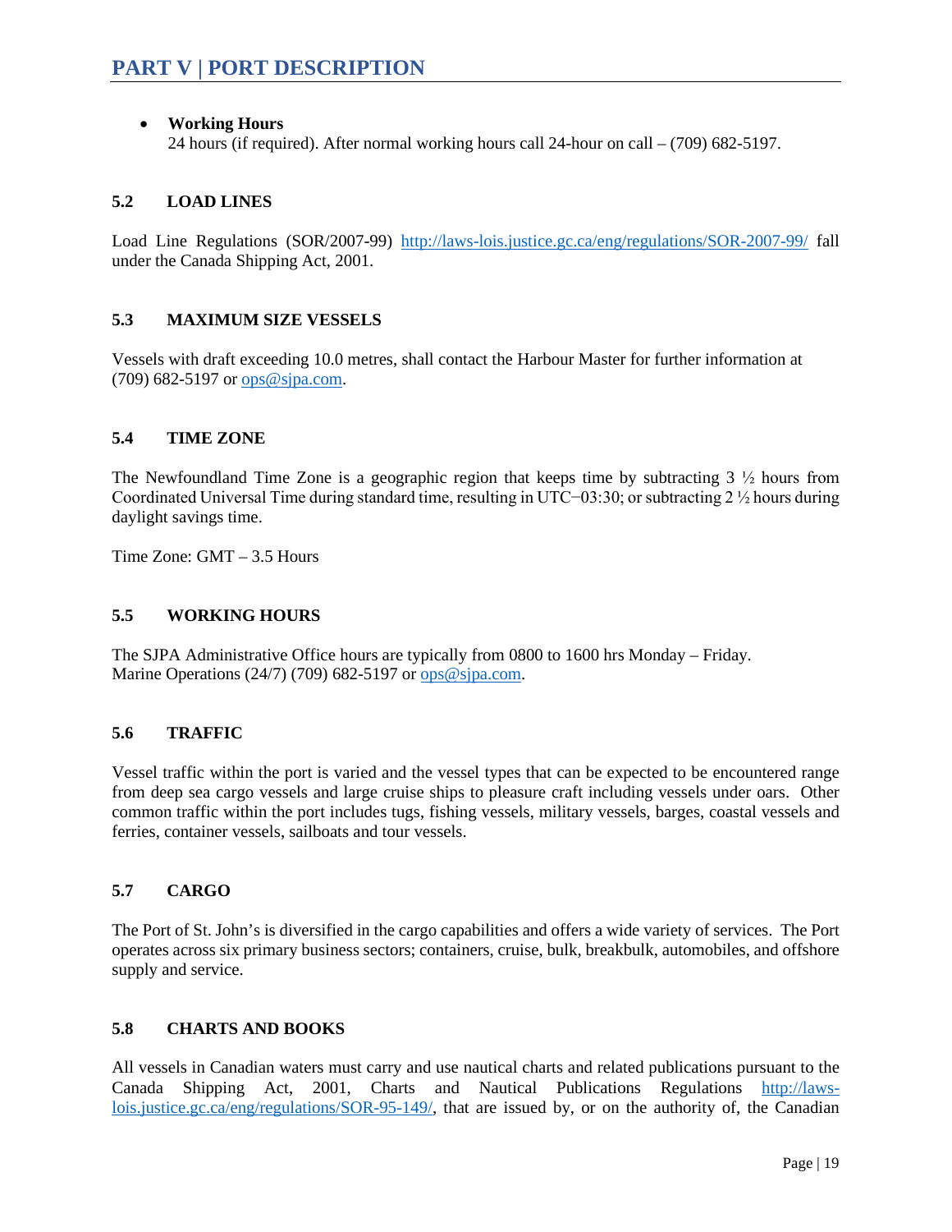- **Working Hours**
  24 hours (if required). After normal working hours call 24-hour on call – (709) 682-5197.

## 5.2 LOAD LINES

Load Line Regulations (SOR/2007-99) http://laws-lois.justice.gc.ca/eng/regulations/SOR-2007-99/ fall under the Canada Shipping Act, 2001.

## 5.3 MAXIMUM SIZE VESSELS

Vessels with draft exceeding 10.0 metres, shall contact the Harbour Master for further information at (709) 682-5197 or ops@sjpa.com.

## 5.4 TIME ZONE

The Newfoundland Time Zone is a geographic region that keeps time by subtracting 3 ½ hours from Coordinated Universal Time during standard time, resulting in UTC−03:30; or subtracting 2 ½ hours during daylight savings time.

Time Zone: GMT – 3.5 Hours

## 5.5 WORKING HOURS

The SJPA Administrative Office hours are typically from 0800 to 1600 hrs Monday – Friday.
Marine Operations (24/7) (709) 682-5197 or ops@sjpa.com.

## 5.6 TRAFFIC

Vessel traffic within the port is varied and the vessel types that can be expected to be encountered range from deep sea cargo vessels and large cruise ships to pleasure craft including vessels under oars. Other common traffic within the port includes tugs, fishing vessels, military vessels, barges, coastal vessels and ferries, container vessels, sailboats and tour vessels.

## 5.7 CARGO

The Port of St. John's is diversified in the cargo capabilities and offers a wide variety of services. The Port operates across six primary business sectors; containers, cruise, bulk, breakbulk, automobiles, and offshore supply and service.

## 5.8 CHARTS AND BOOKS

All vessels in Canadian waters must carry and use nautical charts and related publications pursuant to the Canada Shipping Act, 2001, Charts and Nautical Publications Regulations http://laws-lois.justice.gc.ca/eng/regulations/SOR-95-149/, that are issued by, or on the authority of, the Canadian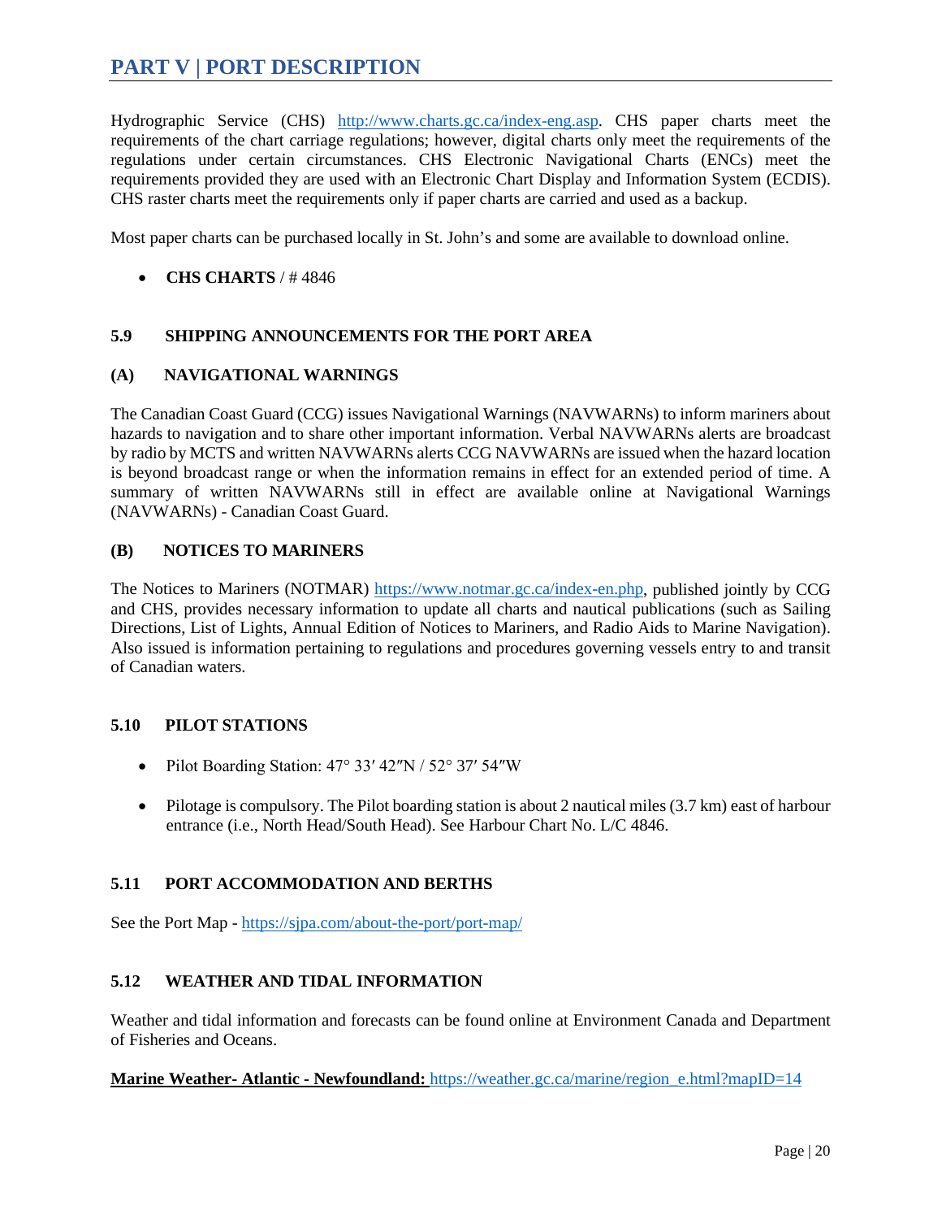Hydrographic Service (CHS) http://www.charts.gc.ca/index-eng.asp. CHS paper charts meet the requirements of the chart carriage regulations; however, digital charts only meet the requirements of the regulations under certain circumstances. CHS Electronic Navigational Charts (ENCs) meet the requirements provided they are used with an Electronic Chart Display and Information System (ECDIS). CHS raster charts meet the requirements only if paper charts are carried and used as a backup.

Most paper charts can be purchased locally in St. John's and some are available to download online.

- **CHS CHARTS** / # 4846

### 5.9 SHIPPING ANNOUNCEMENTS FOR THE PORT AREA

#### (A) NAVIGATIONAL WARNINGS

The Canadian Coast Guard (CCG) issues Navigational Warnings (NAVWARNs) to inform mariners about hazards to navigation and to share other important information. Verbal NAVWARNs alerts are broadcast by radio by MCTS and written NAVWARNs alerts CCG NAVWARNs are issued when the hazard location is beyond broadcast range or when the information remains in effect for an extended period of time. A summary of written NAVWARNs still in effect are available online at Navigational Warnings (NAVWARNs) - Canadian Coast Guard.

#### (B) NOTICES TO MARINERS

The Notices to Mariners (NOTMAR) https://www.notmar.gc.ca/index-en.php, published jointly by CCG and CHS, provides necessary information to update all charts and nautical publications (such as Sailing Directions, List of Lights, Annual Edition of Notices to Mariners, and Radio Aids to Marine Navigation). Also issued is information pertaining to regulations and procedures governing vessels entry to and transit of Canadian waters.

### 5.10 PILOT STATIONS

- Pilot Boarding Station: 47° 33′ 42″N / 52° 37′ 54″W
- Pilotage is compulsory. The Pilot boarding station is about 2 nautical miles (3.7 km) east of harbour entrance (i.e., North Head/South Head). See Harbour Chart No. L/C 4846.

### 5.11 PORT ACCOMMODATION AND BERTHS

See the Port Map - https://sjpa.com/about-the-port/port-map/

### 5.12 WEATHER AND TIDAL INFORMATION

Weather and tidal information and forecasts can be found online at Environment Canada and Department of Fisheries and Oceans.

**Marine Weather- Atlantic - Newfoundland:** https://weather.gc.ca/marine/region_e.html?mapID=14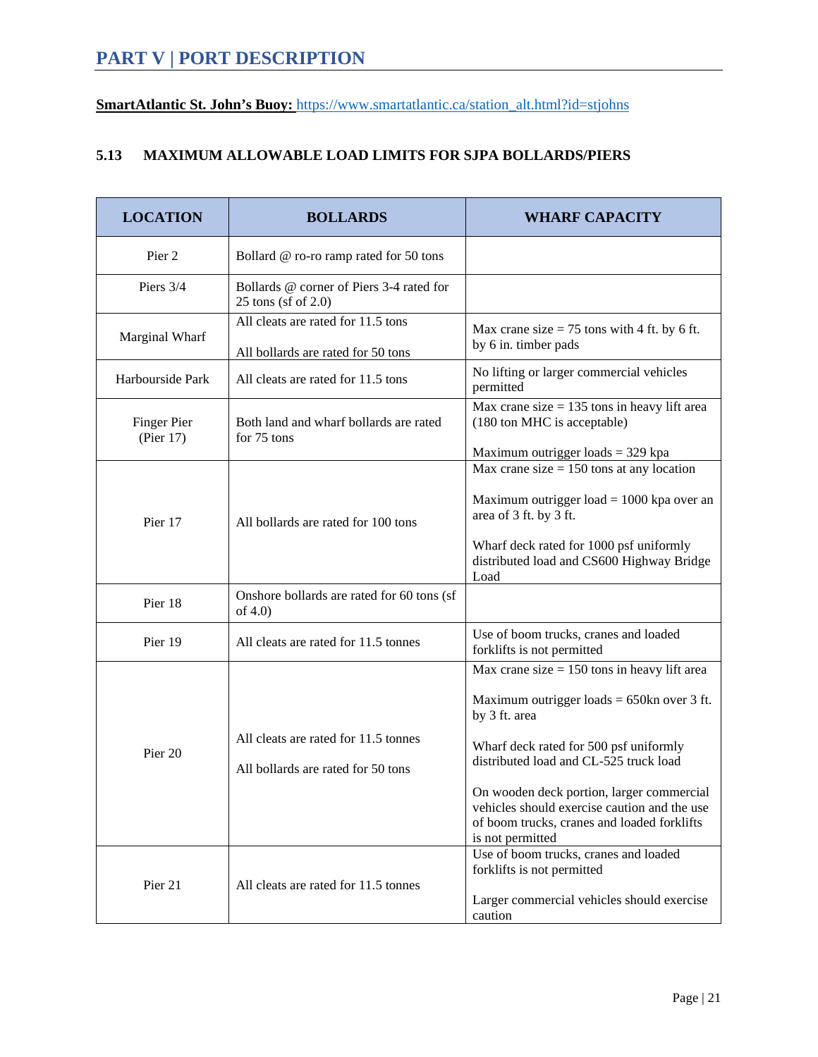# PART V | PORT DESCRIPTION

**SmartAtlantic St. John's Buoy:** https://www.smartatlantic.ca/station_alt.html?id=stjohns

### 5.13 MAXIMUM ALLOWABLE LOAD LIMITS FOR SJPA BOLLARDS/PIERS

| LOCATION | BOLLARDS | WHARF CAPACITY |
|---|---|---|
| Pier 2 | Bollard @ ro-ro ramp rated for 50 tons | |
| Piers 3/4 | Bollards @ corner of Piers 3-4 rated for 25 tons (sf of 2.0) | |
| Marginal Wharf | All cleats are rated for 11.5 tons<br><br>All bollards are rated for 50 tons | Max crane size = 75 tons with 4 ft. by 6 ft. by 6 in. timber pads |
| Harbourside Park | All cleats are rated for 11.5 tons | No lifting or larger commercial vehicles permitted |
| Finger Pier (Pier 17) | Both land and wharf bollards are rated for 75 tons | Max crane size = 135 tons in heavy lift area (180 ton MHC is acceptable)<br><br>Maximum outrigger loads = 329 kpa |
| Pier 17 | All bollards are rated for 100 tons | Max crane size = 150 tons at any location<br><br>Maximum outrigger load = 1000 kpa over an area of 3 ft. by 3 ft.<br><br>Wharf deck rated for 1000 psf uniformly distributed load and CS600 Highway Bridge Load |
| Pier 18 | Onshore bollards are rated for 60 tons (sf of 4.0) | |
| Pier 19 | All cleats are rated for 11.5 tonnes | Use of boom trucks, cranes and loaded forklifts is not permitted |
| Pier 20 | All cleats are rated for 11.5 tonnes<br><br>All bollards are rated for 50 tons | Max crane size = 150 tons in heavy lift area<br><br>Maximum outrigger loads = 650kn over 3 ft. by 3 ft. area<br><br>Wharf deck rated for 500 psf uniformly distributed load and CL-525 truck load<br><br>On wooden deck portion, larger commercial vehicles should exercise caution and the use of boom trucks, cranes and loaded forklifts is not permitted |
| Pier 21 | All cleats are rated for 11.5 tonnes | Use of boom trucks, cranes and loaded forklifts is not permitted<br><br>Larger commercial vehicles should exercise caution |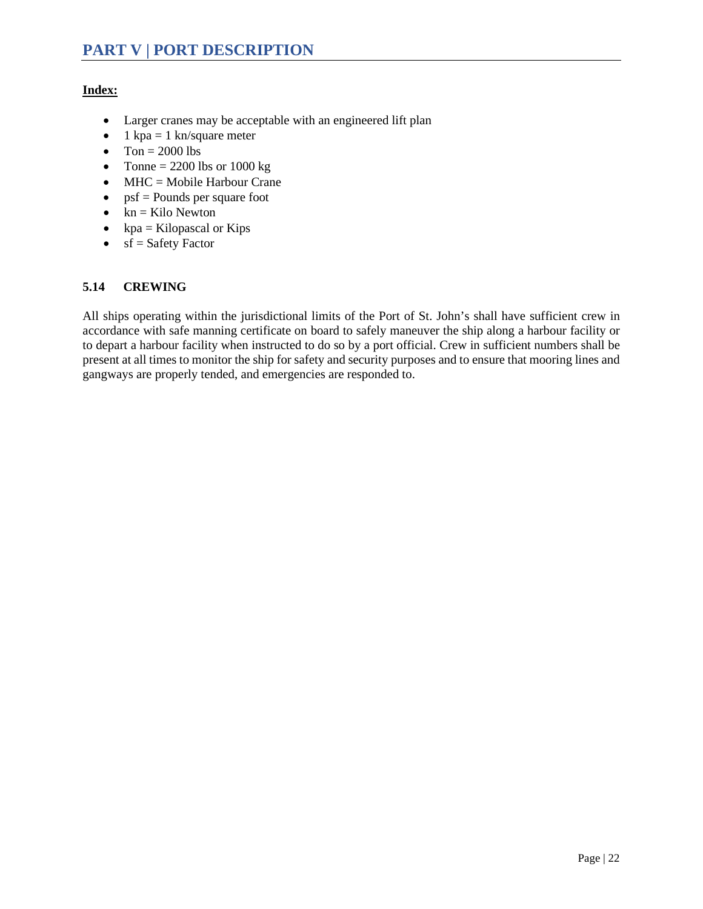# PART V | PORT DESCRIPTION

**Index:**

- Larger cranes may be acceptable with an engineered lift plan
- 1 kpa = 1 kn/square meter
- Ton = 2000 lbs
- Tonne = 2200 lbs or 1000 kg
- MHC = Mobile Harbour Crane
- psf = Pounds per square foot
- kn = Kilo Newton
- kpa = Kilopascal or Kips
- sf = Safety Factor

### 5.14 CREWING

All ships operating within the jurisdictional limits of the Port of St. John's shall have sufficient crew in accordance with safe manning certificate on board to safely maneuver the ship along a harbour facility or to depart a harbour facility when instructed to do so by a port official. Crew in sufficient numbers shall be present at all times to monitor the ship for safety and security purposes and to ensure that mooring lines and gangways are properly tended, and emergencies are responded to.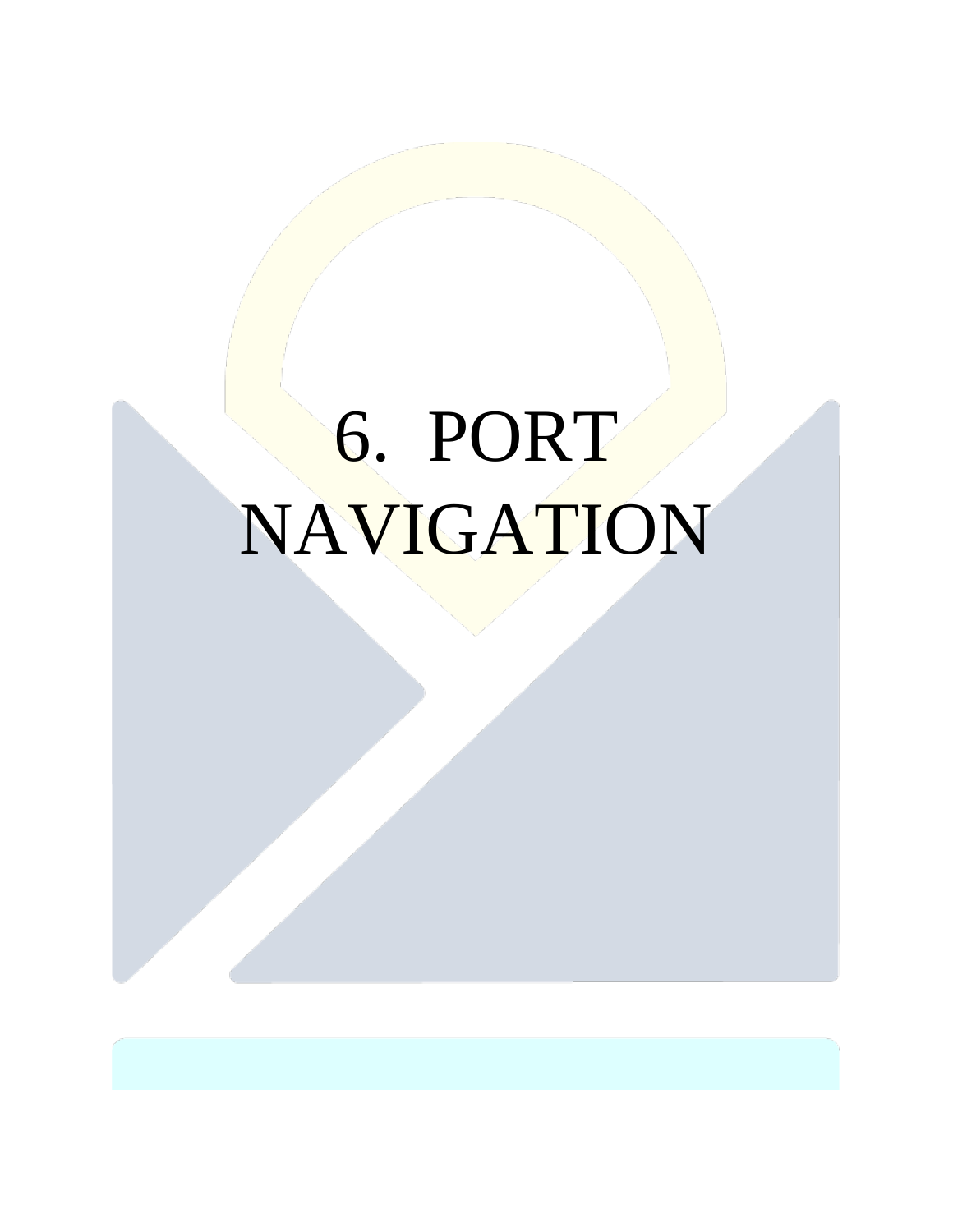# 6. PORT NAVIGATION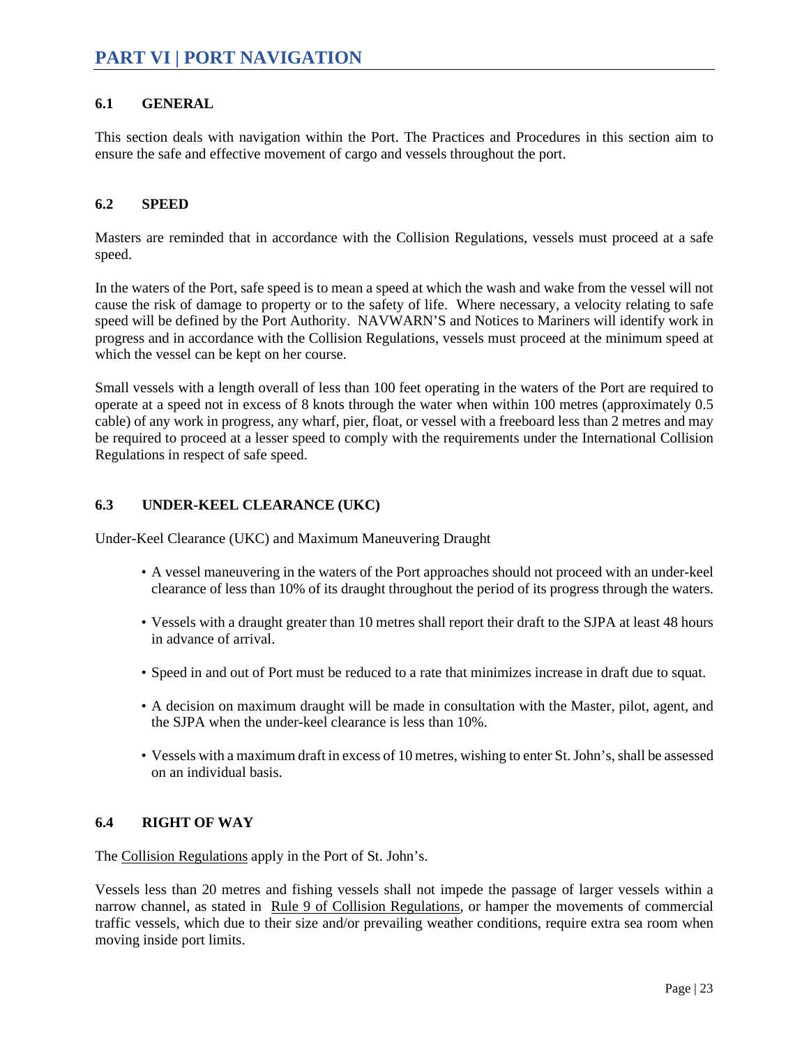# PART VI | PORT NAVIGATION

## 6.1 GENERAL

This section deals with navigation within the Port. The Practices and Procedures in this section aim to ensure the safe and effective movement of cargo and vessels throughout the port.

## 6.2 SPEED

Masters are reminded that in accordance with the Collision Regulations, vessels must proceed at a safe speed.

In the waters of the Port, safe speed is to mean a speed at which the wash and wake from the vessel will not cause the risk of damage to property or to the safety of life. Where necessary, a velocity relating to safe speed will be defined by the Port Authority. NAVWARN'S and Notices to Mariners will identify work in progress and in accordance with the Collision Regulations, vessels must proceed at the minimum speed at which the vessel can be kept on her course.

Small vessels with a length overall of less than 100 feet operating in the waters of the Port are required to operate at a speed not in excess of 8 knots through the water when within 100 metres (approximately 0.5 cable) of any work in progress, any wharf, pier, float, or vessel with a freeboard less than 2 metres and may be required to proceed at a lesser speed to comply with the requirements under the International Collision Regulations in respect of safe speed.

## 6.3 UNDER-KEEL CLEARANCE (UKC)

Under-Keel Clearance (UKC) and Maximum Maneuvering Draught

- A vessel maneuvering in the waters of the Port approaches should not proceed with an under-keel clearance of less than 10% of its draught throughout the period of its progress through the waters.
- Vessels with a draught greater than 10 metres shall report their draft to the SJPA at least 48 hours in advance of arrival.
- Speed in and out of Port must be reduced to a rate that minimizes increase in draft due to squat.
- A decision on maximum draught will be made in consultation with the Master, pilot, agent, and the SJPA when the under-keel clearance is less than 10%.
- Vessels with a maximum draft in excess of 10 metres, wishing to enter St. John's, shall be assessed on an individual basis.

## 6.4 RIGHT OF WAY

The Collision Regulations apply in the Port of St. John's.

Vessels less than 20 metres and fishing vessels shall not impede the passage of larger vessels within a narrow channel, as stated in Rule 9 of Collision Regulations, or hamper the movements of commercial traffic vessels, which due to their size and/or prevailing weather conditions, require extra sea room when moving inside port limits.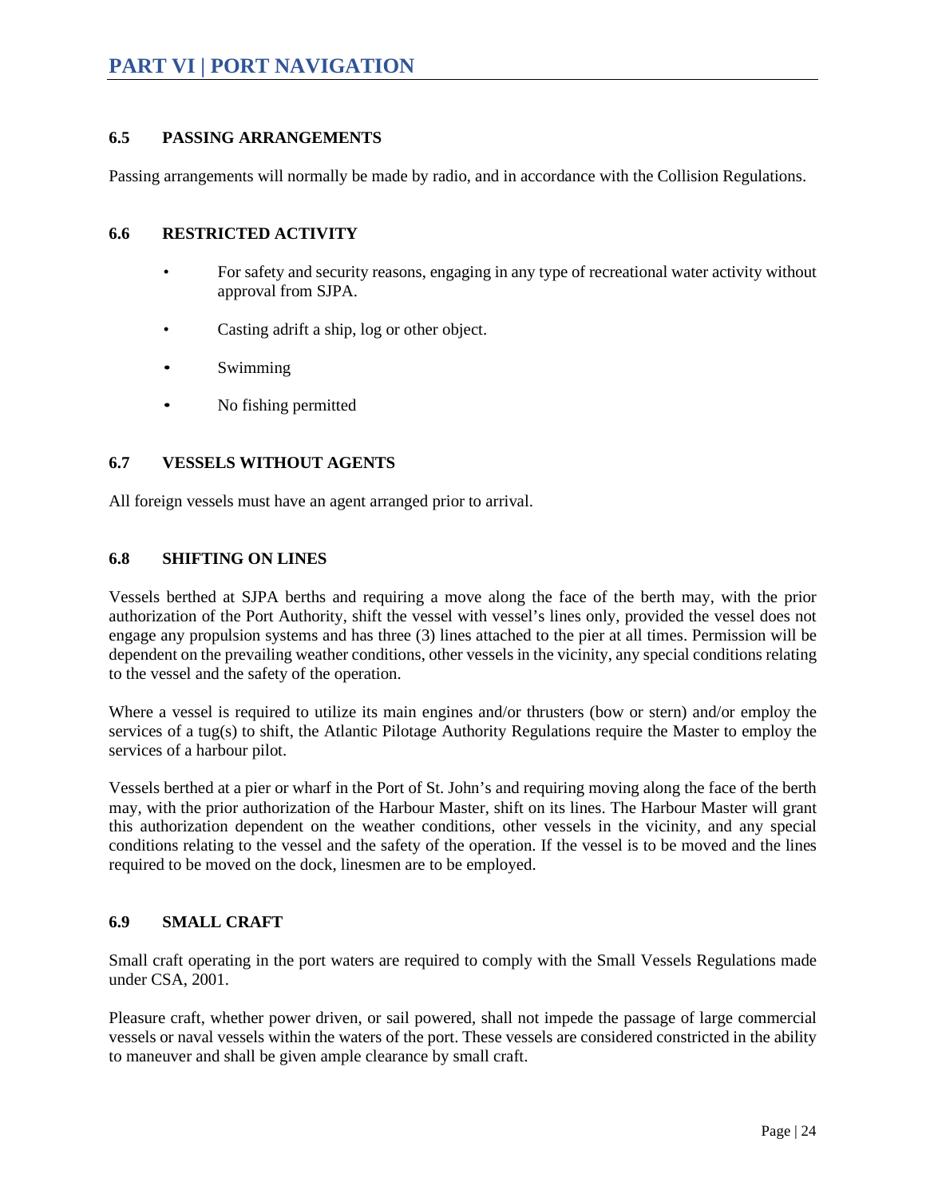## 6.5 PASSING ARRANGEMENTS

Passing arrangements will normally be made by radio, and in accordance with the Collision Regulations.

## 6.6 RESTRICTED ACTIVITY

- For safety and security reasons, engaging in any type of recreational water activity without approval from SJPA.
- Casting adrift a ship, log or other object.
- Swimming
- No fishing permitted

## 6.7 VESSELS WITHOUT AGENTS

All foreign vessels must have an agent arranged prior to arrival.

## 6.8 SHIFTING ON LINES

Vessels berthed at SJPA berths and requiring a move along the face of the berth may, with the prior authorization of the Port Authority, shift the vessel with vessel's lines only, provided the vessel does not engage any propulsion systems and has three (3) lines attached to the pier at all times. Permission will be dependent on the prevailing weather conditions, other vessels in the vicinity, any special conditions relating to the vessel and the safety of the operation.

Where a vessel is required to utilize its main engines and/or thrusters (bow or stern) and/or employ the services of a tug(s) to shift, the Atlantic Pilotage Authority Regulations require the Master to employ the services of a harbour pilot.

Vessels berthed at a pier or wharf in the Port of St. John's and requiring moving along the face of the berth may, with the prior authorization of the Harbour Master, shift on its lines. The Harbour Master will grant this authorization dependent on the weather conditions, other vessels in the vicinity, and any special conditions relating to the vessel and the safety of the operation. If the vessel is to be moved and the lines required to be moved on the dock, linesmen are to be employed.

## 6.9 SMALL CRAFT

Small craft operating in the port waters are required to comply with the Small Vessels Regulations made under CSA, 2001.

Pleasure craft, whether power driven, or sail powered, shall not impede the passage of large commercial vessels or naval vessels within the waters of the port. These vessels are considered constricted in the ability to maneuver and shall be given ample clearance by small craft.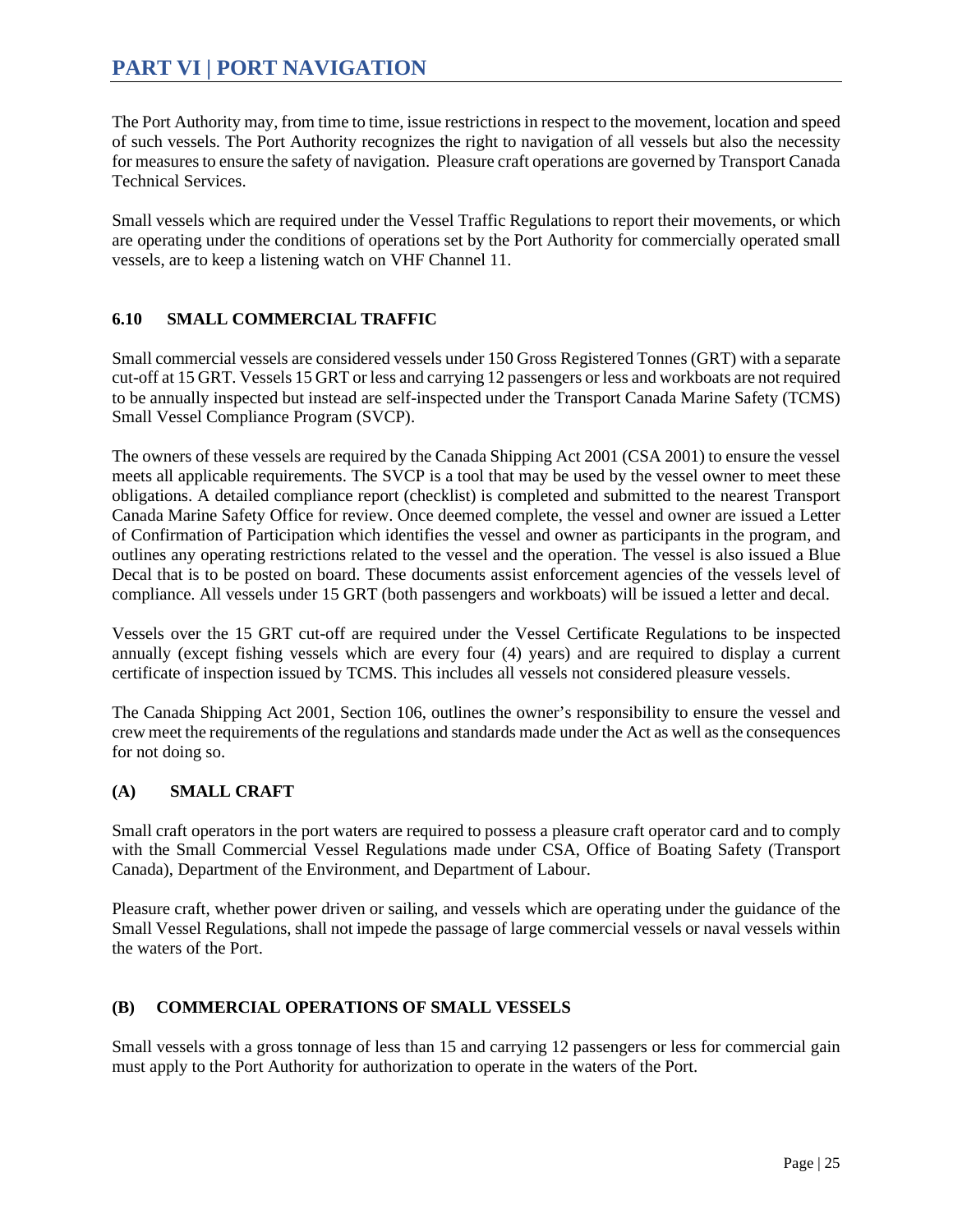# PART VI | PORT NAVIGATION

The Port Authority may, from time to time, issue restrictions in respect to the movement, location and speed of such vessels. The Port Authority recognizes the right to navigation of all vessels but also the necessity for measures to ensure the safety of navigation. Pleasure craft operations are governed by Transport Canada Technical Services.

Small vessels which are required under the Vessel Traffic Regulations to report their movements, or which are operating under the conditions of operations set by the Port Authority for commercially operated small vessels, are to keep a listening watch on VHF Channel 11.

### 6.10 SMALL COMMERCIAL TRAFFIC

Small commercial vessels are considered vessels under 150 Gross Registered Tonnes (GRT) with a separate cut-off at 15 GRT. Vessels 15 GRT or less and carrying 12 passengers or less and workboats are not required to be annually inspected but instead are self-inspected under the Transport Canada Marine Safety (TCMS) Small Vessel Compliance Program (SVCP).

The owners of these vessels are required by the Canada Shipping Act 2001 (CSA 2001) to ensure the vessel meets all applicable requirements. The SVCP is a tool that may be used by the vessel owner to meet these obligations. A detailed compliance report (checklist) is completed and submitted to the nearest Transport Canada Marine Safety Office for review. Once deemed complete, the vessel and owner are issued a Letter of Confirmation of Participation which identifies the vessel and owner as participants in the program, and outlines any operating restrictions related to the vessel and the operation. The vessel is also issued a Blue Decal that is to be posted on board. These documents assist enforcement agencies of the vessels level of compliance. All vessels under 15 GRT (both passengers and workboats) will be issued a letter and decal.

Vessels over the 15 GRT cut-off are required under the Vessel Certificate Regulations to be inspected annually (except fishing vessels which are every four (4) years) and are required to display a current certificate of inspection issued by TCMS. This includes all vessels not considered pleasure vessels.

The Canada Shipping Act 2001, Section 106, outlines the owner's responsibility to ensure the vessel and crew meet the requirements of the regulations and standards made under the Act as well as the consequences for not doing so.

#### (A) SMALL CRAFT

Small craft operators in the port waters are required to possess a pleasure craft operator card and to comply with the Small Commercial Vessel Regulations made under CSA, Office of Boating Safety (Transport Canada), Department of the Environment, and Department of Labour.

Pleasure craft, whether power driven or sailing, and vessels which are operating under the guidance of the Small Vessel Regulations, shall not impede the passage of large commercial vessels or naval vessels within the waters of the Port.

#### (B) COMMERCIAL OPERATIONS OF SMALL VESSELS

Small vessels with a gross tonnage of less than 15 and carrying 12 passengers or less for commercial gain must apply to the Port Authority for authorization to operate in the waters of the Port.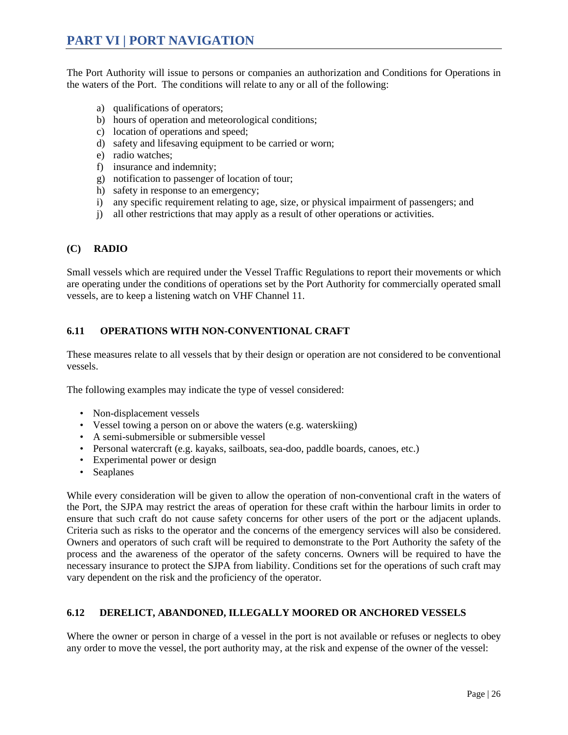The Port Authority will issue to persons or companies an authorization and Conditions for Operations in the waters of the Port. The conditions will relate to any or all of the following:

a) qualifications of operators;
b) hours of operation and meteorological conditions;
c) location of operations and speed;
d) safety and lifesaving equipment to be carried or worn;
e) radio watches;
f) insurance and indemnity;
g) notification to passenger of location of tour;
h) safety in response to an emergency;
i) any specific requirement relating to age, size, or physical impairment of passengers; and
j) all other restrictions that may apply as a result of other operations or activities.

#### (C) RADIO

Small vessels which are required under the Vessel Traffic Regulations to report their movements or which are operating under the conditions of operations set by the Port Authority for commercially operated small vessels, are to keep a listening watch on VHF Channel 11.

### 6.11 OPERATIONS WITH NON-CONVENTIONAL CRAFT

These measures relate to all vessels that by their design or operation are not considered to be conventional vessels.

The following examples may indicate the type of vessel considered:

- Non-displacement vessels
- Vessel towing a person on or above the waters (e.g. waterskiing)
- A semi-submersible or submersible vessel
- Personal watercraft (e.g. kayaks, sailboats, sea-doo, paddle boards, canoes, etc.)
- Experimental power or design
- Seaplanes

While every consideration will be given to allow the operation of non-conventional craft in the waters of the Port, the SJPA may restrict the areas of operation for these craft within the harbour limits in order to ensure that such craft do not cause safety concerns for other users of the port or the adjacent uplands. Criteria such as risks to the operator and the concerns of the emergency services will also be considered. Owners and operators of such craft will be required to demonstrate to the Port Authority the safety of the process and the awareness of the operator of the safety concerns. Owners will be required to have the necessary insurance to protect the SJPA from liability. Conditions set for the operations of such craft may vary dependent on the risk and the proficiency of the operator.

### 6.12 DERELICT, ABANDONED, ILLEGALLY MOORED OR ANCHORED VESSELS

Where the owner or person in charge of a vessel in the port is not available or refuses or neglects to obey any order to move the vessel, the port authority may, at the risk and expense of the owner of the vessel: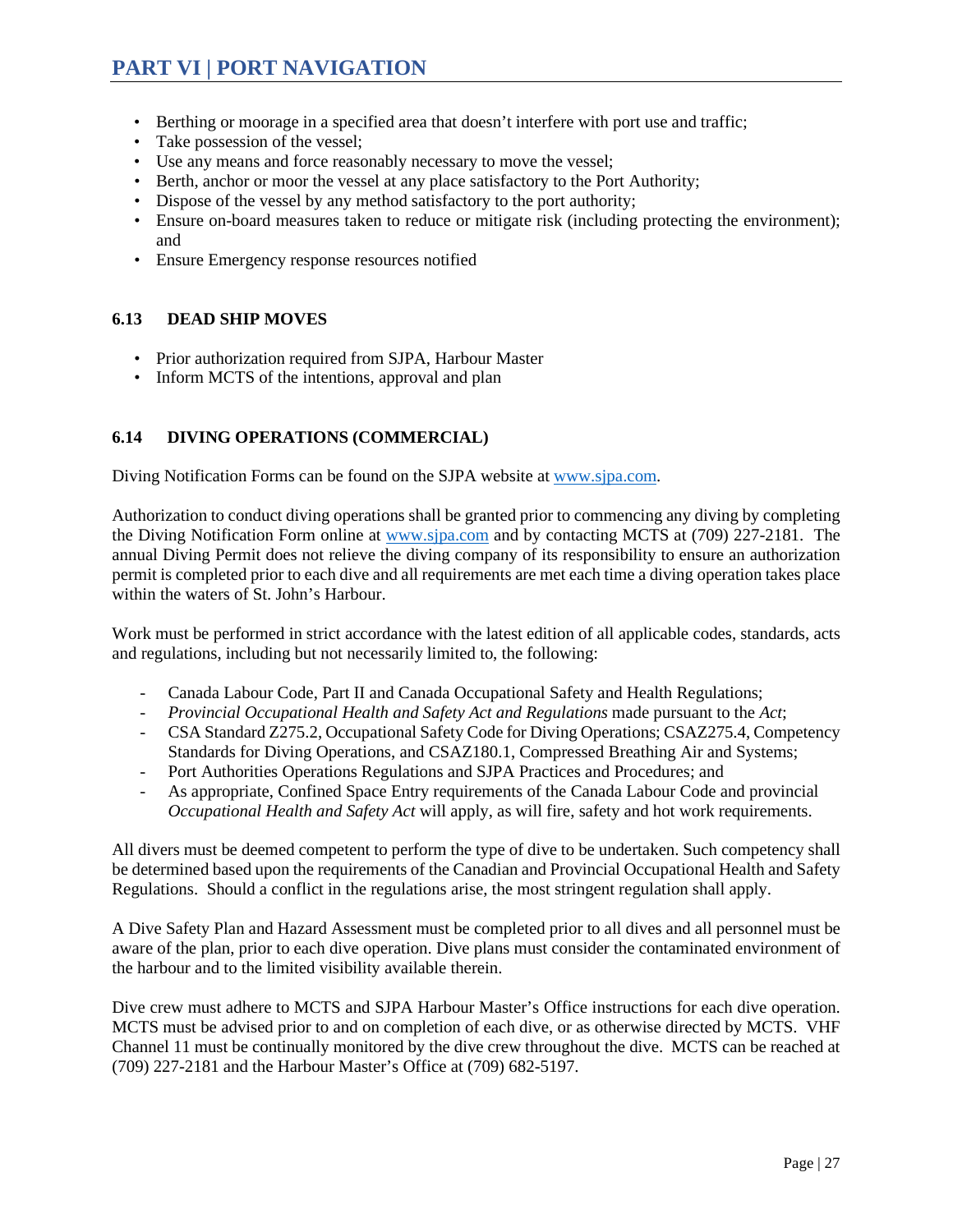- Berthing or moorage in a specified area that doesn't interfere with port use and traffic;
- Take possession of the vessel;
- Use any means and force reasonably necessary to move the vessel;
- Berth, anchor or moor the vessel at any place satisfactory to the Port Authority;
- Dispose of the vessel by any method satisfactory to the port authority;
- Ensure on-board measures taken to reduce or mitigate risk (including protecting the environment); and
- Ensure Emergency response resources notified

### 6.13 DEAD SHIP MOVES

- Prior authorization required from SJPA, Harbour Master
- Inform MCTS of the intentions, approval and plan

### 6.14 DIVING OPERATIONS (COMMERCIAL)

Diving Notification Forms can be found on the SJPA website at www.sjpa.com.

Authorization to conduct diving operations shall be granted prior to commencing any diving by completing the Diving Notification Form online at www.sjpa.com and by contacting MCTS at (709) 227-2181. The annual Diving Permit does not relieve the diving company of its responsibility to ensure an authorization permit is completed prior to each dive and all requirements are met each time a diving operation takes place within the waters of St. John's Harbour.

Work must be performed in strict accordance with the latest edition of all applicable codes, standards, acts and regulations, including but not necessarily limited to, the following:

- Canada Labour Code, Part II and Canada Occupational Safety and Health Regulations;
- *Provincial Occupational Health and Safety Act and Regulations* made pursuant to the *Act*;
- CSA Standard Z275.2, Occupational Safety Code for Diving Operations; CSAZ275.4, Competency Standards for Diving Operations, and CSAZ180.1, Compressed Breathing Air and Systems;
- Port Authorities Operations Regulations and SJPA Practices and Procedures; and
- As appropriate, Confined Space Entry requirements of the Canada Labour Code and provincial *Occupational Health and Safety Act* will apply, as will fire, safety and hot work requirements.

All divers must be deemed competent to perform the type of dive to be undertaken. Such competency shall be determined based upon the requirements of the Canadian and Provincial Occupational Health and Safety Regulations. Should a conflict in the regulations arise, the most stringent regulation shall apply.

A Dive Safety Plan and Hazard Assessment must be completed prior to all dives and all personnel must be aware of the plan, prior to each dive operation. Dive plans must consider the contaminated environment of the harbour and to the limited visibility available therein.

Dive crew must adhere to MCTS and SJPA Harbour Master's Office instructions for each dive operation. MCTS must be advised prior to and on completion of each dive, or as otherwise directed by MCTS. VHF Channel 11 must be continually monitored by the dive crew throughout the dive. MCTS can be reached at (709) 227-2181 and the Harbour Master's Office at (709) 682-5197.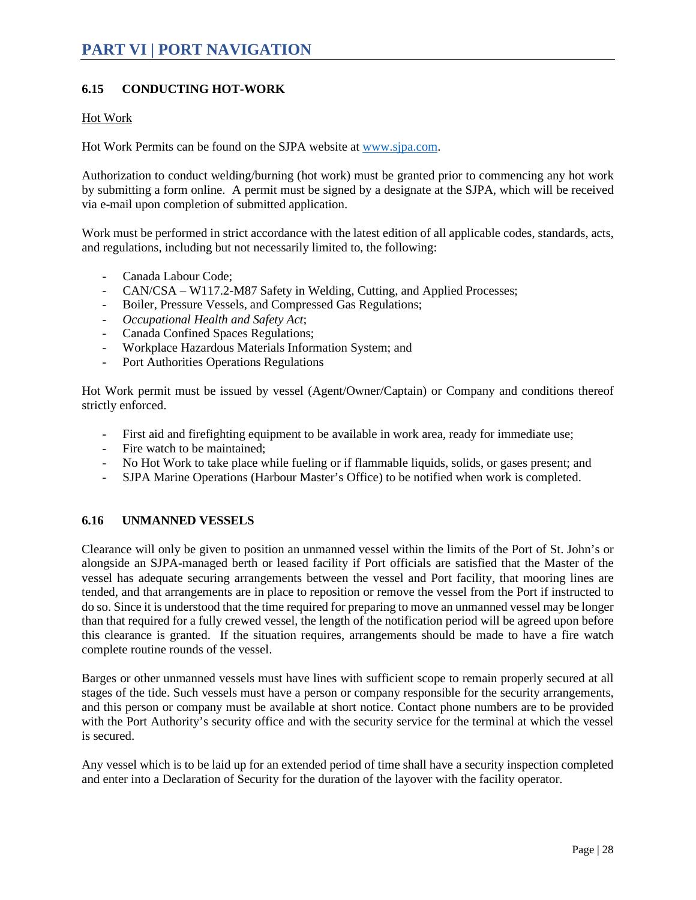# PART VI | PORT NAVIGATION

## 6.15 CONDUCTING HOT-WORK

Hot Work

Hot Work Permits can be found on the SJPA website at [www.sjpa.com](http://www.sjpa.com).

Authorization to conduct welding/burning (hot work) must be granted prior to commencing any hot work by submitting a form online. A permit must be signed by a designate at the SJPA, which will be received via e-mail upon completion of submitted application.

Work must be performed in strict accordance with the latest edition of all applicable codes, standards, acts, and regulations, including but not necessarily limited to, the following:

- Canada Labour Code;
- CAN/CSA – W117.2-M87 Safety in Welding, Cutting, and Applied Processes;
- Boiler, Pressure Vessels, and Compressed Gas Regulations;
- *Occupational Health and Safety Act*;
- Canada Confined Spaces Regulations;
- Workplace Hazardous Materials Information System; and
- Port Authorities Operations Regulations

Hot Work permit must be issued by vessel (Agent/Owner/Captain) or Company and conditions thereof strictly enforced.

- First aid and firefighting equipment to be available in work area, ready for immediate use;
- Fire watch to be maintained;
- No Hot Work to take place while fueling or if flammable liquids, solids, or gases present; and
- SJPA Marine Operations (Harbour Master's Office) to be notified when work is completed.

## 6.16 UNMANNED VESSELS

Clearance will only be given to position an unmanned vessel within the limits of the Port of St. John's or alongside an SJPA-managed berth or leased facility if Port officials are satisfied that the Master of the vessel has adequate securing arrangements between the vessel and Port facility, that mooring lines are tended, and that arrangements are in place to reposition or remove the vessel from the Port if instructed to do so. Since it is understood that the time required for preparing to move an unmanned vessel may be longer than that required for a fully crewed vessel, the length of the notification period will be agreed upon before this clearance is granted. If the situation requires, arrangements should be made to have a fire watch complete routine rounds of the vessel.

Barges or other unmanned vessels must have lines with sufficient scope to remain properly secured at all stages of the tide. Such vessels must have a person or company responsible for the security arrangements, and this person or company must be available at short notice. Contact phone numbers are to be provided with the Port Authority's security office and with the security service for the terminal at which the vessel is secured.

Any vessel which is to be laid up for an extended period of time shall have a security inspection completed and enter into a Declaration of Security for the duration of the layover with the facility operator.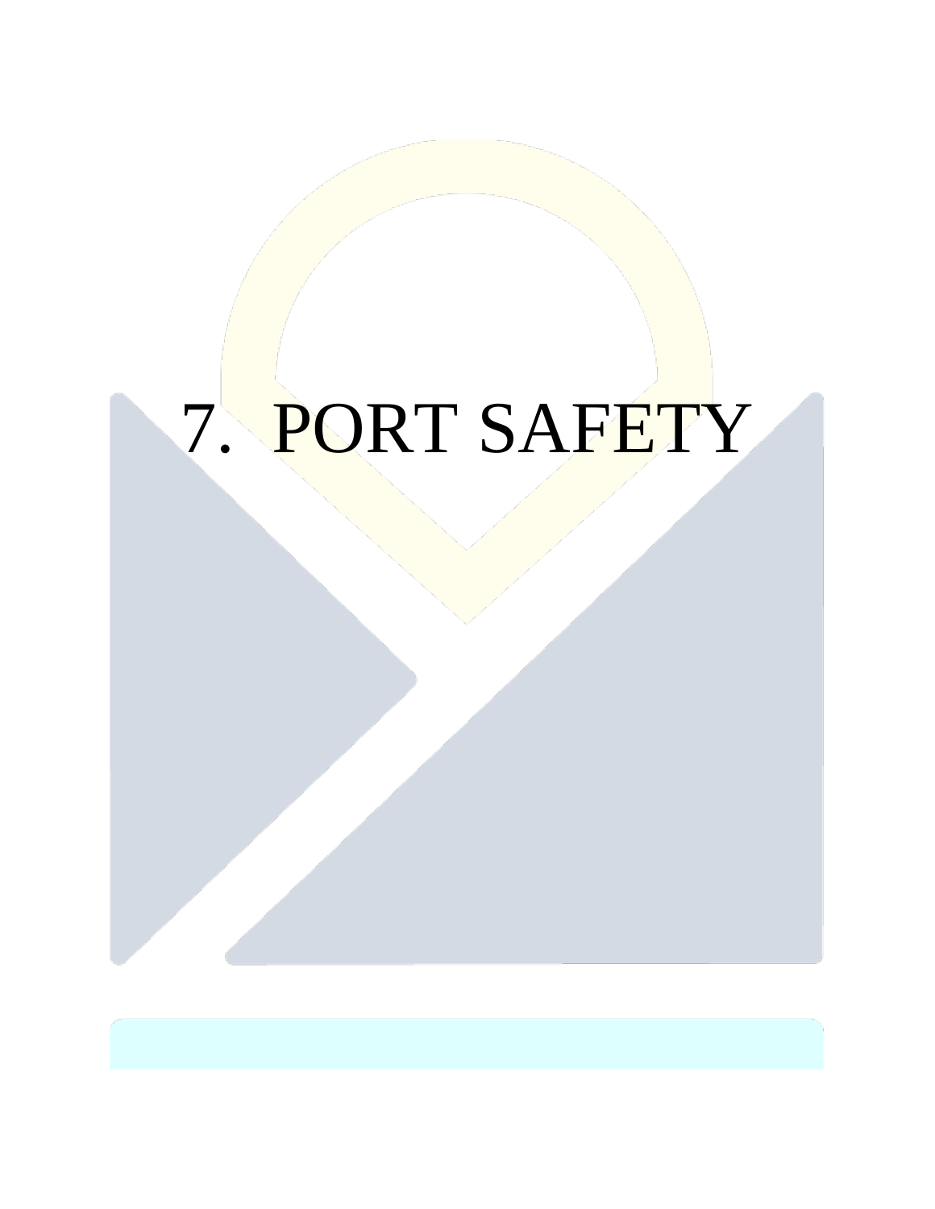# 7. PORT SAFETY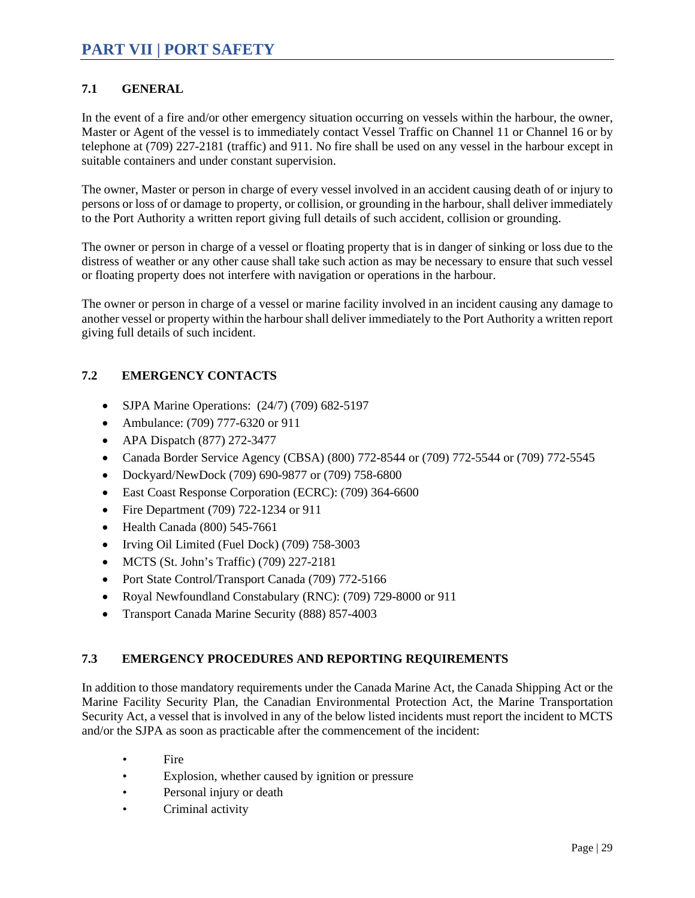# PART VII | PORT SAFETY

## 7.1 GENERAL

In the event of a fire and/or other emergency situation occurring on vessels within the harbour, the owner, Master or Agent of the vessel is to immediately contact Vessel Traffic on Channel 11 or Channel 16 or by telephone at (709) 227-2181 (traffic) and 911. No fire shall be used on any vessel in the harbour except in suitable containers and under constant supervision.

The owner, Master or person in charge of every vessel involved in an accident causing death of or injury to persons or loss of or damage to property, or collision, or grounding in the harbour, shall deliver immediately to the Port Authority a written report giving full details of such accident, collision or grounding.

The owner or person in charge of a vessel or floating property that is in danger of sinking or loss due to the distress of weather or any other cause shall take such action as may be necessary to ensure that such vessel or floating property does not interfere with navigation or operations in the harbour.

The owner or person in charge of a vessel or marine facility involved in an incident causing any damage to another vessel or property within the harbour shall deliver immediately to the Port Authority a written report giving full details of such incident.

## 7.2 EMERGENCY CONTACTS

- SJPA Marine Operations: (24/7) (709) 682-5197
- Ambulance: (709) 777-6320 or 911
- APA Dispatch (877) 272-3477
- Canada Border Service Agency (CBSA) (800) 772-8544 or (709) 772-5544 or (709) 772-5545
- Dockyard/NewDock (709) 690-9877 or (709) 758-6800
- East Coast Response Corporation (ECRC): (709) 364-6600
- Fire Department (709) 722-1234 or 911
- Health Canada (800) 545-7661
- Irving Oil Limited (Fuel Dock) (709) 758-3003
- MCTS (St. John's Traffic) (709) 227-2181
- Port State Control/Transport Canada (709) 772-5166
- Royal Newfoundland Constabulary (RNC): (709) 729-8000 or 911
- Transport Canada Marine Security (888) 857-4003

## 7.3 EMERGENCY PROCEDURES AND REPORTING REQUIREMENTS

In addition to those mandatory requirements under the Canada Marine Act, the Canada Shipping Act or the Marine Facility Security Plan, the Canadian Environmental Protection Act, the Marine Transportation Security Act, a vessel that is involved in any of the below listed incidents must report the incident to MCTS and/or the SJPA as soon as practicable after the commencement of the incident:

- Fire
- Explosion, whether caused by ignition or pressure
- Personal injury or death
- Criminal activity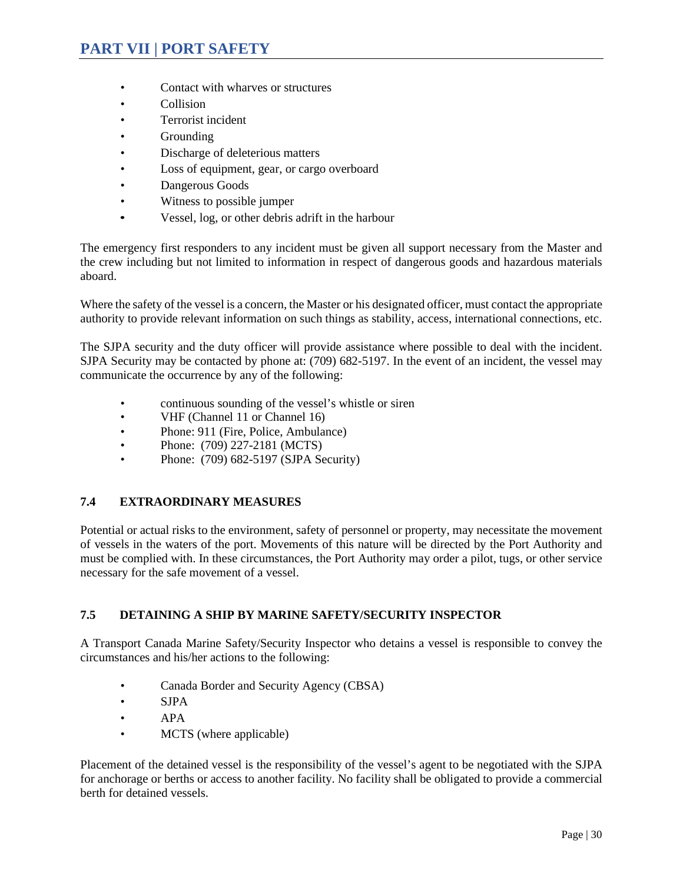- Contact with wharves or structures
- Collision
- Terrorist incident
- Grounding
- Discharge of deleterious matters
- Loss of equipment, gear, or cargo overboard
- Dangerous Goods
- Witness to possible jumper
- Vessel, log, or other debris adrift in the harbour

The emergency first responders to any incident must be given all support necessary from the Master and the crew including but not limited to information in respect of dangerous goods and hazardous materials aboard.

Where the safety of the vessel is a concern, the Master or his designated officer, must contact the appropriate authority to provide relevant information on such things as stability, access, international connections, etc.

The SJPA security and the duty officer will provide assistance where possible to deal with the incident. SJPA Security may be contacted by phone at: (709) 682-5197. In the event of an incident, the vessel may communicate the occurrence by any of the following:

- continuous sounding of the vessel's whistle or siren
- VHF (Channel 11 or Channel 16)
- Phone: 911 (Fire, Police, Ambulance)
- Phone: (709) 227-2181 (MCTS)
- Phone: (709) 682-5197 (SJPA Security)

### 7.4 EXTRAORDINARY MEASURES

Potential or actual risks to the environment, safety of personnel or property, may necessitate the movement of vessels in the waters of the port. Movements of this nature will be directed by the Port Authority and must be complied with. In these circumstances, the Port Authority may order a pilot, tugs, or other service necessary for the safe movement of a vessel.

### 7.5 DETAINING A SHIP BY MARINE SAFETY/SECURITY INSPECTOR

A Transport Canada Marine Safety/Security Inspector who detains a vessel is responsible to convey the circumstances and his/her actions to the following:

- Canada Border and Security Agency (CBSA)
- SJPA
- APA
- MCTS (where applicable)

Placement of the detained vessel is the responsibility of the vessel's agent to be negotiated with the SJPA for anchorage or berths or access to another facility. No facility shall be obligated to provide a commercial berth for detained vessels.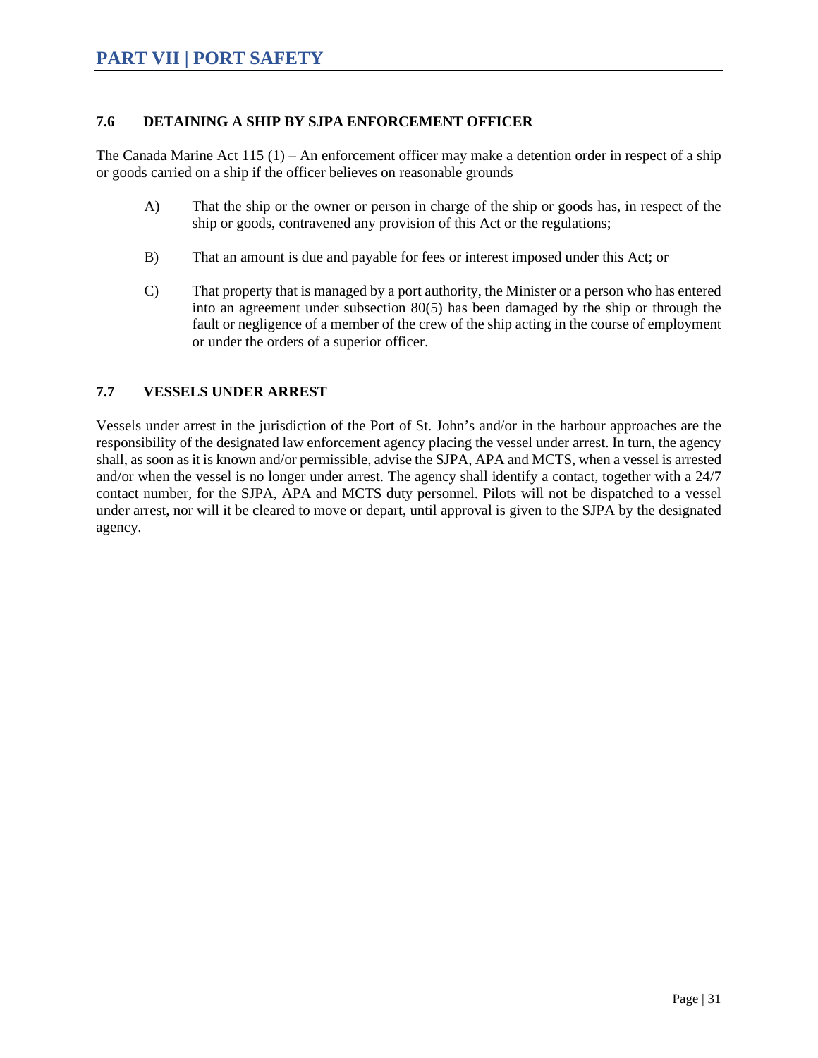## 7.6 DETAINING A SHIP BY SJPA ENFORCEMENT OFFICER

The Canada Marine Act 115 (1) – An enforcement officer may make a detention order in respect of a ship or goods carried on a ship if the officer believes on reasonable grounds

A) That the ship or the owner or person in charge of the ship or goods has, in respect of the ship or goods, contravened any provision of this Act or the regulations;

B) That an amount is due and payable for fees or interest imposed under this Act; or

C) That property that is managed by a port authority, the Minister or a person who has entered into an agreement under subsection 80(5) has been damaged by the ship or through the fault or negligence of a member of the crew of the ship acting in the course of employment or under the orders of a superior officer.

## 7.7 VESSELS UNDER ARREST

Vessels under arrest in the jurisdiction of the Port of St. John's and/or in the harbour approaches are the responsibility of the designated law enforcement agency placing the vessel under arrest. In turn, the agency shall, as soon as it is known and/or permissible, advise the SJPA, APA and MCTS, when a vessel is arrested and/or when the vessel is no longer under arrest. The agency shall identify a contact, together with a 24/7 contact number, for the SJPA, APA and MCTS duty personnel. Pilots will not be dispatched to a vessel under arrest, nor will it be cleared to move or depart, until approval is given to the SJPA by the designated agency.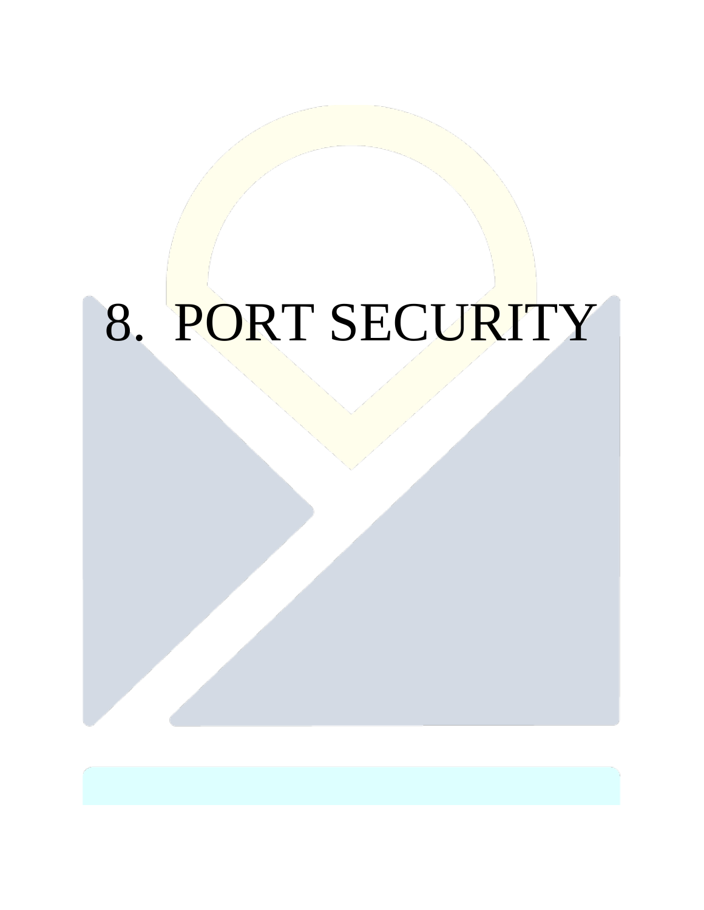# 8. PORT SECURITY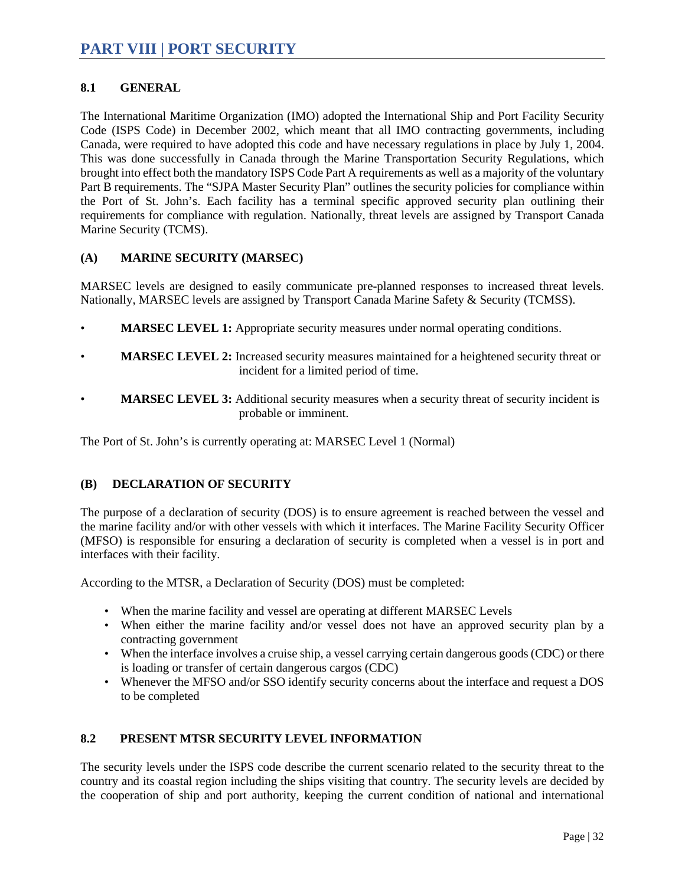# PART VIII | PORT SECURITY

## 8.1 GENERAL

The International Maritime Organization (IMO) adopted the International Ship and Port Facility Security Code (ISPS Code) in December 2002, which meant that all IMO contracting governments, including Canada, were required to have adopted this code and have necessary regulations in place by July 1, 2004. This was done successfully in Canada through the Marine Transportation Security Regulations, which brought into effect both the mandatory ISPS Code Part A requirements as well as a majority of the voluntary Part B requirements. The "SJPA Master Security Plan" outlines the security policies for compliance within the Port of St. John's. Each facility has a terminal specific approved security plan outlining their requirements for compliance with regulation. Nationally, threat levels are assigned by Transport Canada Marine Security (TCMS).

### (A) MARINE SECURITY (MARSEC)

MARSEC levels are designed to easily communicate pre-planned responses to increased threat levels. Nationally, MARSEC levels are assigned by Transport Canada Marine Safety & Security (TCMSS).

- **MARSEC LEVEL 1:** Appropriate security measures under normal operating conditions.
- **MARSEC LEVEL 2:** Increased security measures maintained for a heightened security threat or incident for a limited period of time.
- **MARSEC LEVEL 3:** Additional security measures when a security threat of security incident is probable or imminent.

The Port of St. John's is currently operating at: MARSEC Level 1 (Normal)

### (B) DECLARATION OF SECURITY

The purpose of a declaration of security (DOS) is to ensure agreement is reached between the vessel and the marine facility and/or with other vessels with which it interfaces. The Marine Facility Security Officer (MFSO) is responsible for ensuring a declaration of security is completed when a vessel is in port and interfaces with their facility.

According to the MTSR, a Declaration of Security (DOS) must be completed:

- When the marine facility and vessel are operating at different MARSEC Levels
- When either the marine facility and/or vessel does not have an approved security plan by a contracting government
- When the interface involves a cruise ship, a vessel carrying certain dangerous goods (CDC) or there is loading or transfer of certain dangerous cargos (CDC)
- Whenever the MFSO and/or SSO identify security concerns about the interface and request a DOS to be completed

## 8.2 PRESENT MTSR SECURITY LEVEL INFORMATION

The security levels under the ISPS code describe the current scenario related to the security threat to the country and its coastal region including the ships visiting that country. The security levels are decided by the cooperation of ship and port authority, keeping the current condition of national and international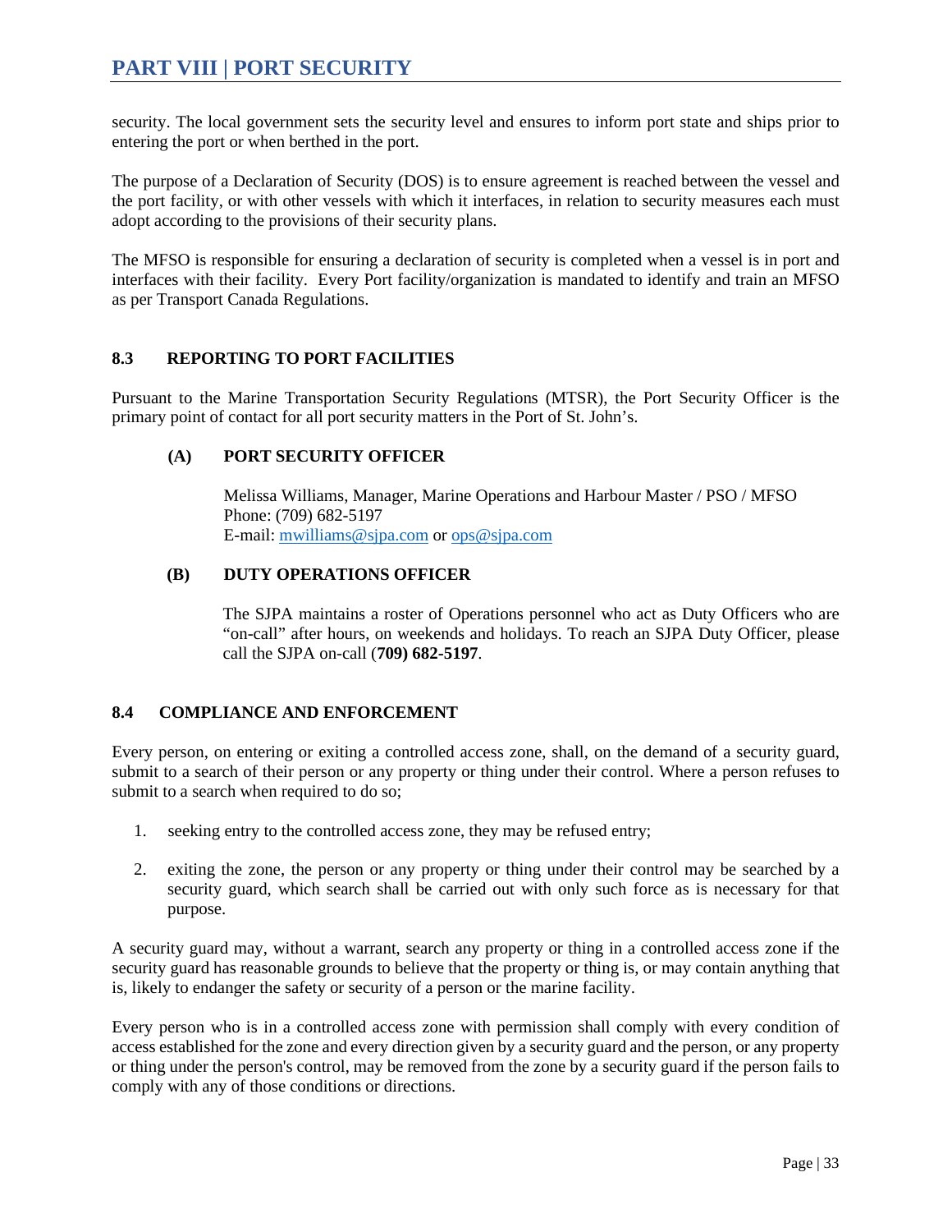security. The local government sets the security level and ensures to inform port state and ships prior to entering the port or when berthed in the port.

The purpose of a Declaration of Security (DOS) is to ensure agreement is reached between the vessel and the port facility, or with other vessels with which it interfaces, in relation to security measures each must adopt according to the provisions of their security plans.

The MFSO is responsible for ensuring a declaration of security is completed when a vessel is in port and interfaces with their facility. Every Port facility/organization is mandated to identify and train an MFSO as per Transport Canada Regulations.

### 8.3 REPORTING TO PORT FACILITIES

Pursuant to the Marine Transportation Security Regulations (MTSR), the Port Security Officer is the primary point of contact for all port security matters in the Port of St. John's.

#### (A) PORT SECURITY OFFICER

Melissa Williams, Manager, Marine Operations and Harbour Master / PSO / MFSO
Phone: (709) 682-5197
E-mail: mwilliams@sjpa.com or ops@sjpa.com

#### (B) DUTY OPERATIONS OFFICER

The SJPA maintains a roster of Operations personnel who act as Duty Officers who are "on-call" after hours, on weekends and holidays. To reach an SJPA Duty Officer, please call the SJPA on-call (**709) 682-5197**.

### 8.4 COMPLIANCE AND ENFORCEMENT

Every person, on entering or exiting a controlled access zone, shall, on the demand of a security guard, submit to a search of their person or any property or thing under their control. Where a person refuses to submit to a search when required to do so;

1. seeking entry to the controlled access zone, they may be refused entry;
2. exiting the zone, the person or any property or thing under their control may be searched by a security guard, which search shall be carried out with only such force as is necessary for that purpose.

A security guard may, without a warrant, search any property or thing in a controlled access zone if the security guard has reasonable grounds to believe that the property or thing is, or may contain anything that is, likely to endanger the safety or security of a person or the marine facility.

Every person who is in a controlled access zone with permission shall comply with every condition of access established for the zone and every direction given by a security guard and the person, or any property or thing under the person's control, may be removed from the zone by a security guard if the person fails to comply with any of those conditions or directions.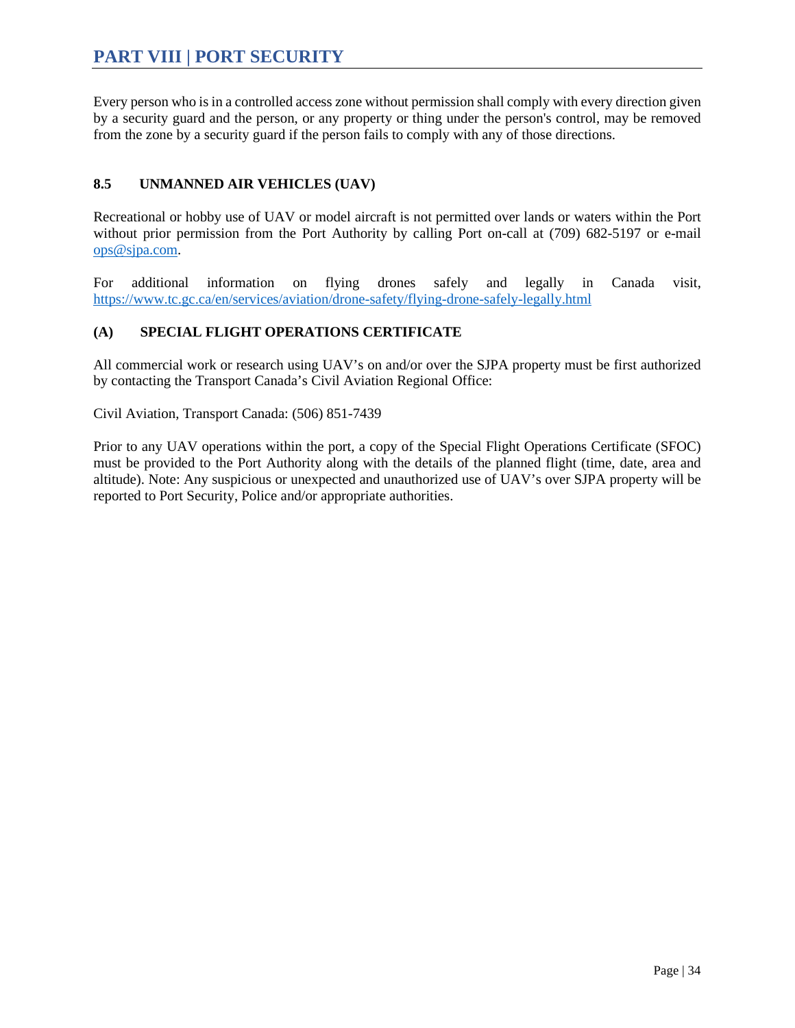Every person who is in a controlled access zone without permission shall comply with every direction given by a security guard and the person, or any property or thing under the person's control, may be removed from the zone by a security guard if the person fails to comply with any of those directions.

### 8.5 UNMANNED AIR VEHICLES (UAV)

Recreational or hobby use of UAV or model aircraft is not permitted over lands or waters within the Port without prior permission from the Port Authority by calling Port on-call at (709) 682-5197 or e-mail [ops@sjpa.com](mailto:ops@sjpa.com).

For additional information on flying drones safely and legally in Canada visit, [https://www.tc.gc.ca/en/services/aviation/drone-safety/flying-drone-safely-legally.html](https://www.tc.gc.ca/en/services/aviation/drone-safety/flying-drone-safely-legally.html)

#### (A) SPECIAL FLIGHT OPERATIONS CERTIFICATE

All commercial work or research using UAV's on and/or over the SJPA property must be first authorized by contacting the Transport Canada's Civil Aviation Regional Office:

Civil Aviation, Transport Canada: (506) 851-7439

Prior to any UAV operations within the port, a copy of the Special Flight Operations Certificate (SFOC) must be provided to the Port Authority along with the details of the planned flight (time, date, area and altitude). Note: Any suspicious or unexpected and unauthorized use of UAV's over SJPA property will be reported to Port Security, Police and/or appropriate authorities.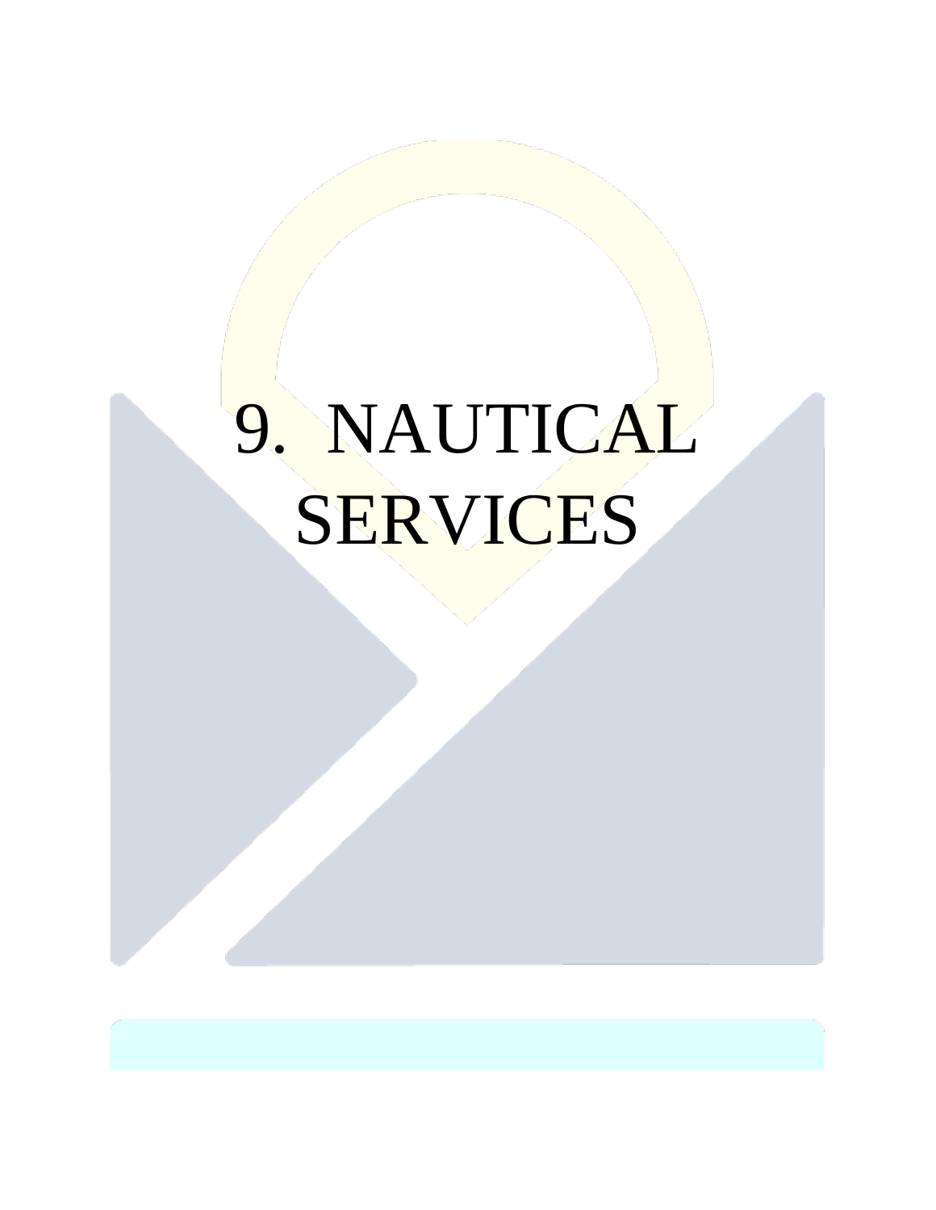# 9. NAUTICAL SERVICES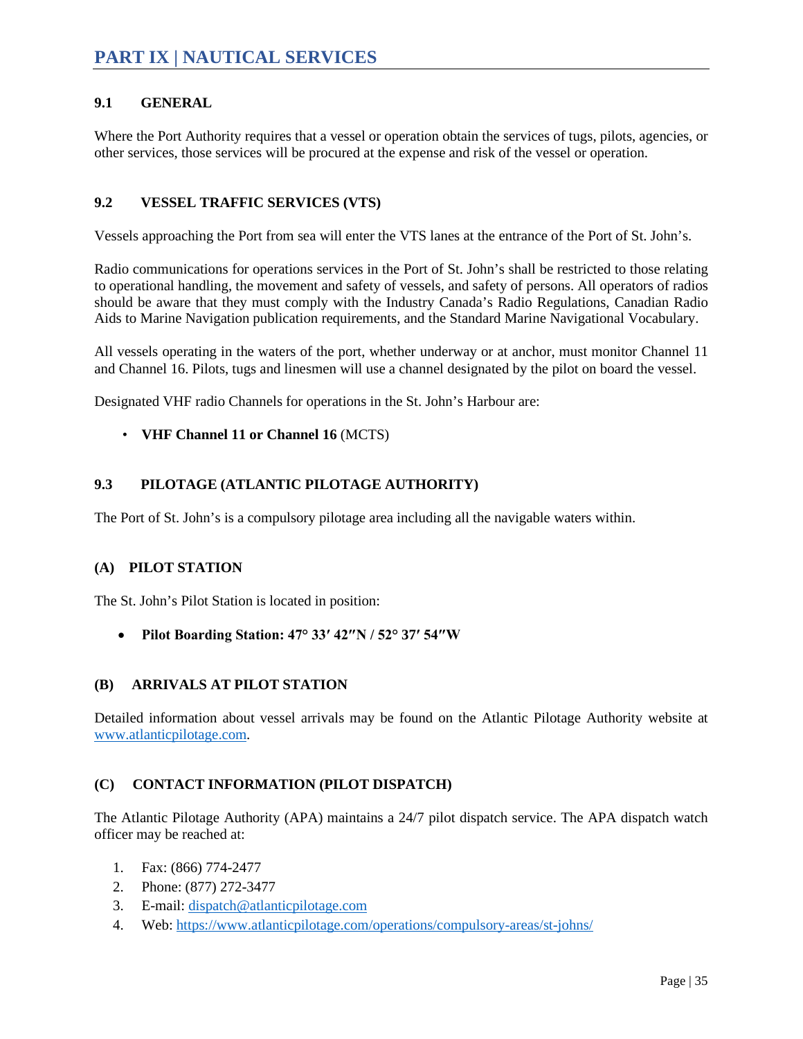# PART IX | NAUTICAL SERVICES

## 9.1 GENERAL

Where the Port Authority requires that a vessel or operation obtain the services of tugs, pilots, agencies, or other services, those services will be procured at the expense and risk of the vessel or operation.

## 9.2 VESSEL TRAFFIC SERVICES (VTS)

Vessels approaching the Port from sea will enter the VTS lanes at the entrance of the Port of St. John's.

Radio communications for operations services in the Port of St. John's shall be restricted to those relating to operational handling, the movement and safety of vessels, and safety of persons. All operators of radios should be aware that they must comply with the Industry Canada's Radio Regulations, Canadian Radio Aids to Marine Navigation publication requirements, and the Standard Marine Navigational Vocabulary.

All vessels operating in the waters of the port, whether underway or at anchor, must monitor Channel 11 and Channel 16. Pilots, tugs and linesmen will use a channel designated by the pilot on board the vessel.

Designated VHF radio Channels for operations in the St. John's Harbour are:

- **VHF Channel 11 or Channel 16** (MCTS)

## 9.3 PILOTAGE (ATLANTIC PILOTAGE AUTHORITY)

The Port of St. John's is a compulsory pilotage area including all the navigable waters within.

### (A) PILOT STATION

The St. John's Pilot Station is located in position:

- **Pilot Boarding Station: 47° 33′ 42″N / 52° 37′ 54″W**

### (B) ARRIVALS AT PILOT STATION

Detailed information about vessel arrivals may be found on the Atlantic Pilotage Authority website at www.atlanticpilotage.com.

### (C) CONTACT INFORMATION (PILOT DISPATCH)

The Atlantic Pilotage Authority (APA) maintains a 24/7 pilot dispatch service. The APA dispatch watch officer may be reached at:

1. Fax: (866) 774-2477
2. Phone: (877) 272-3477
3. E-mail: dispatch@atlanticpilotage.com
4. Web: https://www.atlanticpilotage.com/operations/compulsory-areas/st-johns/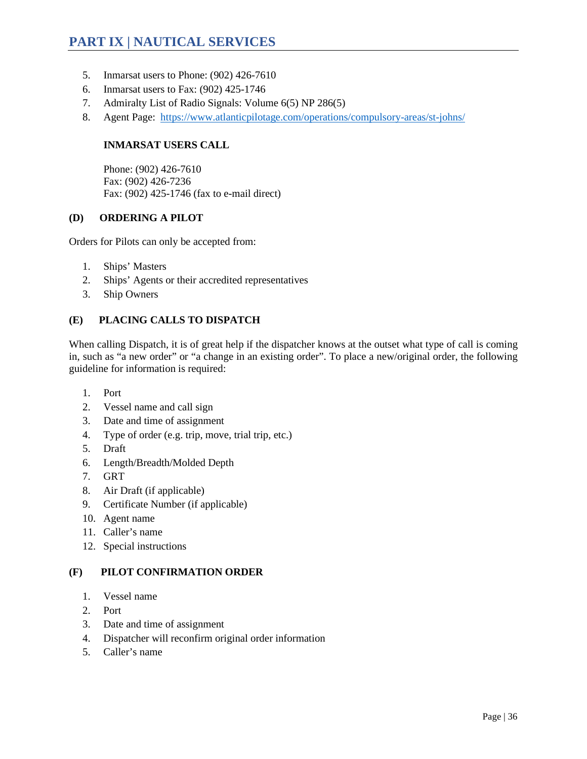5. Inmarsat users to Phone: (902) 426-7610
6. Inmarsat users to Fax: (902) 425-1746
7. Admiralty List of Radio Signals: Volume 6(5) NP 286(5)
8. Agent Page: [https://www.atlanticpilotage.com/operations/compulsory-areas/st-johns/](https://www.atlanticpilotage.com/operations/compulsory-areas/st-johns/)

**INMARSAT USERS CALL**

Phone: (902) 426-7610
Fax: (902) 426-7236
Fax: (902) 425-1746 (fax to e-mail direct)

### (D) ORDERING A PILOT

Orders for Pilots can only be accepted from:

1. Ships' Masters
2. Ships' Agents or their accredited representatives
3. Ship Owners

### (E) PLACING CALLS TO DISPATCH

When calling Dispatch, it is of great help if the dispatcher knows at the outset what type of call is coming in, such as "a new order" or "a change in an existing order". To place a new/original order, the following guideline for information is required:

1. Port
2. Vessel name and call sign
3. Date and time of assignment
4. Type of order (e.g. trip, move, trial trip, etc.)
5. Draft
6. Length/Breadth/Molded Depth
7. GRT
8. Air Draft (if applicable)
9. Certificate Number (if applicable)
10. Agent name
11. Caller's name
12. Special instructions

### (F) PILOT CONFIRMATION ORDER

1. Vessel name
2. Port
3. Date and time of assignment
4. Dispatcher will reconfirm original order information
5. Caller's name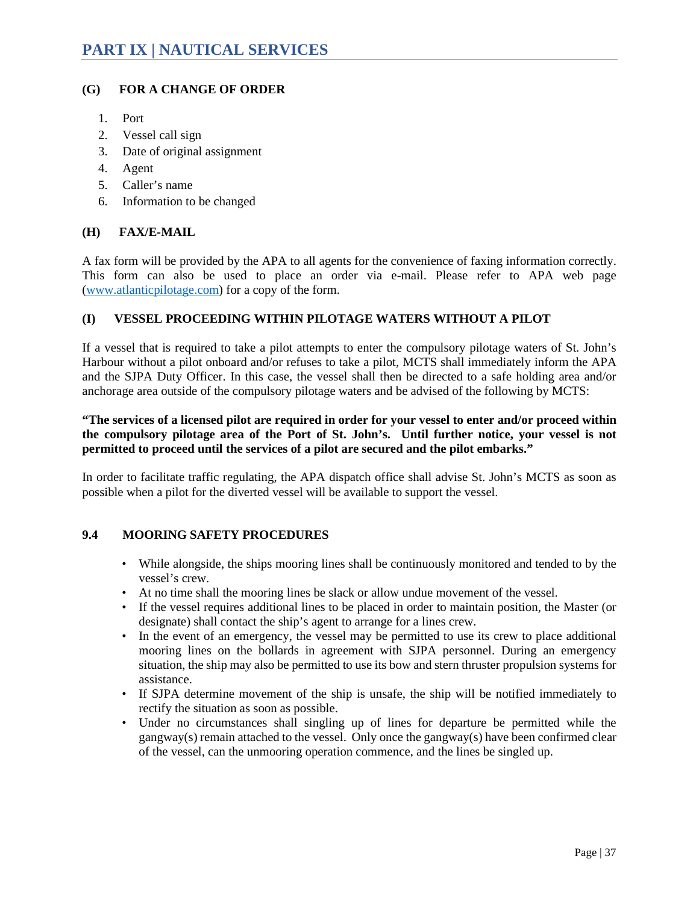### (G) FOR A CHANGE OF ORDER

1. Port
2. Vessel call sign
3. Date of original assignment
4. Agent
5. Caller's name
6. Information to be changed

### (H) FAX/E-MAIL

A fax form will be provided by the APA to all agents for the convenience of faxing information correctly. This form can also be used to place an order via e-mail. Please refer to APA web page (www.atlanticpilotage.com) for a copy of the form.

### (I) VESSEL PROCEEDING WITHIN PILOTAGE WATERS WITHOUT A PILOT

If a vessel that is required to take a pilot attempts to enter the compulsory pilotage waters of St. John's Harbour without a pilot onboard and/or refuses to take a pilot, MCTS shall immediately inform the APA and the SJPA Duty Officer. In this case, the vessel shall then be directed to a safe holding area and/or anchorage area outside of the compulsory pilotage waters and be advised of the following by MCTS:

**"The services of a licensed pilot are required in order for your vessel to enter and/or proceed within the compulsory pilotage area of the Port of St. John's. Until further notice, your vessel is not permitted to proceed until the services of a pilot are secured and the pilot embarks."**

In order to facilitate traffic regulating, the APA dispatch office shall advise St. John's MCTS as soon as possible when a pilot for the diverted vessel will be available to support the vessel.

## 9.4 MOORING SAFETY PROCEDURES

- While alongside, the ships mooring lines shall be continuously monitored and tended to by the vessel's crew.
- At no time shall the mooring lines be slack or allow undue movement of the vessel.
- If the vessel requires additional lines to be placed in order to maintain position, the Master (or designate) shall contact the ship's agent to arrange for a lines crew.
- In the event of an emergency, the vessel may be permitted to use its crew to place additional mooring lines on the bollards in agreement with SJPA personnel. During an emergency situation, the ship may also be permitted to use its bow and stern thruster propulsion systems for assistance.
- If SJPA determine movement of the ship is unsafe, the ship will be notified immediately to rectify the situation as soon as possible.
- Under no circumstances shall singling up of lines for departure be permitted while the gangway(s) remain attached to the vessel. Only once the gangway(s) have been confirmed clear of the vessel, can the unmooring operation commence, and the lines be singled up.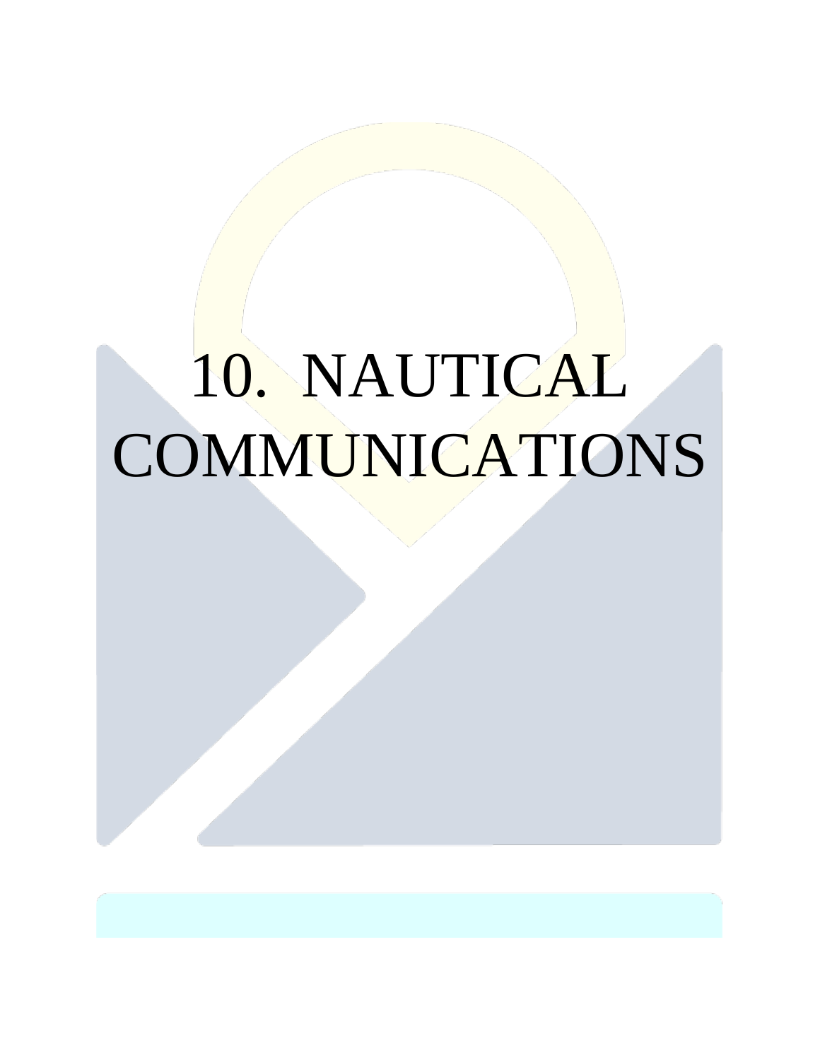# 10. NAUTICAL COMMUNICATIONS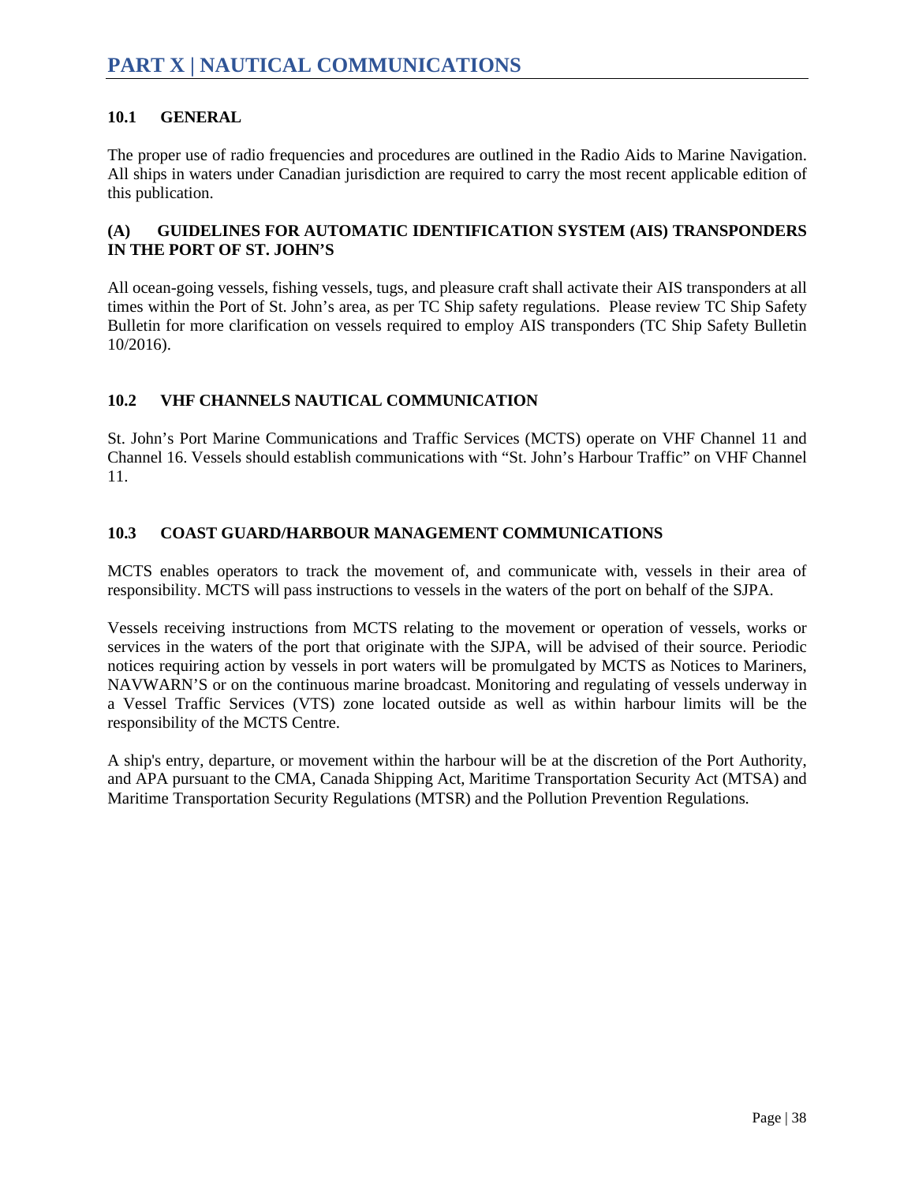# PART X | NAUTICAL COMMUNICATIONS

## 10.1 GENERAL

The proper use of radio frequencies and procedures are outlined in the Radio Aids to Marine Navigation. All ships in waters under Canadian jurisdiction are required to carry the most recent applicable edition of this publication.

### (A) GUIDELINES FOR AUTOMATIC IDENTIFICATION SYSTEM (AIS) TRANSPONDERS IN THE PORT OF ST. JOHN'S

All ocean-going vessels, fishing vessels, tugs, and pleasure craft shall activate their AIS transponders at all times within the Port of St. John's area, as per TC Ship safety regulations. Please review TC Ship Safety Bulletin for more clarification on vessels required to employ AIS transponders (TC Ship Safety Bulletin 10/2016).

## 10.2 VHF CHANNELS NAUTICAL COMMUNICATION

St. John's Port Marine Communications and Traffic Services (MCTS) operate on VHF Channel 11 and Channel 16. Vessels should establish communications with "St. John's Harbour Traffic" on VHF Channel 11.

## 10.3 COAST GUARD/HARBOUR MANAGEMENT COMMUNICATIONS

MCTS enables operators to track the movement of, and communicate with, vessels in their area of responsibility. MCTS will pass instructions to vessels in the waters of the port on behalf of the SJPA.

Vessels receiving instructions from MCTS relating to the movement or operation of vessels, works or services in the waters of the port that originate with the SJPA, will be advised of their source. Periodic notices requiring action by vessels in port waters will be promulgated by MCTS as Notices to Mariners, NAVWARN'S or on the continuous marine broadcast. Monitoring and regulating of vessels underway in a Vessel Traffic Services (VTS) zone located outside as well as within harbour limits will be the responsibility of the MCTS Centre.

A ship's entry, departure, or movement within the harbour will be at the discretion of the Port Authority, and APA pursuant to the CMA, Canada Shipping Act, Maritime Transportation Security Act (MTSA) and Maritime Transportation Security Regulations (MTSR) and the Pollution Prevention Regulations.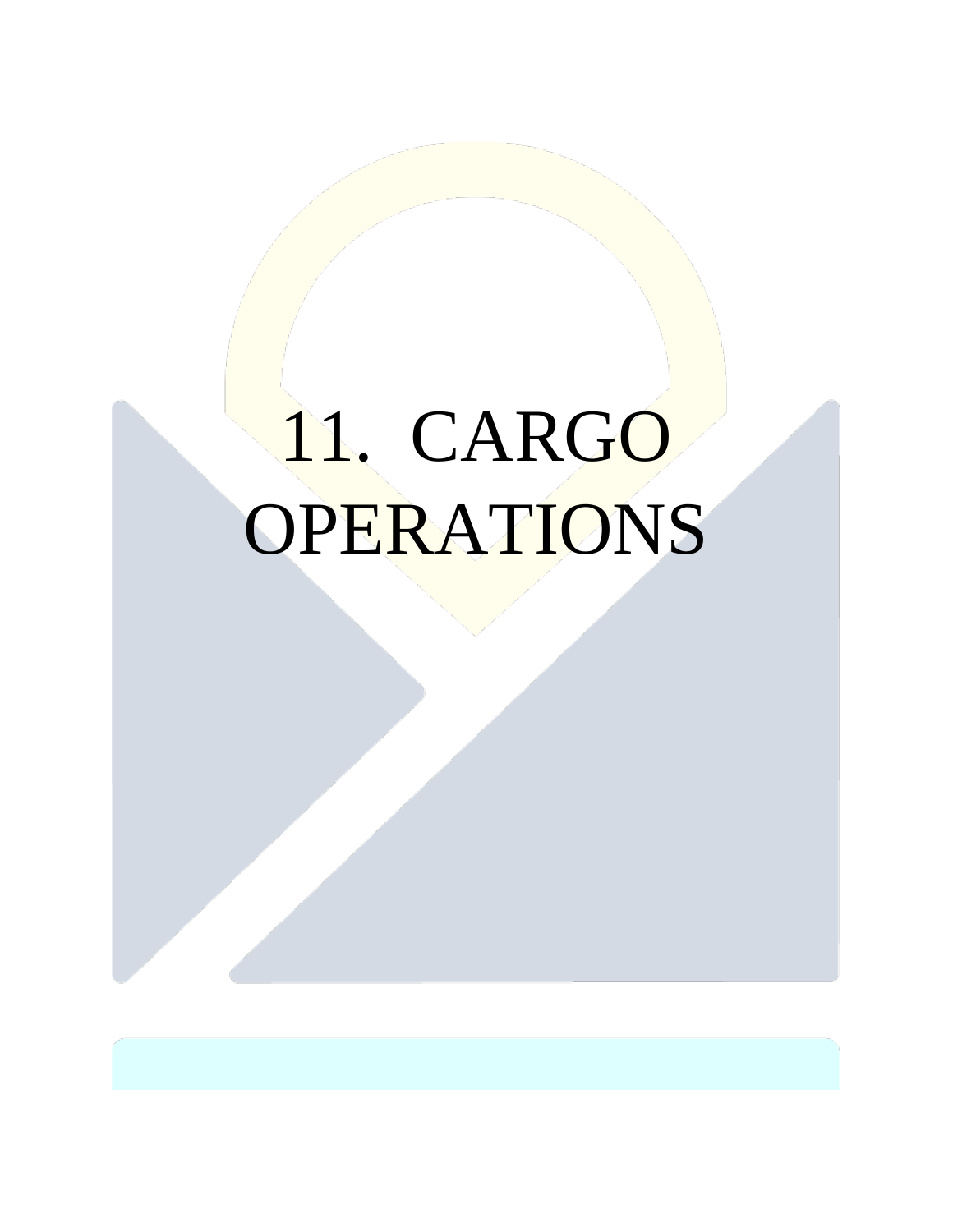# 11. CARGO OPERATIONS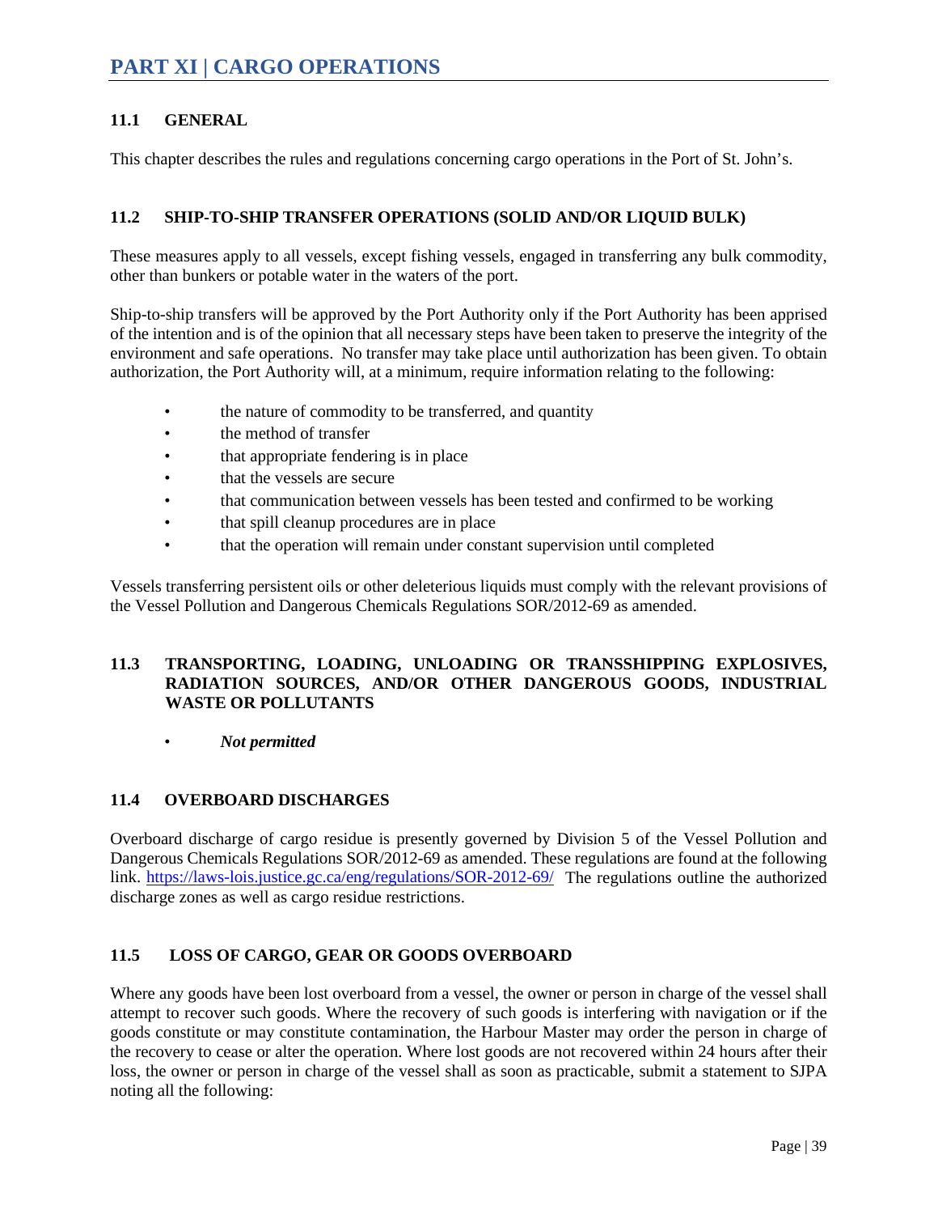# PART XI | CARGO OPERATIONS

## 11.1 GENERAL

This chapter describes the rules and regulations concerning cargo operations in the Port of St. John's.

## 11.2 SHIP-TO-SHIP TRANSFER OPERATIONS (SOLID AND/OR LIQUID BULK)

These measures apply to all vessels, except fishing vessels, engaged in transferring any bulk commodity, other than bunkers or potable water in the waters of the port.

Ship-to-ship transfers will be approved by the Port Authority only if the Port Authority has been apprised of the intention and is of the opinion that all necessary steps have been taken to preserve the integrity of the environment and safe operations. No transfer may take place until authorization has been given. To obtain authorization, the Port Authority will, at a minimum, require information relating to the following:

- the nature of commodity to be transferred, and quantity
- the method of transfer
- that appropriate fendering is in place
- that the vessels are secure
- that communication between vessels has been tested and confirmed to be working
- that spill cleanup procedures are in place
- that the operation will remain under constant supervision until completed

Vessels transferring persistent oils or other deleterious liquids must comply with the relevant provisions of the Vessel Pollution and Dangerous Chemicals Regulations SOR/2012-69 as amended.

## 11.3 TRANSPORTING, LOADING, UNLOADING OR TRANSSHIPPING EXPLOSIVES, RADIATION SOURCES, AND/OR OTHER DANGEROUS GOODS, INDUSTRIAL WASTE OR POLLUTANTS

- ***Not permitted***

## 11.4 OVERBOARD DISCHARGES

Overboard discharge of cargo residue is presently governed by Division 5 of the Vessel Pollution and Dangerous Chemicals Regulations SOR/2012-69 as amended. These regulations are found at the following link. [https://laws-lois.justice.gc.ca/eng/regulations/SOR-2012-69/](https://laws-lois.justice.gc.ca/eng/regulations/SOR-2012-69/) The regulations outline the authorized discharge zones as well as cargo residue restrictions.

## 11.5 LOSS OF CARGO, GEAR OR GOODS OVERBOARD

Where any goods have been lost overboard from a vessel, the owner or person in charge of the vessel shall attempt to recover such goods. Where the recovery of such goods is interfering with navigation or if the goods constitute or may constitute contamination, the Harbour Master may order the person in charge of the recovery to cease or alter the operation. Where lost goods are not recovered within 24 hours after their loss, the owner or person in charge of the vessel shall as soon as practicable, submit a statement to SJPA noting all the following: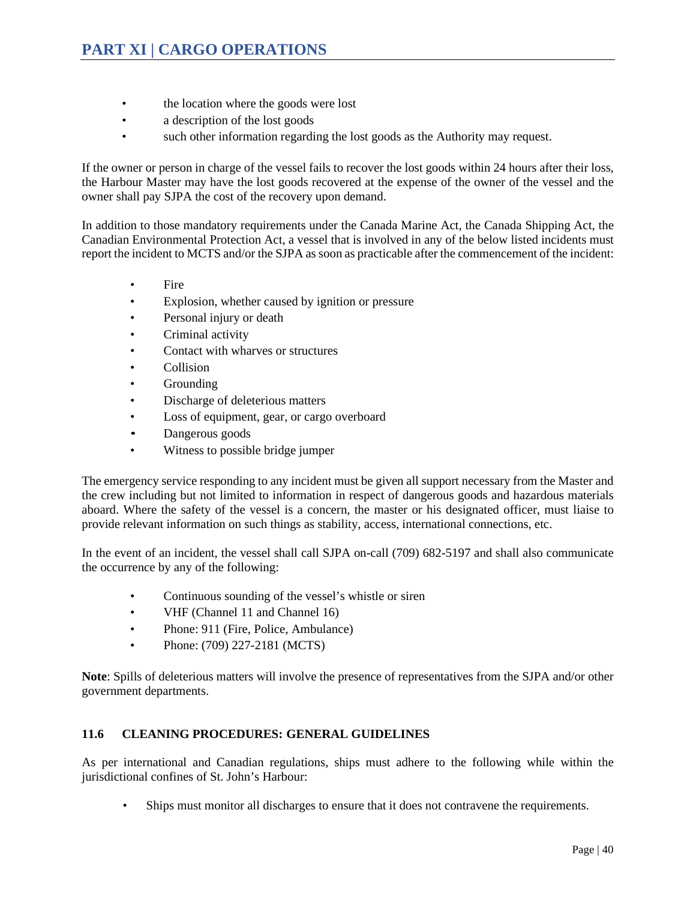- the location where the goods were lost
- a description of the lost goods
- such other information regarding the lost goods as the Authority may request.

If the owner or person in charge of the vessel fails to recover the lost goods within 24 hours after their loss, the Harbour Master may have the lost goods recovered at the expense of the owner of the vessel and the owner shall pay SJPA the cost of the recovery upon demand.

In addition to those mandatory requirements under the Canada Marine Act, the Canada Shipping Act, the Canadian Environmental Protection Act, a vessel that is involved in any of the below listed incidents must report the incident to MCTS and/or the SJPA as soon as practicable after the commencement of the incident:

- Fire
- Explosion, whether caused by ignition or pressure
- Personal injury or death
- Criminal activity
- Contact with wharves or structures
- Collision
- Grounding
- Discharge of deleterious matters
- Loss of equipment, gear, or cargo overboard
- Dangerous goods
- Witness to possible bridge jumper

The emergency service responding to any incident must be given all support necessary from the Master and the crew including but not limited to information in respect of dangerous goods and hazardous materials aboard. Where the safety of the vessel is a concern, the master or his designated officer, must liaise to provide relevant information on such things as stability, access, international connections, etc.

In the event of an incident, the vessel shall call SJPA on-call (709) 682-5197 and shall also communicate the occurrence by any of the following:

- Continuous sounding of the vessel's whistle or siren
- VHF (Channel 11 and Channel 16)
- Phone: 911 (Fire, Police, Ambulance)
- Phone: (709) 227-2181 (MCTS)

**Note**: Spills of deleterious matters will involve the presence of representatives from the SJPA and/or other government departments.

### 11.6 CLEANING PROCEDURES: GENERAL GUIDELINES

As per international and Canadian regulations, ships must adhere to the following while within the jurisdictional confines of St. John's Harbour:

- Ships must monitor all discharges to ensure that it does not contravene the requirements.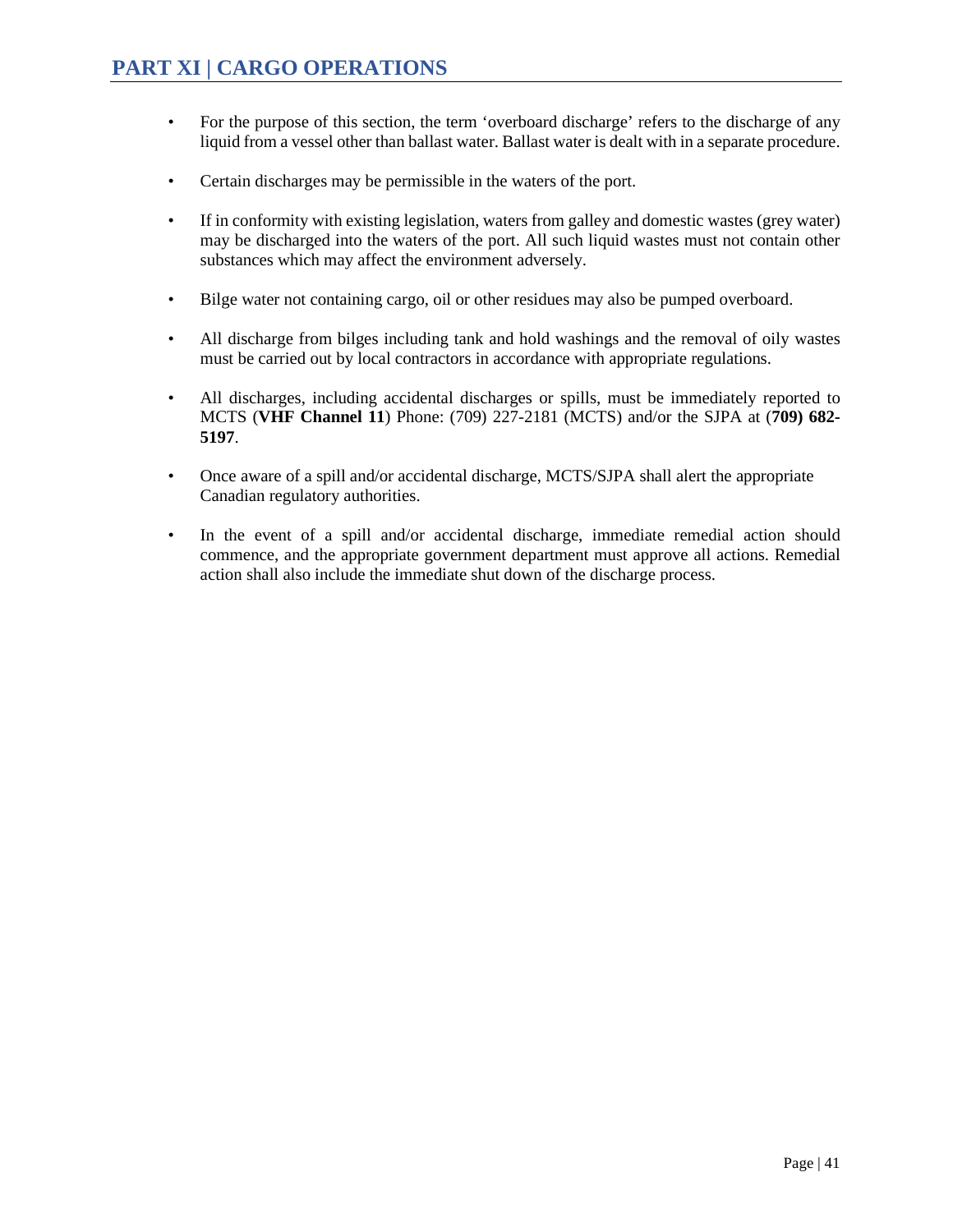## PART XI | CARGO OPERATIONS

- For the purpose of this section, the term 'overboard discharge' refers to the discharge of any liquid from a vessel other than ballast water. Ballast water is dealt with in a separate procedure.
- Certain discharges may be permissible in the waters of the port.
- If in conformity with existing legislation, waters from galley and domestic wastes (grey water) may be discharged into the waters of the port. All such liquid wastes must not contain other substances which may affect the environment adversely.
- Bilge water not containing cargo, oil or other residues may also be pumped overboard.
- All discharge from bilges including tank and hold washings and the removal of oily wastes must be carried out by local contractors in accordance with appropriate regulations.
- All discharges, including accidental discharges or spills, must be immediately reported to MCTS (**VHF Channel 11**) Phone: (709) 227-2181 (MCTS) and/or the SJPA at (**709) 682-5197**.
- Once aware of a spill and/or accidental discharge, MCTS/SJPA shall alert the appropriate Canadian regulatory authorities.
- In the event of a spill and/or accidental discharge, immediate remedial action should commence, and the appropriate government department must approve all actions. Remedial action shall also include the immediate shut down of the discharge process.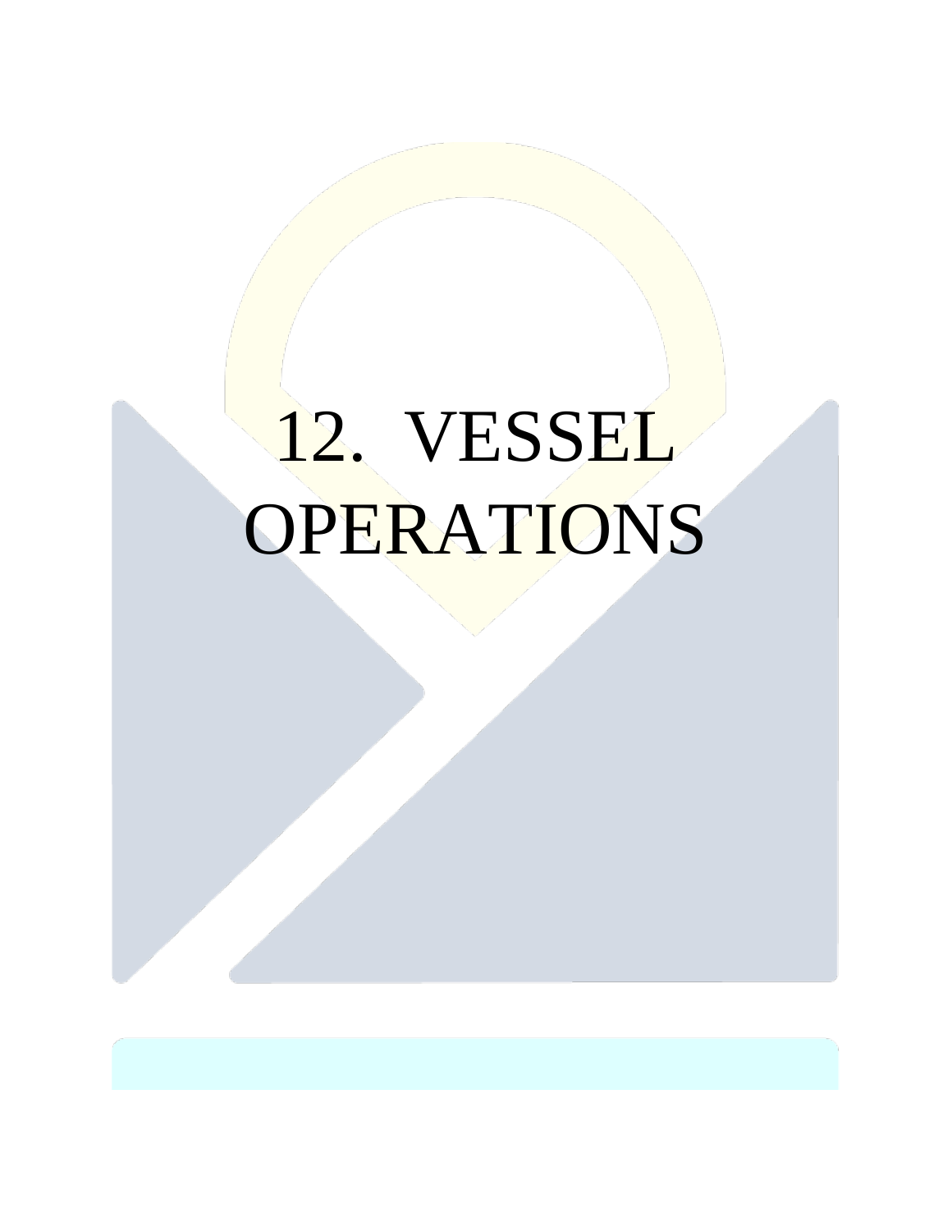# 12. VESSEL OPERATIONS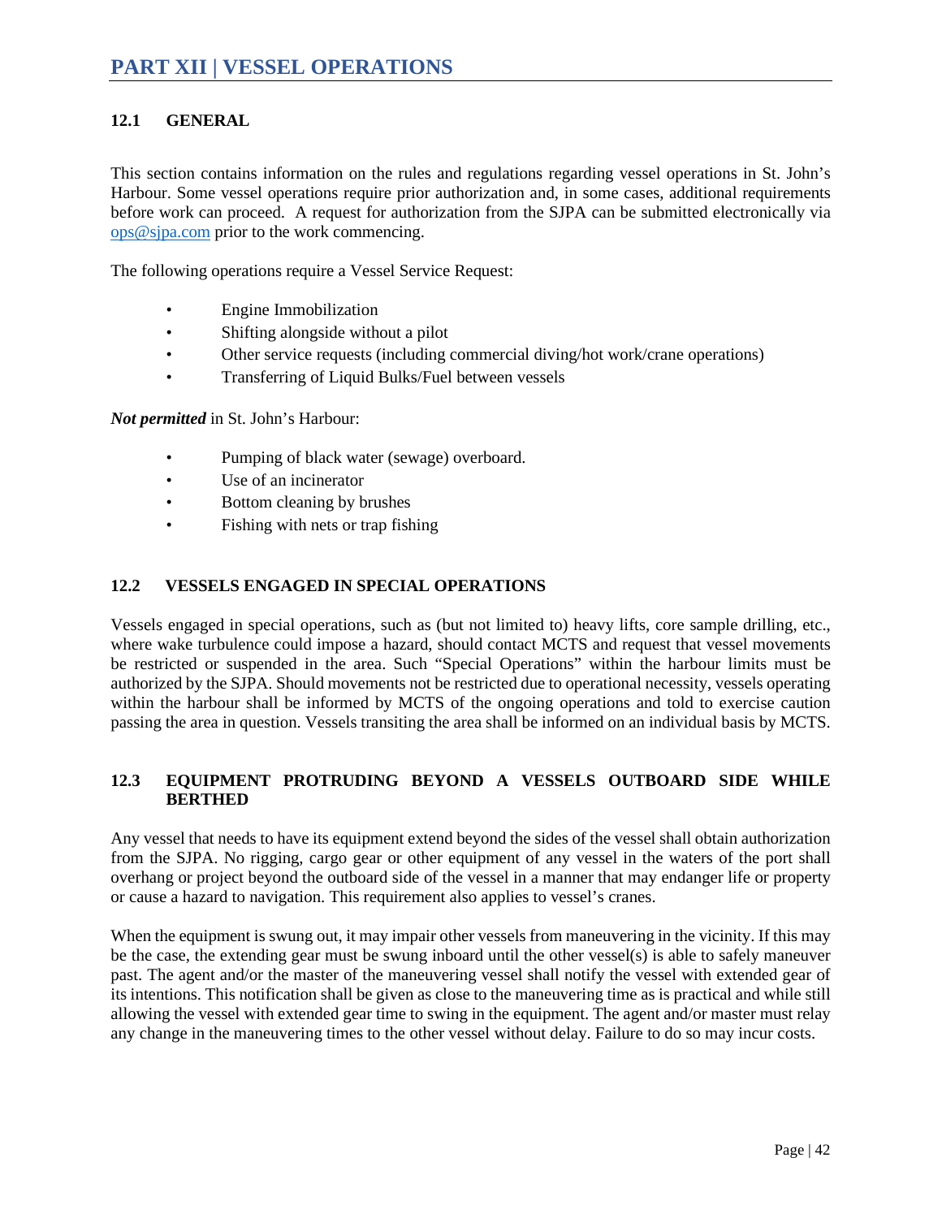# PART XII | VESSEL OPERATIONS

## 12.1 GENERAL

This section contains information on the rules and regulations regarding vessel operations in St. John's Harbour. Some vessel operations require prior authorization and, in some cases, additional requirements before work can proceed. A request for authorization from the SJPA can be submitted electronically via ops@sjpa.com prior to the work commencing.

The following operations require a Vessel Service Request:

- Engine Immobilization
- Shifting alongside without a pilot
- Other service requests (including commercial diving/hot work/crane operations)
- Transferring of Liquid Bulks/Fuel between vessels

***Not permitted*** in St. John's Harbour:

- Pumping of black water (sewage) overboard.
- Use of an incinerator
- Bottom cleaning by brushes
- Fishing with nets or trap fishing

## 12.2 VESSELS ENGAGED IN SPECIAL OPERATIONS

Vessels engaged in special operations, such as (but not limited to) heavy lifts, core sample drilling, etc., where wake turbulence could impose a hazard, should contact MCTS and request that vessel movements be restricted or suspended in the area. Such "Special Operations" within the harbour limits must be authorized by the SJPA. Should movements not be restricted due to operational necessity, vessels operating within the harbour shall be informed by MCTS of the ongoing operations and told to exercise caution passing the area in question. Vessels transiting the area shall be informed on an individual basis by MCTS.

## 12.3 EQUIPMENT PROTRUDING BEYOND A VESSELS OUTBOARD SIDE WHILE BERTHED

Any vessel that needs to have its equipment extend beyond the sides of the vessel shall obtain authorization from the SJPA. No rigging, cargo gear or other equipment of any vessel in the waters of the port shall overhang or project beyond the outboard side of the vessel in a manner that may endanger life or property or cause a hazard to navigation. This requirement also applies to vessel's cranes.

When the equipment is swung out, it may impair other vessels from maneuvering in the vicinity. If this may be the case, the extending gear must be swung inboard until the other vessel(s) is able to safely maneuver past. The agent and/or the master of the maneuvering vessel shall notify the vessel with extended gear of its intentions. This notification shall be given as close to the maneuvering time as is practical and while still allowing the vessel with extended gear time to swing in the equipment. The agent and/or master must relay any change in the maneuvering times to the other vessel without delay. Failure to do so may incur costs.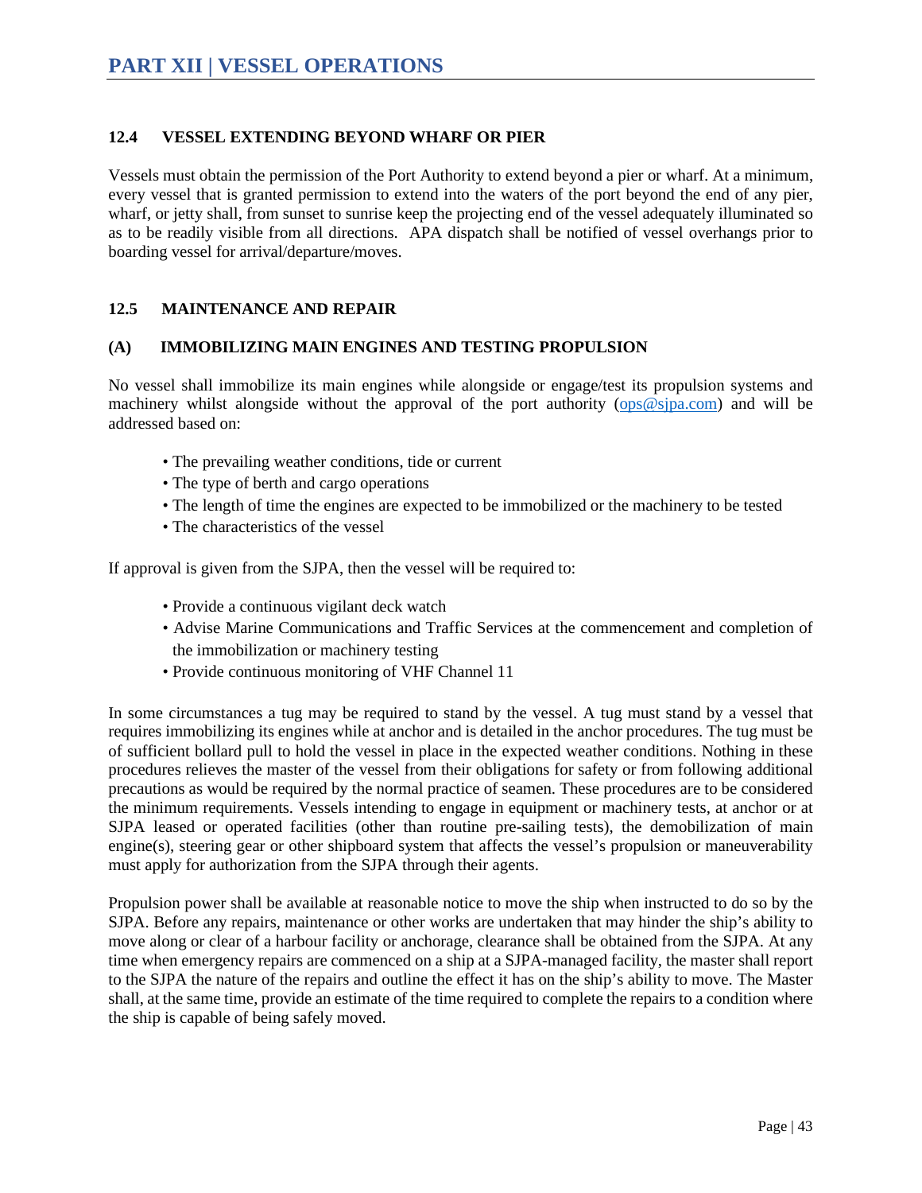# PART XII | VESSEL OPERATIONS

### 12.4 VESSEL EXTENDING BEYOND WHARF OR PIER

Vessels must obtain the permission of the Port Authority to extend beyond a pier or wharf. At a minimum, every vessel that is granted permission to extend into the waters of the port beyond the end of any pier, wharf, or jetty shall, from sunset to sunrise keep the projecting end of the vessel adequately illuminated so as to be readily visible from all directions. APA dispatch shall be notified of vessel overhangs prior to boarding vessel for arrival/departure/moves.

### 12.5 MAINTENANCE AND REPAIR

#### (A) IMMOBILIZING MAIN ENGINES AND TESTING PROPULSION

No vessel shall immobilize its main engines while alongside or engage/test its propulsion systems and machinery whilst alongside without the approval of the port authority (ops@sjpa.com) and will be addressed based on:

- The prevailing weather conditions, tide or current
- The type of berth and cargo operations
- The length of time the engines are expected to be immobilized or the machinery to be tested
- The characteristics of the vessel

If approval is given from the SJPA, then the vessel will be required to:

- Provide a continuous vigilant deck watch
- Advise Marine Communications and Traffic Services at the commencement and completion of the immobilization or machinery testing
- Provide continuous monitoring of VHF Channel 11

In some circumstances a tug may be required to stand by the vessel. A tug must stand by a vessel that requires immobilizing its engines while at anchor and is detailed in the anchor procedures. The tug must be of sufficient bollard pull to hold the vessel in place in the expected weather conditions. Nothing in these procedures relieves the master of the vessel from their obligations for safety or from following additional precautions as would be required by the normal practice of seamen. These procedures are to be considered the minimum requirements. Vessels intending to engage in equipment or machinery tests, at anchor or at SJPA leased or operated facilities (other than routine pre-sailing tests), the demobilization of main engine(s), steering gear or other shipboard system that affects the vessel's propulsion or maneuverability must apply for authorization from the SJPA through their agents.

Propulsion power shall be available at reasonable notice to move the ship when instructed to do so by the SJPA. Before any repairs, maintenance or other works are undertaken that may hinder the ship's ability to move along or clear of a harbour facility or anchorage, clearance shall be obtained from the SJPA. At any time when emergency repairs are commenced on a ship at a SJPA-managed facility, the master shall report to the SJPA the nature of the repairs and outline the effect it has on the ship's ability to move. The Master shall, at the same time, provide an estimate of the time required to complete the repairs to a condition where the ship is capable of being safely moved.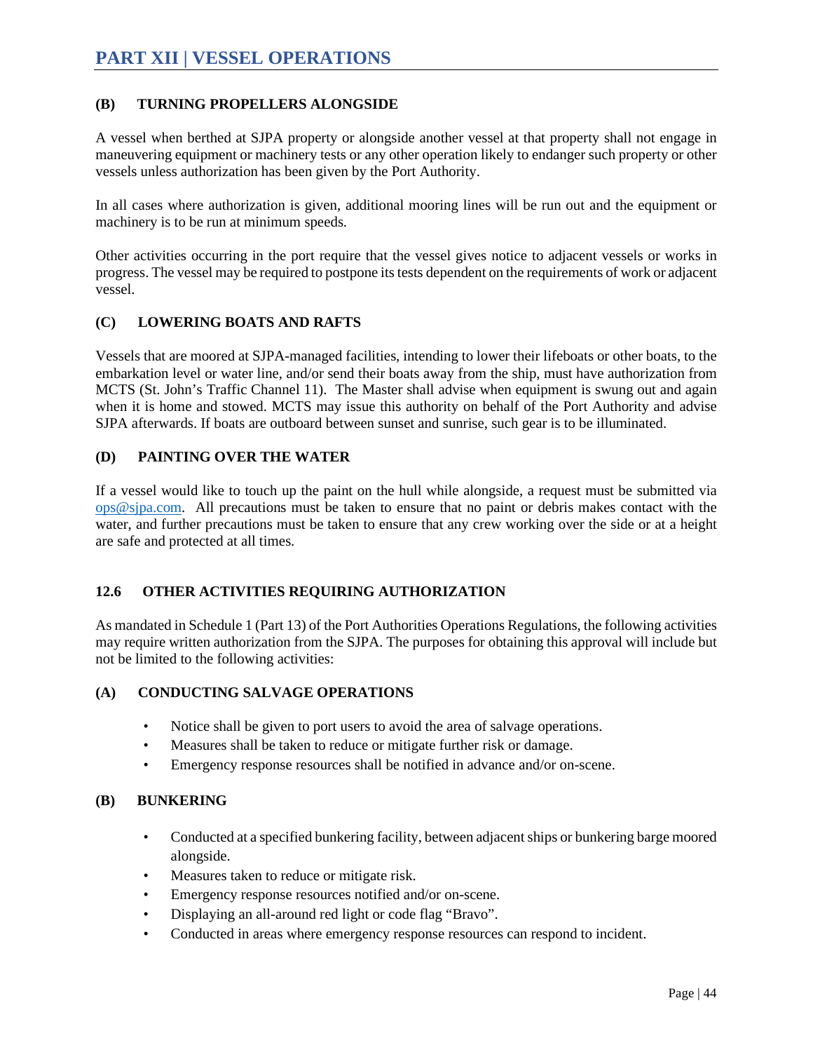### (B) TURNING PROPELLERS ALONGSIDE

A vessel when berthed at SJPA property or alongside another vessel at that property shall not engage in maneuvering equipment or machinery tests or any other operation likely to endanger such property or other vessels unless authorization has been given by the Port Authority.

In all cases where authorization is given, additional mooring lines will be run out and the equipment or machinery is to be run at minimum speeds.

Other activities occurring in the port require that the vessel gives notice to adjacent vessels or works in progress. The vessel may be required to postpone its tests dependent on the requirements of work or adjacent vessel.

### (C) LOWERING BOATS AND RAFTS

Vessels that are moored at SJPA-managed facilities, intending to lower their lifeboats or other boats, to the embarkation level or water line, and/or send their boats away from the ship, must have authorization from MCTS (St. John's Traffic Channel 11). The Master shall advise when equipment is swung out and again when it is home and stowed. MCTS may issue this authority on behalf of the Port Authority and advise SJPA afterwards. If boats are outboard between sunset and sunrise, such gear is to be illuminated.

### (D) PAINTING OVER THE WATER

If a vessel would like to touch up the paint on the hull while alongside, a request must be submitted via ops@sjpa.com. All precautions must be taken to ensure that no paint or debris makes contact with the water, and further precautions must be taken to ensure that any crew working over the side or at a height are safe and protected at all times.

## 12.6 OTHER ACTIVITIES REQUIRING AUTHORIZATION

As mandated in Schedule 1 (Part 13) of the Port Authorities Operations Regulations, the following activities may require written authorization from the SJPA. The purposes for obtaining this approval will include but not be limited to the following activities:

### (A) CONDUCTING SALVAGE OPERATIONS

- Notice shall be given to port users to avoid the area of salvage operations.
- Measures shall be taken to reduce or mitigate further risk or damage.
- Emergency response resources shall be notified in advance and/or on-scene.

### (B) BUNKERING

- Conducted at a specified bunkering facility, between adjacent ships or bunkering barge moored alongside.
- Measures taken to reduce or mitigate risk.
- Emergency response resources notified and/or on-scene.
- Displaying an all-around red light or code flag "Bravo".
- Conducted in areas where emergency response resources can respond to incident.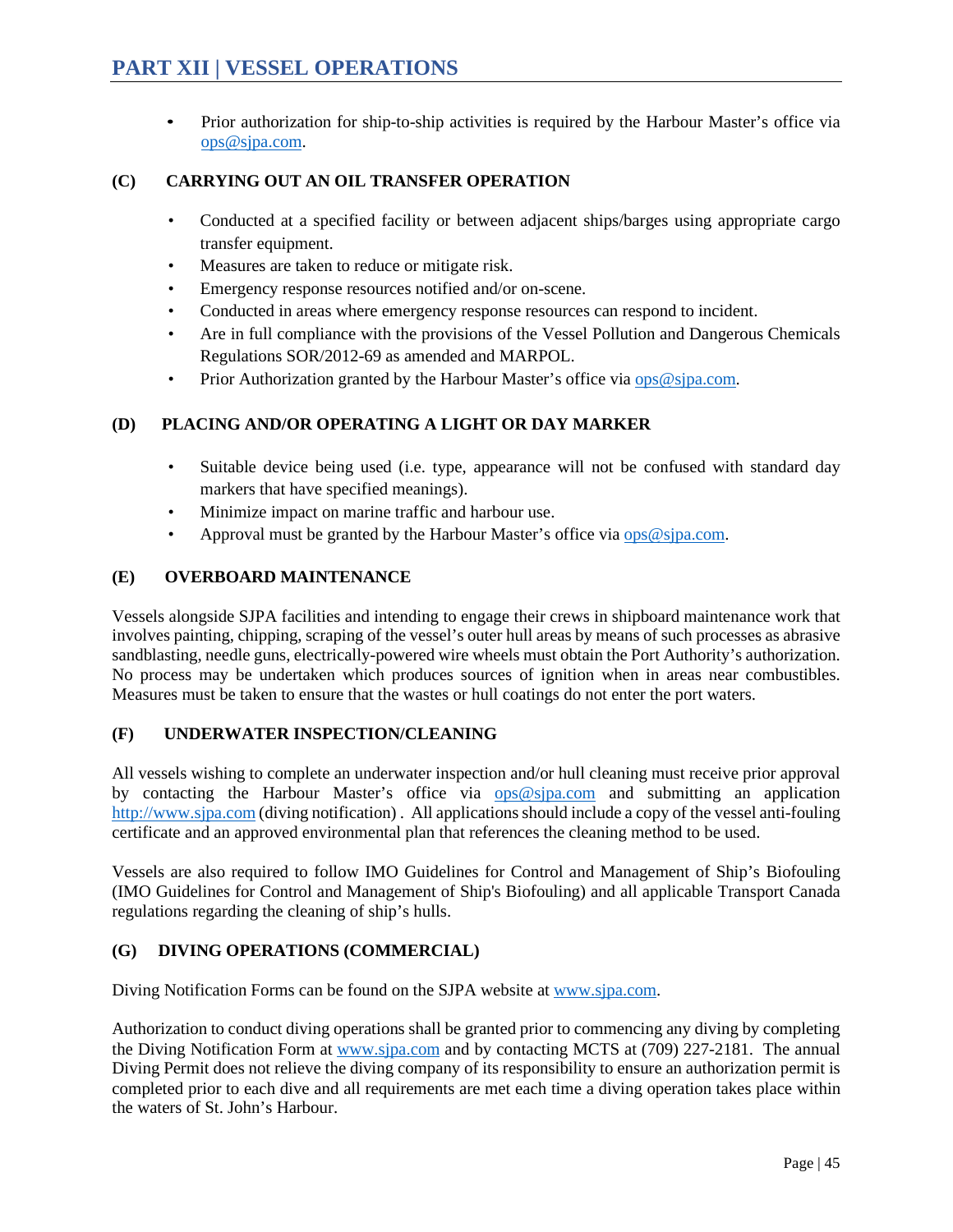- Prior authorization for ship-to-ship activities is required by the Harbour Master's office via ops@sjpa.com.

### (C) CARRYING OUT AN OIL TRANSFER OPERATION

- Conducted at a specified facility or between adjacent ships/barges using appropriate cargo transfer equipment.
- Measures are taken to reduce or mitigate risk.
- Emergency response resources notified and/or on-scene.
- Conducted in areas where emergency response resources can respond to incident.
- Are in full compliance with the provisions of the Vessel Pollution and Dangerous Chemicals Regulations SOR/2012-69 as amended and MARPOL.
- Prior Authorization granted by the Harbour Master's office via ops@sjpa.com.

### (D) PLACING AND/OR OPERATING A LIGHT OR DAY MARKER

- Suitable device being used (i.e. type, appearance will not be confused with standard day markers that have specified meanings).
- Minimize impact on marine traffic and harbour use.
- Approval must be granted by the Harbour Master's office via ops@sjpa.com.

### (E) OVERBOARD MAINTENANCE

Vessels alongside SJPA facilities and intending to engage their crews in shipboard maintenance work that involves painting, chipping, scraping of the vessel's outer hull areas by means of such processes as abrasive sandblasting, needle guns, electrically-powered wire wheels must obtain the Port Authority's authorization. No process may be undertaken which produces sources of ignition when in areas near combustibles. Measures must be taken to ensure that the wastes or hull coatings do not enter the port waters.

### (F) UNDERWATER INSPECTION/CLEANING

All vessels wishing to complete an underwater inspection and/or hull cleaning must receive prior approval by contacting the Harbour Master's office via ops@sjpa.com and submitting an application http://www.sjpa.com (diving notification) . All applications should include a copy of the vessel anti-fouling certificate and an approved environmental plan that references the cleaning method to be used.

Vessels are also required to follow IMO Guidelines for Control and Management of Ship's Biofouling (IMO Guidelines for Control and Management of Ship's Biofouling) and all applicable Transport Canada regulations regarding the cleaning of ship's hulls.

### (G) DIVING OPERATIONS (COMMERCIAL)

Diving Notification Forms can be found on the SJPA website at www.sjpa.com.

Authorization to conduct diving operations shall be granted prior to commencing any diving by completing the Diving Notification Form at www.sjpa.com and by contacting MCTS at (709) 227-2181. The annual Diving Permit does not relieve the diving company of its responsibility to ensure an authorization permit is completed prior to each dive and all requirements are met each time a diving operation takes place within the waters of St. John's Harbour.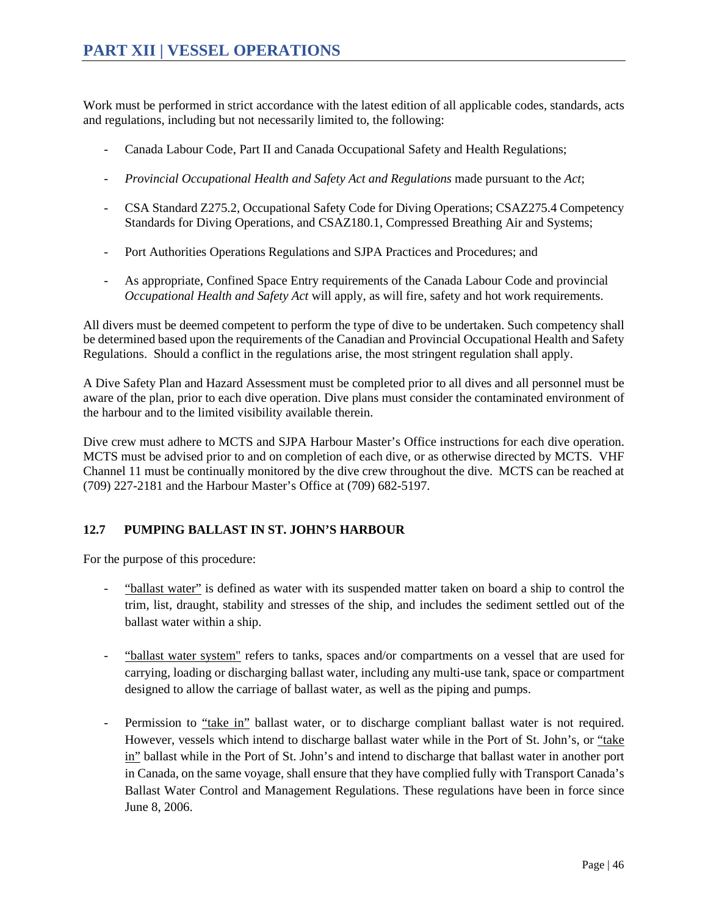Work must be performed in strict accordance with the latest edition of all applicable codes, standards, acts and regulations, including but not necessarily limited to, the following:

- Canada Labour Code, Part II and Canada Occupational Safety and Health Regulations;
- *Provincial Occupational Health and Safety Act and Regulations* made pursuant to the *Act*;
- CSA Standard Z275.2, Occupational Safety Code for Diving Operations; CSAZ275.4 Competency Standards for Diving Operations, and CSAZ180.1, Compressed Breathing Air and Systems;
- Port Authorities Operations Regulations and SJPA Practices and Procedures; and
- As appropriate, Confined Space Entry requirements of the Canada Labour Code and provincial *Occupational Health and Safety Act* will apply, as will fire, safety and hot work requirements.

All divers must be deemed competent to perform the type of dive to be undertaken. Such competency shall be determined based upon the requirements of the Canadian and Provincial Occupational Health and Safety Regulations. Should a conflict in the regulations arise, the most stringent regulation shall apply.

A Dive Safety Plan and Hazard Assessment must be completed prior to all dives and all personnel must be aware of the plan, prior to each dive operation. Dive plans must consider the contaminated environment of the harbour and to the limited visibility available therein.

Dive crew must adhere to MCTS and SJPA Harbour Master's Office instructions for each dive operation. MCTS must be advised prior to and on completion of each dive, or as otherwise directed by MCTS. VHF Channel 11 must be continually monitored by the dive crew throughout the dive. MCTS can be reached at (709) 227-2181 and the Harbour Master's Office at (709) 682-5197.

### 12.7 PUMPING BALLAST IN ST. JOHN'S HARBOUR

For the purpose of this procedure:

- "ballast water" is defined as water with its suspended matter taken on board a ship to control the trim, list, draught, stability and stresses of the ship, and includes the sediment settled out of the ballast water within a ship.
- "ballast water system" refers to tanks, spaces and/or compartments on a vessel that are used for carrying, loading or discharging ballast water, including any multi-use tank, space or compartment designed to allow the carriage of ballast water, as well as the piping and pumps.
- Permission to "take in" ballast water, or to discharge compliant ballast water is not required. However, vessels which intend to discharge ballast water while in the Port of St. John's, or "take in" ballast while in the Port of St. John's and intend to discharge that ballast water in another port in Canada, on the same voyage, shall ensure that they have complied fully with Transport Canada's Ballast Water Control and Management Regulations. These regulations have been in force since June 8, 2006.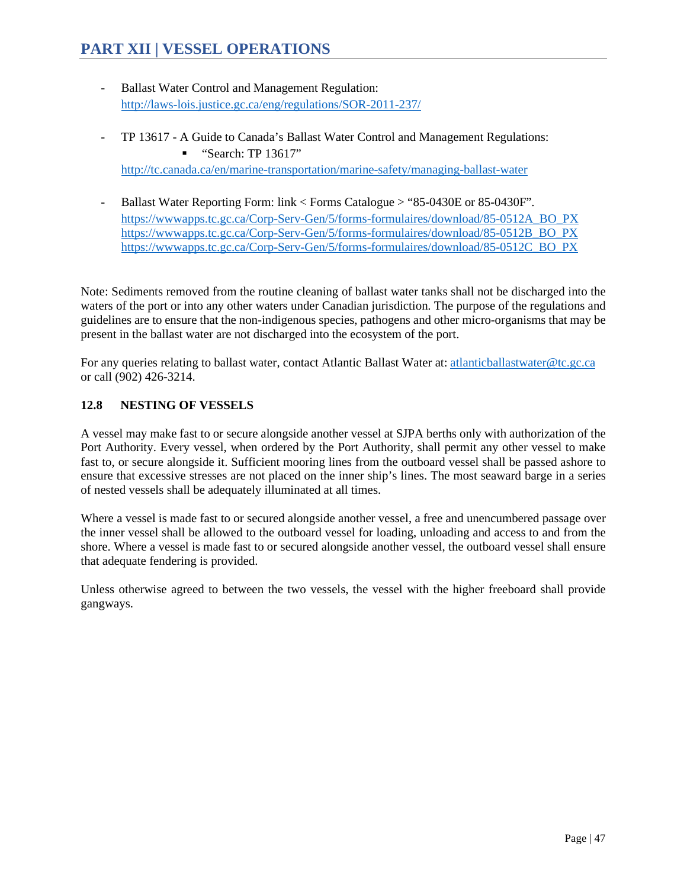- Ballast Water Control and Management Regulation: http://laws-lois.justice.gc.ca/eng/regulations/SOR-2011-237/

- TP 13617 - A Guide to Canada's Ballast Water Control and Management Regulations:
  - "Search: TP 13617"

  http://tc.canada.ca/en/marine-transportation/marine-safety/managing-ballast-water

- Ballast Water Reporting Form: link < Forms Catalogue > "85-0430E or 85-0430F".
  https://wwwapps.tc.gc.ca/Corp-Serv-Gen/5/forms-formulaires/download/85-0512A_BO_PX
  https://wwwapps.tc.gc.ca/Corp-Serv-Gen/5/forms-formulaires/download/85-0512B_BO_PX
  https://wwwapps.tc.gc.ca/Corp-Serv-Gen/5/forms-formulaires/download/85-0512C_BO_PX

Note: Sediments removed from the routine cleaning of ballast water tanks shall not be discharged into the waters of the port or into any other waters under Canadian jurisdiction. The purpose of the regulations and guidelines are to ensure that the non-indigenous species, pathogens and other micro-organisms that may be present in the ballast water are not discharged into the ecosystem of the port.

For any queries relating to ballast water, contact Atlantic Ballast Water at: atlanticballastwater@tc.gc.ca or call (902) 426-3214.

### 12.8 NESTING OF VESSELS

A vessel may make fast to or secure alongside another vessel at SJPA berths only with authorization of the Port Authority. Every vessel, when ordered by the Port Authority, shall permit any other vessel to make fast to, or secure alongside it. Sufficient mooring lines from the outboard vessel shall be passed ashore to ensure that excessive stresses are not placed on the inner ship's lines. The most seaward barge in a series of nested vessels shall be adequately illuminated at all times.

Where a vessel is made fast to or secured alongside another vessel, a free and unencumbered passage over the inner vessel shall be allowed to the outboard vessel for loading, unloading and access to and from the shore. Where a vessel is made fast to or secured alongside another vessel, the outboard vessel shall ensure that adequate fendering is provided.

Unless otherwise agreed to between the two vessels, the vessel with the higher freeboard shall provide gangways.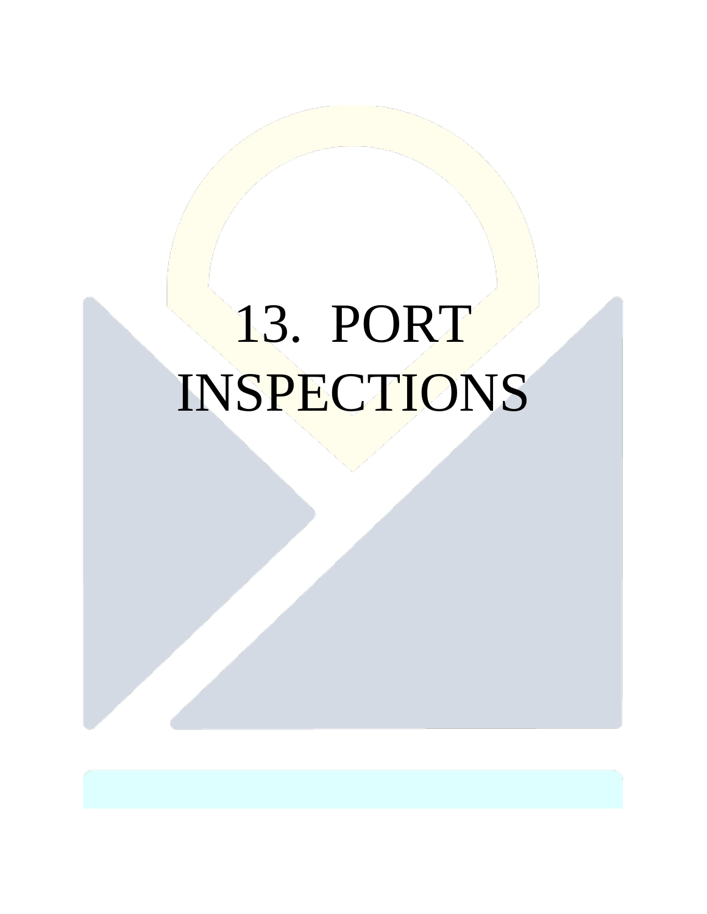# 13. PORT INSPECTIONS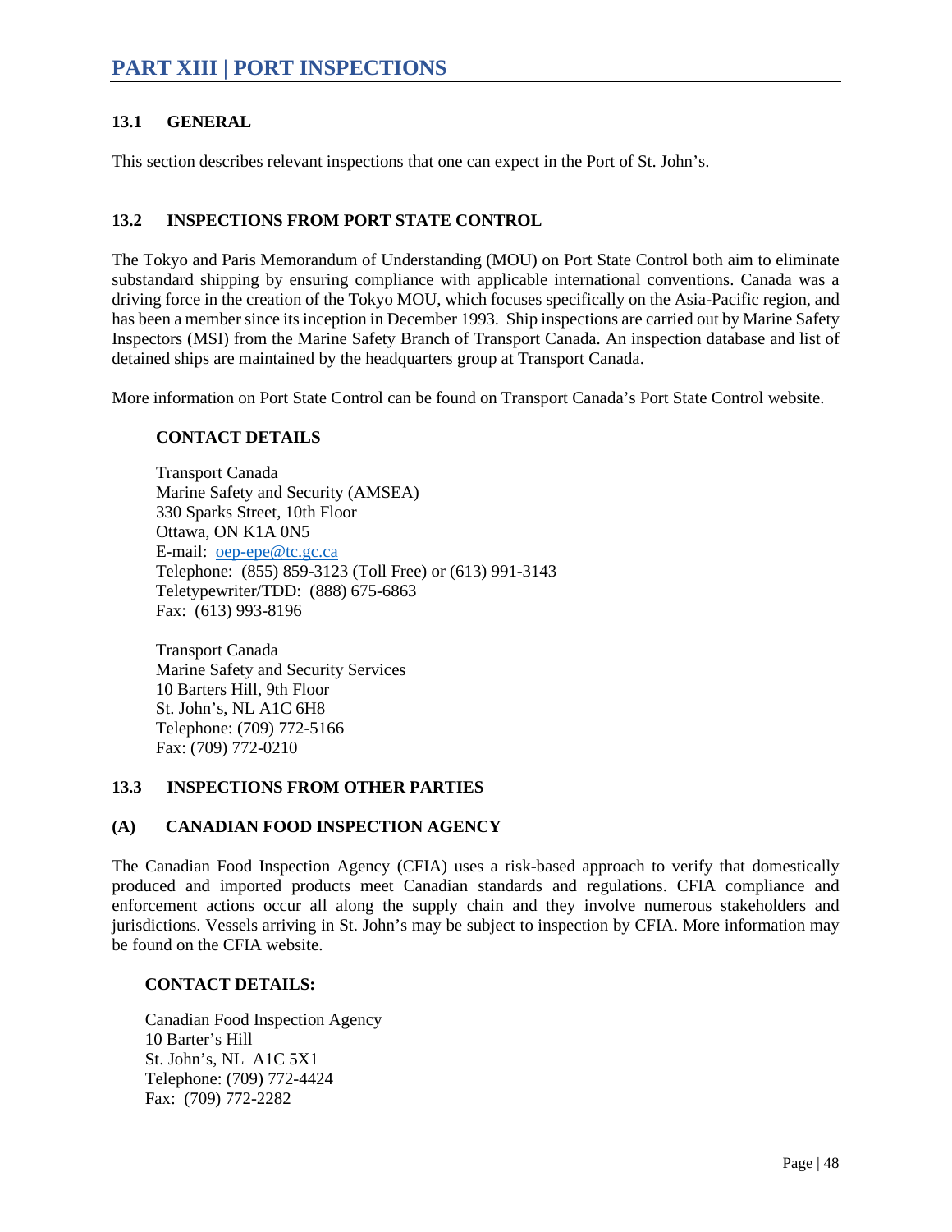# PART XIII | PORT INSPECTIONS

### 13.1 GENERAL

This section describes relevant inspections that one can expect in the Port of St. John's.

### 13.2 INSPECTIONS FROM PORT STATE CONTROL

The Tokyo and Paris Memorandum of Understanding (MOU) on Port State Control both aim to eliminate substandard shipping by ensuring compliance with applicable international conventions. Canada was a driving force in the creation of the Tokyo MOU, which focuses specifically on the Asia-Pacific region, and has been a member since its inception in December 1993. Ship inspections are carried out by Marine Safety Inspectors (MSI) from the Marine Safety Branch of Transport Canada. An inspection database and list of detained ships are maintained by the headquarters group at Transport Canada.

More information on Port State Control can be found on Transport Canada's Port State Control website.

**CONTACT DETAILS**

Transport Canada
Marine Safety and Security (AMSEA)
330 Sparks Street, 10th Floor
Ottawa, ON K1A 0N5
E-mail: oep-epe@tc.gc.ca
Telephone: (855) 859-3123 (Toll Free) or (613) 991-3143
Teletypewriter/TDD: (888) 675-6863
Fax: (613) 993-8196

Transport Canada
Marine Safety and Security Services
10 Barters Hill, 9th Floor
St. John's, NL A1C 6H8
Telephone: (709) 772-5166
Fax: (709) 772-0210

### 13.3 INSPECTIONS FROM OTHER PARTIES

### (A) CANADIAN FOOD INSPECTION AGENCY

The Canadian Food Inspection Agency (CFIA) uses a risk-based approach to verify that domestically produced and imported products meet Canadian standards and regulations. CFIA compliance and enforcement actions occur all along the supply chain and they involve numerous stakeholders and jurisdictions. Vessels arriving in St. John's may be subject to inspection by CFIA. More information may be found on the CFIA website.

**CONTACT DETAILS:**

Canadian Food Inspection Agency
10 Barter's Hill
St. John's, NL A1C 5X1
Telephone: (709) 772-4424
Fax: (709) 772-2282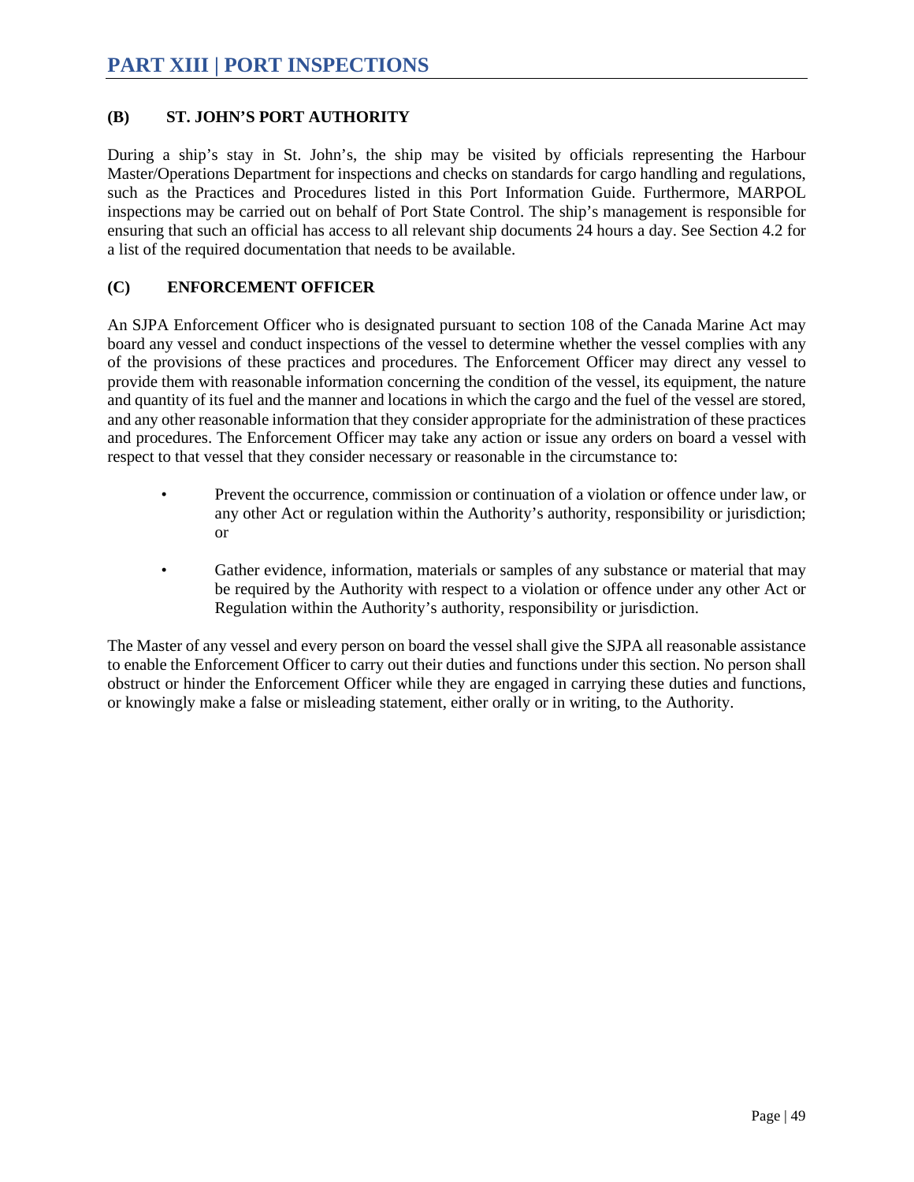# PART XIII | PORT INSPECTIONS

### (B) ST. JOHN'S PORT AUTHORITY

During a ship's stay in St. John's, the ship may be visited by officials representing the Harbour Master/Operations Department for inspections and checks on standards for cargo handling and regulations, such as the Practices and Procedures listed in this Port Information Guide. Furthermore, MARPOL inspections may be carried out on behalf of Port State Control. The ship's management is responsible for ensuring that such an official has access to all relevant ship documents 24 hours a day. See Section 4.2 for a list of the required documentation that needs to be available.

### (C) ENFORCEMENT OFFICER

An SJPA Enforcement Officer who is designated pursuant to section 108 of the Canada Marine Act may board any vessel and conduct inspections of the vessel to determine whether the vessel complies with any of the provisions of these practices and procedures. The Enforcement Officer may direct any vessel to provide them with reasonable information concerning the condition of the vessel, its equipment, the nature and quantity of its fuel and the manner and locations in which the cargo and the fuel of the vessel are stored, and any other reasonable information that they consider appropriate for the administration of these practices and procedures. The Enforcement Officer may take any action or issue any orders on board a vessel with respect to that vessel that they consider necessary or reasonable in the circumstance to:

- Prevent the occurrence, commission or continuation of a violation or offence under law, or any other Act or regulation within the Authority's authority, responsibility or jurisdiction; or
- Gather evidence, information, materials or samples of any substance or material that may be required by the Authority with respect to a violation or offence under any other Act or Regulation within the Authority's authority, responsibility or jurisdiction.

The Master of any vessel and every person on board the vessel shall give the SJPA all reasonable assistance to enable the Enforcement Officer to carry out their duties and functions under this section. No person shall obstruct or hinder the Enforcement Officer while they are engaged in carrying these duties and functions, or knowingly make a false or misleading statement, either orally or in writing, to the Authority.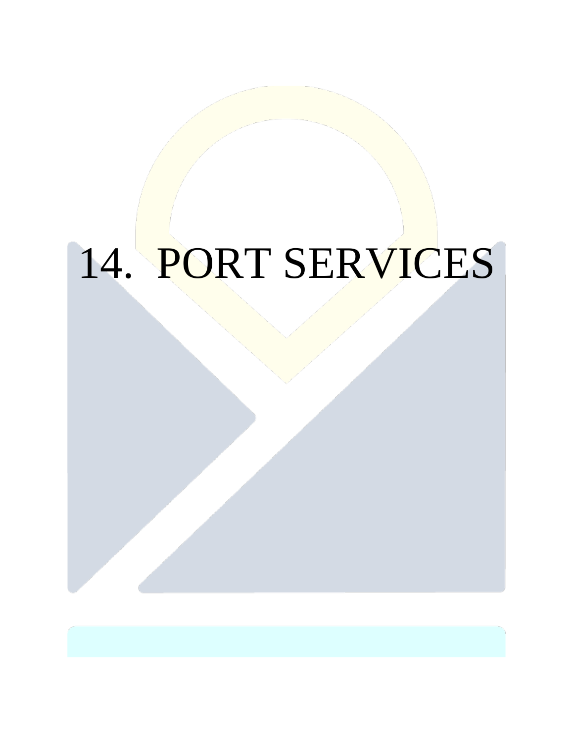# 14. PORT SERVICES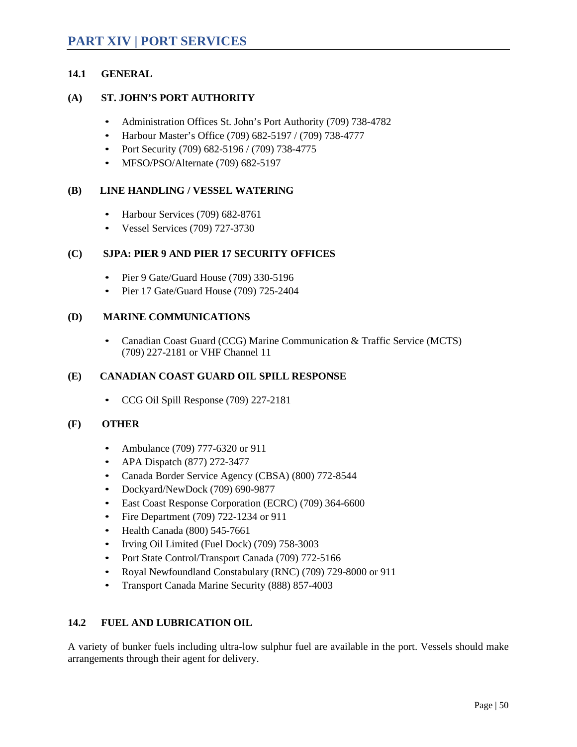# PART XIV | PORT SERVICES

## 14.1 GENERAL

### (A) ST. JOHN'S PORT AUTHORITY

- Administration Offices St. John's Port Authority (709) 738-4782
- Harbour Master's Office (709) 682-5197 / (709) 738-4777
- Port Security (709) 682-5196 / (709) 738-4775
- MFSO/PSO/Alternate (709) 682-5197

### (B) LINE HANDLING / VESSEL WATERING

- Harbour Services (709) 682-8761
- Vessel Services (709) 727-3730

### (C) SJPA: PIER 9 AND PIER 17 SECURITY OFFICES

- Pier 9 Gate/Guard House (709) 330-5196
- Pier 17 Gate/Guard House (709) 725-2404

### (D) MARINE COMMUNICATIONS

- Canadian Coast Guard (CCG) Marine Communication & Traffic Service (MCTS) (709) 227-2181 or VHF Channel 11

### (E) CANADIAN COAST GUARD OIL SPILL RESPONSE

- CCG Oil Spill Response (709) 227-2181

### (F) OTHER

- Ambulance (709) 777-6320 or 911
- APA Dispatch (877) 272-3477
- Canada Border Service Agency (CBSA) (800) 772-8544
- Dockyard/NewDock (709) 690-9877
- East Coast Response Corporation (ECRC) (709) 364-6600
- Fire Department (709) 722-1234 or 911
- Health Canada (800) 545-7661
- Irving Oil Limited (Fuel Dock) (709) 758-3003
- Port State Control/Transport Canada (709) 772-5166
- Royal Newfoundland Constabulary (RNC) (709) 729-8000 or 911
- Transport Canada Marine Security (888) 857-4003

## 14.2 FUEL AND LUBRICATION OIL

A variety of bunker fuels including ultra-low sulphur fuel are available in the port. Vessels should make arrangements through their agent for delivery.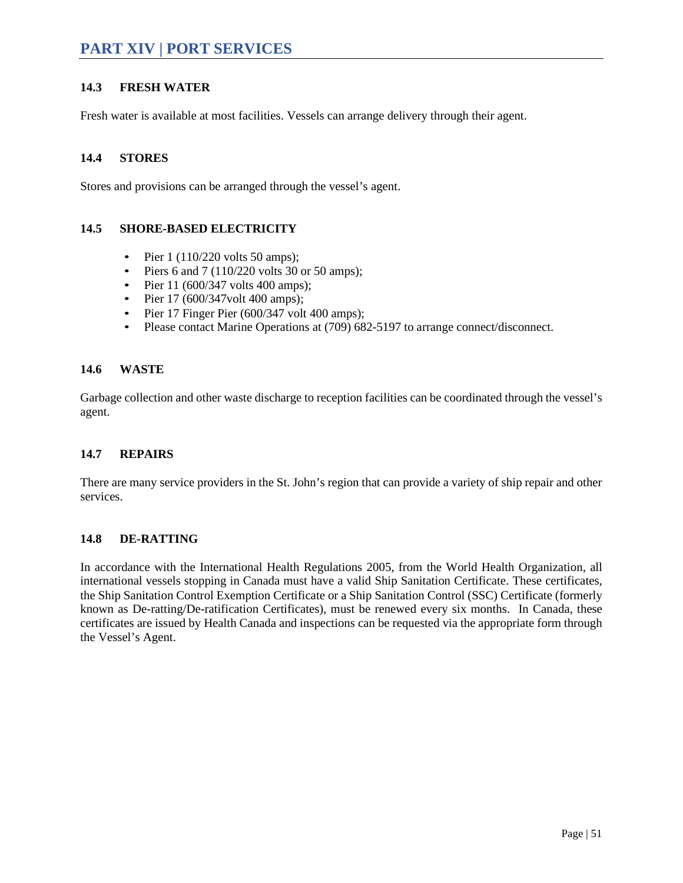## 14.3 FRESH WATER

Fresh water is available at most facilities. Vessels can arrange delivery through their agent.

## 14.4 STORES

Stores and provisions can be arranged through the vessel's agent.

## 14.5 SHORE-BASED ELECTRICITY

- Pier 1 (110/220 volts 50 amps);
- Piers 6 and 7 (110/220 volts 30 or 50 amps);
- Pier 11 (600/347 volts 400 amps);
- Pier 17 (600/347volt 400 amps);
- Pier 17 Finger Pier (600/347 volt 400 amps);
- Please contact Marine Operations at (709) 682-5197 to arrange connect/disconnect.

## 14.6 WASTE

Garbage collection and other waste discharge to reception facilities can be coordinated through the vessel's agent.

## 14.7 REPAIRS

There are many service providers in the St. John's region that can provide a variety of ship repair and other services.

## 14.8 DE-RATTING

In accordance with the International Health Regulations 2005, from the World Health Organization, all international vessels stopping in Canada must have a valid Ship Sanitation Certificate. These certificates, the Ship Sanitation Control Exemption Certificate or a Ship Sanitation Control (SSC) Certificate (formerly known as De-ratting/De-ratification Certificates), must be renewed every six months. In Canada, these certificates are issued by Health Canada and inspections can be requested via the appropriate form through the Vessel's Agent.